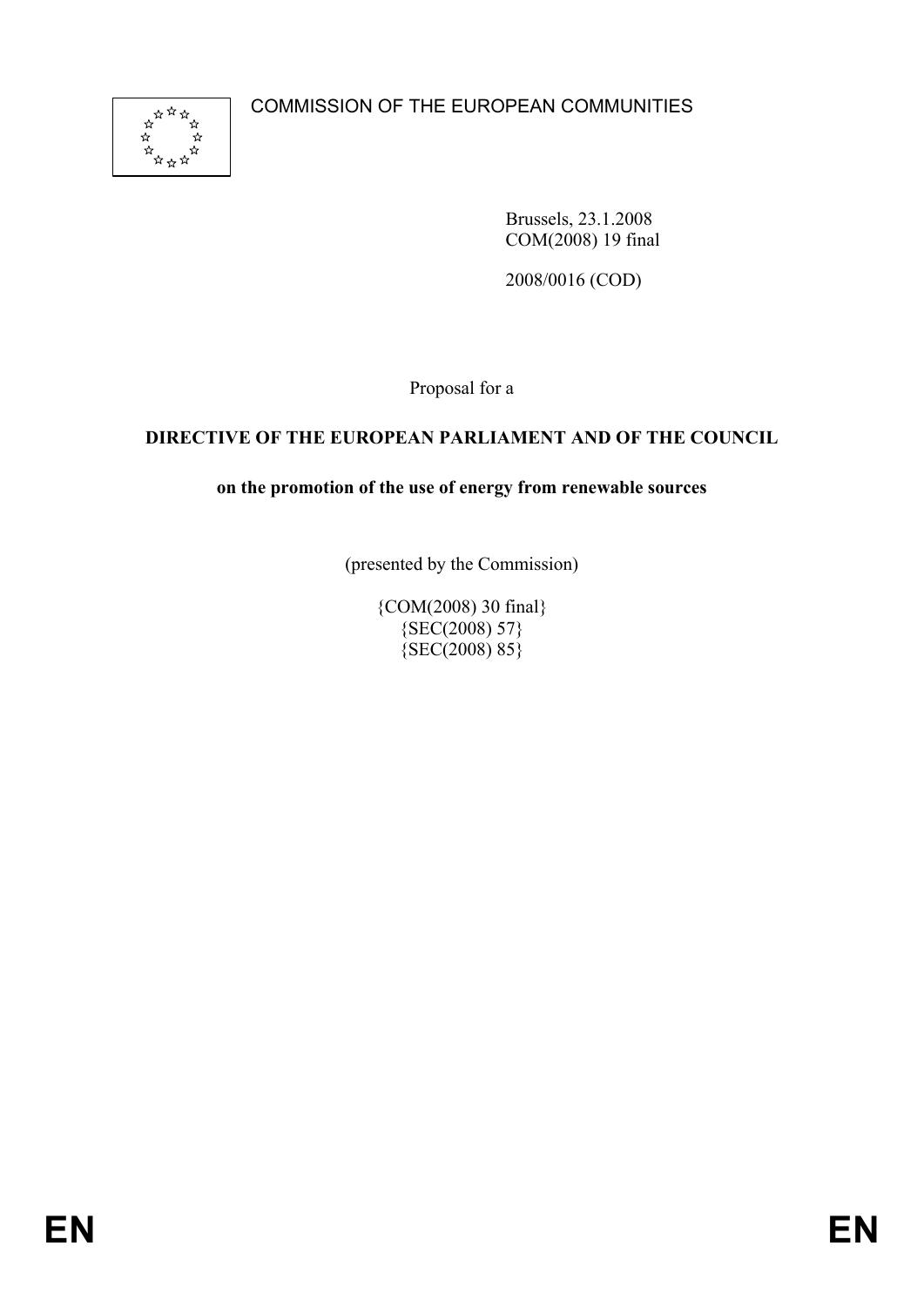COMMISSION OF THE EUROPEAN COMMUNITIES

Brussels, 23.1.2008
COM(2008) 19 final

2008/0016 (COD)

Proposal for a

**DIRECTIVE OF THE EUROPEAN PARLIAMENT AND OF THE COUNCIL**

**on the promotion of the use of energy from renewable sources**

(presented by the Commission)

{COM(2008) 30 final}
{SEC(2008) 57}
{SEC(2008) 85}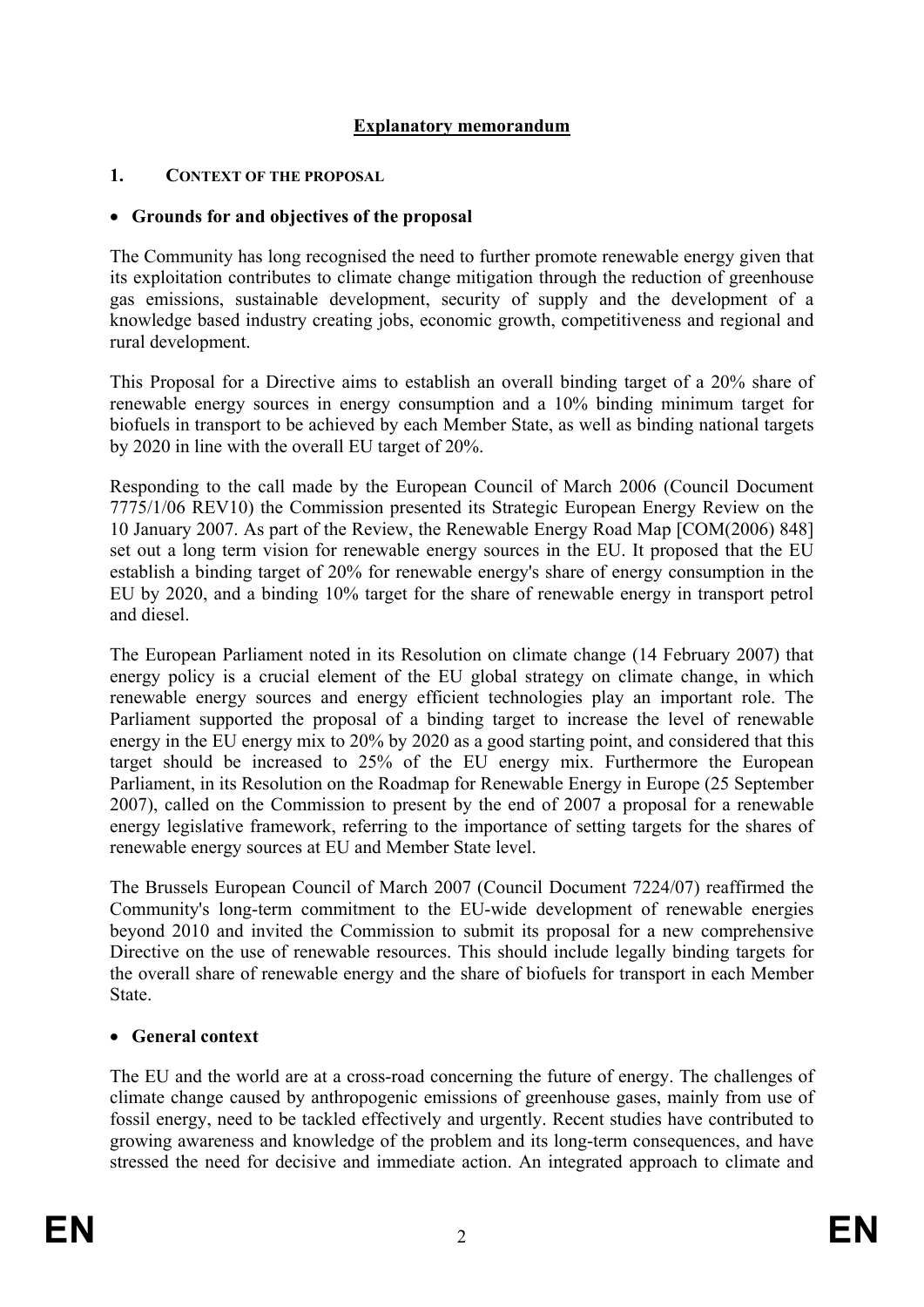# Explanatory memorandum

## 1. CONTEXT OF THE PROPOSAL

- **Grounds for and objectives of the proposal**

The Community has long recognised the need to further promote renewable energy given that its exploitation contributes to climate change mitigation through the reduction of greenhouse gas emissions, sustainable development, security of supply and the development of a knowledge based industry creating jobs, economic growth, competitiveness and regional and rural development.

This Proposal for a Directive aims to establish an overall binding target of a 20% share of renewable energy sources in energy consumption and a 10% binding minimum target for biofuels in transport to be achieved by each Member State, as well as binding national targets by 2020 in line with the overall EU target of 20%.

Responding to the call made by the European Council of March 2006 (Council Document 7775/1/06 REV10) the Commission presented its Strategic European Energy Review on the 10 January 2007. As part of the Review, the Renewable Energy Road Map [COM(2006) 848] set out a long term vision for renewable energy sources in the EU. It proposed that the EU establish a binding target of 20% for renewable energy's share of energy consumption in the EU by 2020, and a binding 10% target for the share of renewable energy in transport petrol and diesel.

The European Parliament noted in its Resolution on climate change (14 February 2007) that energy policy is a crucial element of the EU global strategy on climate change, in which renewable energy sources and energy efficient technologies play an important role. The Parliament supported the proposal of a binding target to increase the level of renewable energy in the EU energy mix to 20% by 2020 as a good starting point, and considered that this target should be increased to 25% of the EU energy mix. Furthermore the European Parliament, in its Resolution on the Roadmap for Renewable Energy in Europe (25 September 2007), called on the Commission to present by the end of 2007 a proposal for a renewable energy legislative framework, referring to the importance of setting targets for the shares of renewable energy sources at EU and Member State level.

The Brussels European Council of March 2007 (Council Document 7224/07) reaffirmed the Community's long-term commitment to the EU-wide development of renewable energies beyond 2010 and invited the Commission to submit its proposal for a new comprehensive Directive on the use of renewable resources. This should include legally binding targets for the overall share of renewable energy and the share of biofuels for transport in each Member State.

- **General context**

The EU and the world are at a cross-road concerning the future of energy. The challenges of climate change caused by anthropogenic emissions of greenhouse gases, mainly from use of fossil energy, need to be tackled effectively and urgently. Recent studies have contributed to growing awareness and knowledge of the problem and its long-term consequences, and have stressed the need for decisive and immediate action. An integrated approach to climate and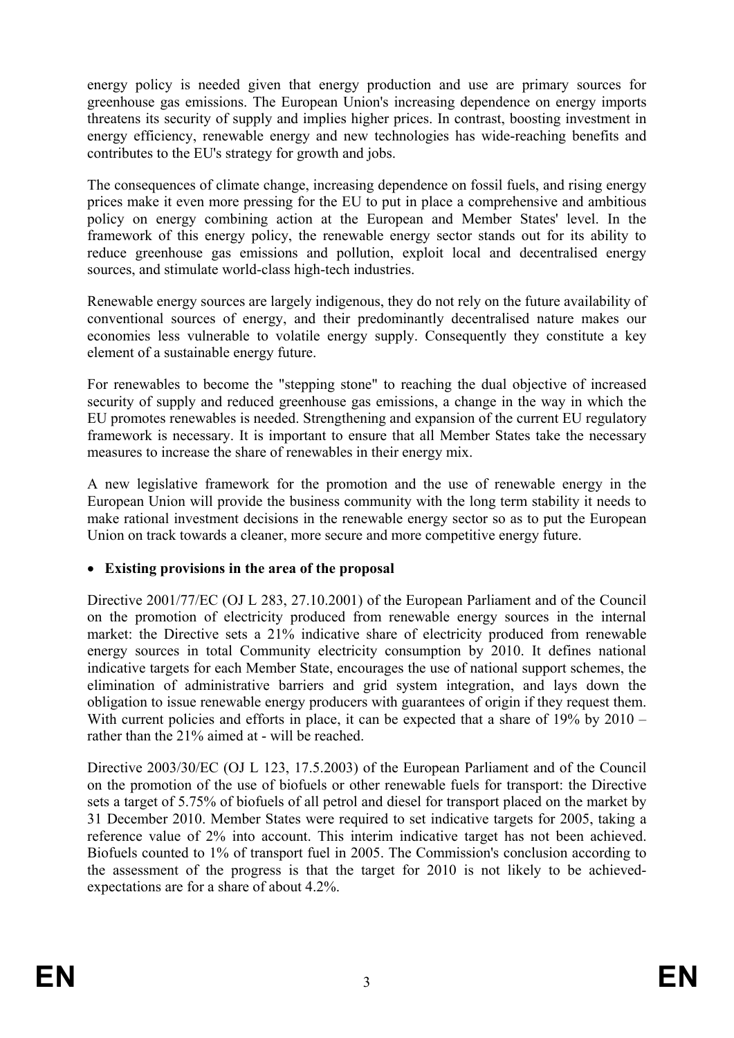energy policy is needed given that energy production and use are primary sources for greenhouse gas emissions. The European Union's increasing dependence on energy imports threatens its security of supply and implies higher prices. In contrast, boosting investment in energy efficiency, renewable energy and new technologies has wide-reaching benefits and contributes to the EU's strategy for growth and jobs.

The consequences of climate change, increasing dependence on fossil fuels, and rising energy prices make it even more pressing for the EU to put in place a comprehensive and ambitious policy on energy combining action at the European and Member States' level. In the framework of this energy policy, the renewable energy sector stands out for its ability to reduce greenhouse gas emissions and pollution, exploit local and decentralised energy sources, and stimulate world-class high-tech industries.

Renewable energy sources are largely indigenous, they do not rely on the future availability of conventional sources of energy, and their predominantly decentralised nature makes our economies less vulnerable to volatile energy supply. Consequently they constitute a key element of a sustainable energy future.

For renewables to become the "stepping stone" to reaching the dual objective of increased security of supply and reduced greenhouse gas emissions, a change in the way in which the EU promotes renewables is needed. Strengthening and expansion of the current EU regulatory framework is necessary. It is important to ensure that all Member States take the necessary measures to increase the share of renewables in their energy mix.

A new legislative framework for the promotion and the use of renewable energy in the European Union will provide the business community with the long term stability it needs to make rational investment decisions in the renewable energy sector so as to put the European Union on track towards a cleaner, more secure and more competitive energy future.

- **Existing provisions in the area of the proposal**

Directive 2001/77/EC (OJ L 283, 27.10.2001) of the European Parliament and of the Council on the promotion of electricity produced from renewable energy sources in the internal market: the Directive sets a 21% indicative share of electricity produced from renewable energy sources in total Community electricity consumption by 2010. It defines national indicative targets for each Member State, encourages the use of national support schemes, the elimination of administrative barriers and grid system integration, and lays down the obligation to issue renewable energy producers with guarantees of origin if they request them. With current policies and efforts in place, it can be expected that a share of 19% by 2010 – rather than the 21% aimed at - will be reached.

Directive 2003/30/EC (OJ L 123, 17.5.2003) of the European Parliament and of the Council on the promotion of the use of biofuels or other renewable fuels for transport: the Directive sets a target of 5.75% of biofuels of all petrol and diesel for transport placed on the market by 31 December 2010. Member States were required to set indicative targets for 2005, taking a reference value of 2% into account. This interim indicative target has not been achieved. Biofuels counted to 1% of transport fuel in 2005. The Commission's conclusion according to the assessment of the progress is that the target for 2010 is not likely to be achieved-expectations are for a share of about 4.2%.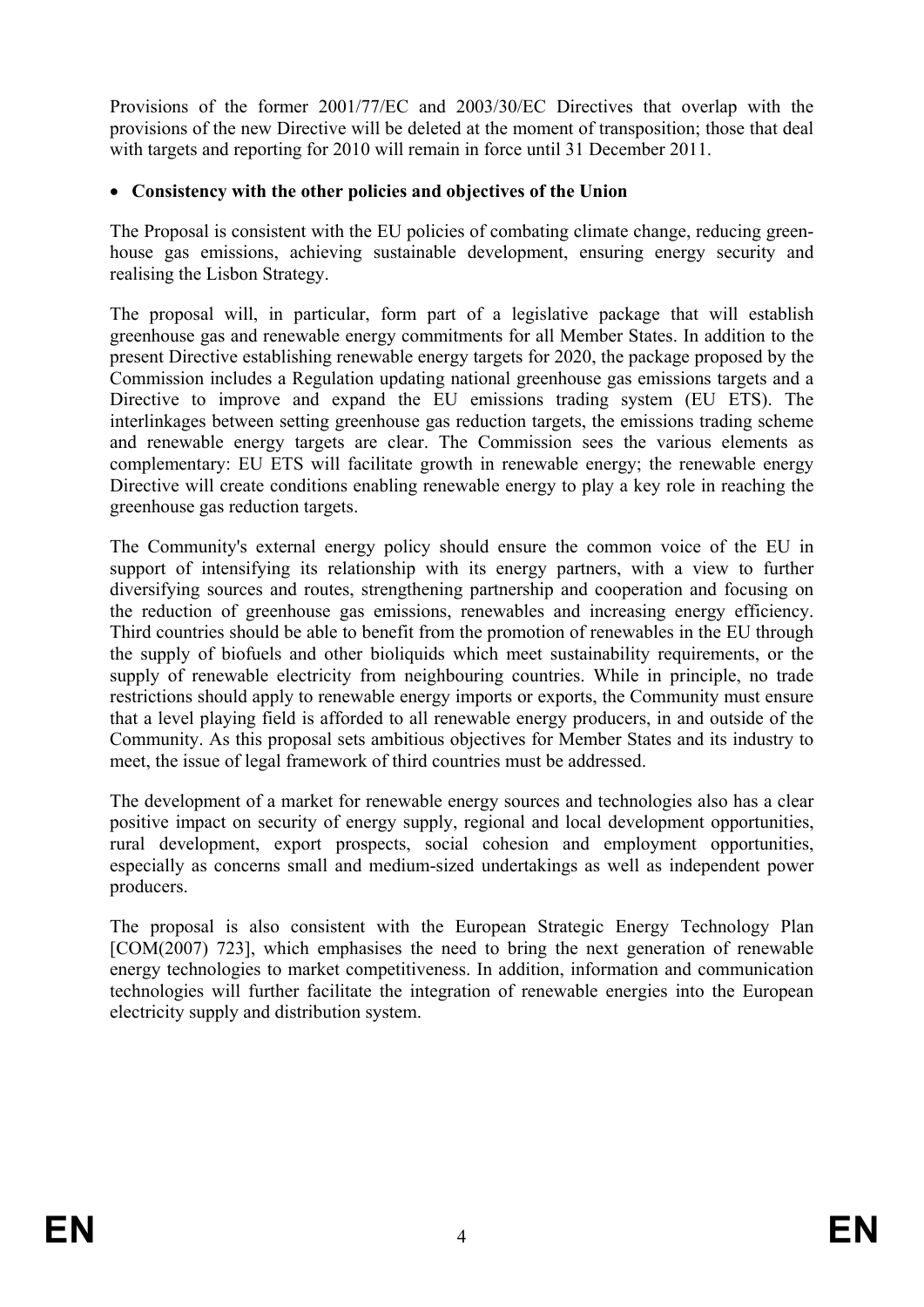Provisions of the former 2001/77/EC and 2003/30/EC Directives that overlap with the provisions of the new Directive will be deleted at the moment of transposition; those that deal with targets and reporting for 2010 will remain in force until 31 December 2011.

- **Consistency with the other policies and objectives of the Union**

The Proposal is consistent with the EU policies of combating climate change, reducing greenhouse gas emissions, achieving sustainable development, ensuring energy security and realising the Lisbon Strategy.

The proposal will, in particular, form part of a legislative package that will establish greenhouse gas and renewable energy commitments for all Member States. In addition to the present Directive establishing renewable energy targets for 2020, the package proposed by the Commission includes a Regulation updating national greenhouse gas emissions targets and a Directive to improve and expand the EU emissions trading system (EU ETS). The interlinkages between setting greenhouse gas reduction targets, the emissions trading scheme and renewable energy targets are clear. The Commission sees the various elements as complementary: EU ETS will facilitate growth in renewable energy; the renewable energy Directive will create conditions enabling renewable energy to play a key role in reaching the greenhouse gas reduction targets.

The Community's external energy policy should ensure the common voice of the EU in support of intensifying its relationship with its energy partners, with a view to further diversifying sources and routes, strengthening partnership and cooperation and focusing on the reduction of greenhouse gas emissions, renewables and increasing energy efficiency. Third countries should be able to benefit from the promotion of renewables in the EU through the supply of biofuels and other bioliquids which meet sustainability requirements, or the supply of renewable electricity from neighbouring countries. While in principle, no trade restrictions should apply to renewable energy imports or exports, the Community must ensure that a level playing field is afforded to all renewable energy producers, in and outside of the Community. As this proposal sets ambitious objectives for Member States and its industry to meet, the issue of legal framework of third countries must be addressed.

The development of a market for renewable energy sources and technologies also has a clear positive impact on security of energy supply, regional and local development opportunities, rural development, export prospects, social cohesion and employment opportunities, especially as concerns small and medium-sized undertakings as well as independent power producers.

The proposal is also consistent with the European Strategic Energy Technology Plan [COM(2007) 723], which emphasises the need to bring the next generation of renewable energy technologies to market competitiveness. In addition, information and communication technologies will further facilitate the integration of renewable energies into the European electricity supply and distribution system.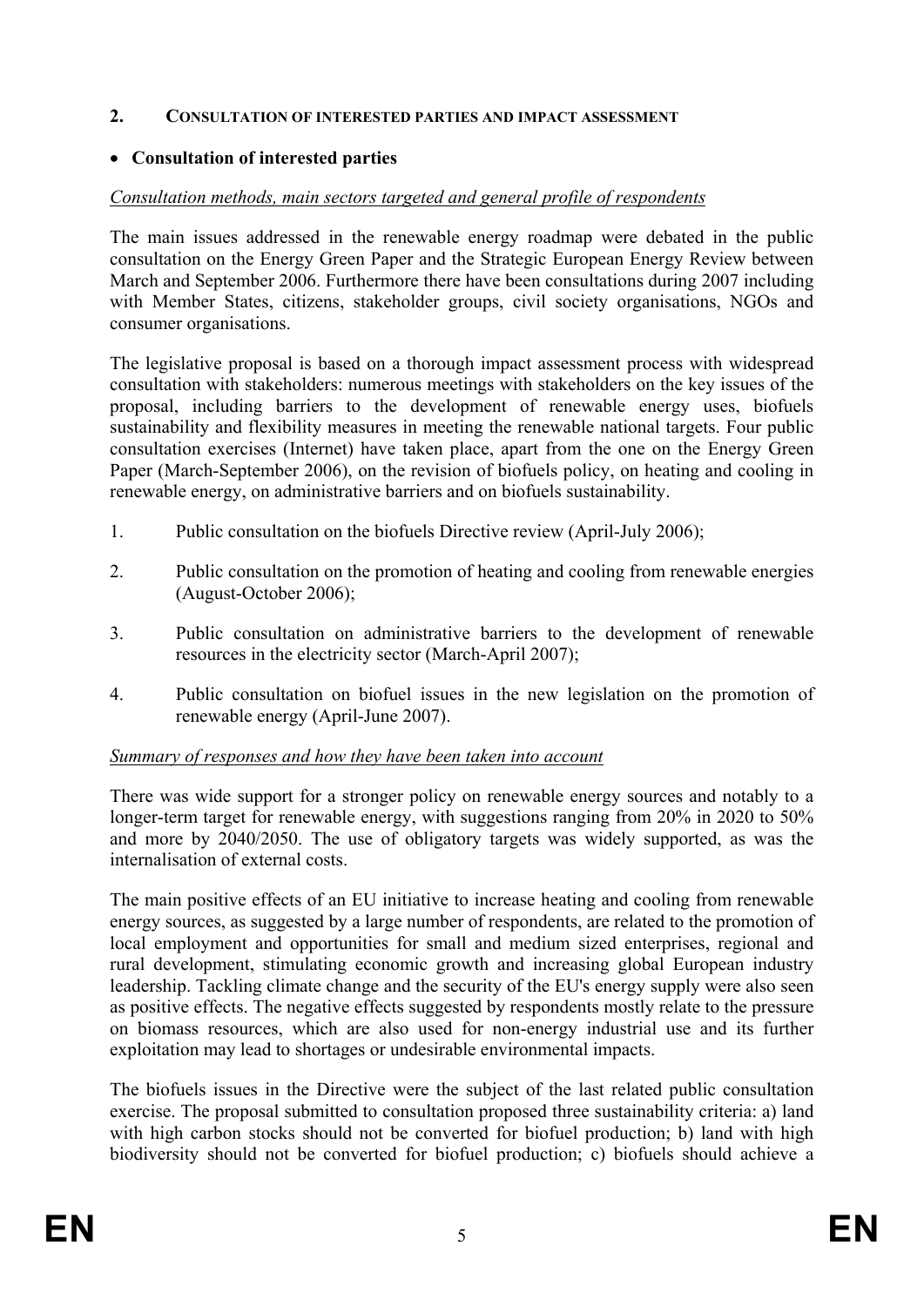## 2. CONSULTATION OF INTERESTED PARTIES AND IMPACT ASSESSMENT

- **Consultation of interested parties**

*Consultation methods, main sectors targeted and general profile of respondents*

The main issues addressed in the renewable energy roadmap were debated in the public consultation on the Energy Green Paper and the Strategic European Energy Review between March and September 2006. Furthermore there have been consultations during 2007 including with Member States, citizens, stakeholder groups, civil society organisations, NGOs and consumer organisations.

The legislative proposal is based on a thorough impact assessment process with widespread consultation with stakeholders: numerous meetings with stakeholders on the key issues of the proposal, including barriers to the development of renewable energy uses, biofuels sustainability and flexibility measures in meeting the renewable national targets. Four public consultation exercises (Internet) have taken place, apart from the one on the Energy Green Paper (March-September 2006), on the revision of biofuels policy, on heating and cooling in renewable energy, on administrative barriers and on biofuels sustainability.

1. Public consultation on the biofuels Directive review (April-July 2006);
2. Public consultation on the promotion of heating and cooling from renewable energies (August-October 2006);
3. Public consultation on administrative barriers to the development of renewable resources in the electricity sector (March-April 2007);
4. Public consultation on biofuel issues in the new legislation on the promotion of renewable energy (April-June 2007).

*Summary of responses and how they have been taken into account*

There was wide support for a stronger policy on renewable energy sources and notably to a longer-term target for renewable energy, with suggestions ranging from 20% in 2020 to 50% and more by 2040/2050. The use of obligatory targets was widely supported, as was the internalisation of external costs.

The main positive effects of an EU initiative to increase heating and cooling from renewable energy sources, as suggested by a large number of respondents, are related to the promotion of local employment and opportunities for small and medium sized enterprises, regional and rural development, stimulating economic growth and increasing global European industry leadership. Tackling climate change and the security of the EU's energy supply were also seen as positive effects. The negative effects suggested by respondents mostly relate to the pressure on biomass resources, which are also used for non-energy industrial use and its further exploitation may lead to shortages or undesirable environmental impacts.

The biofuels issues in the Directive were the subject of the last related public consultation exercise. The proposal submitted to consultation proposed three sustainability criteria: a) land with high carbon stocks should not be converted for biofuel production; b) land with high biodiversity should not be converted for biofuel production; c) biofuels should achieve a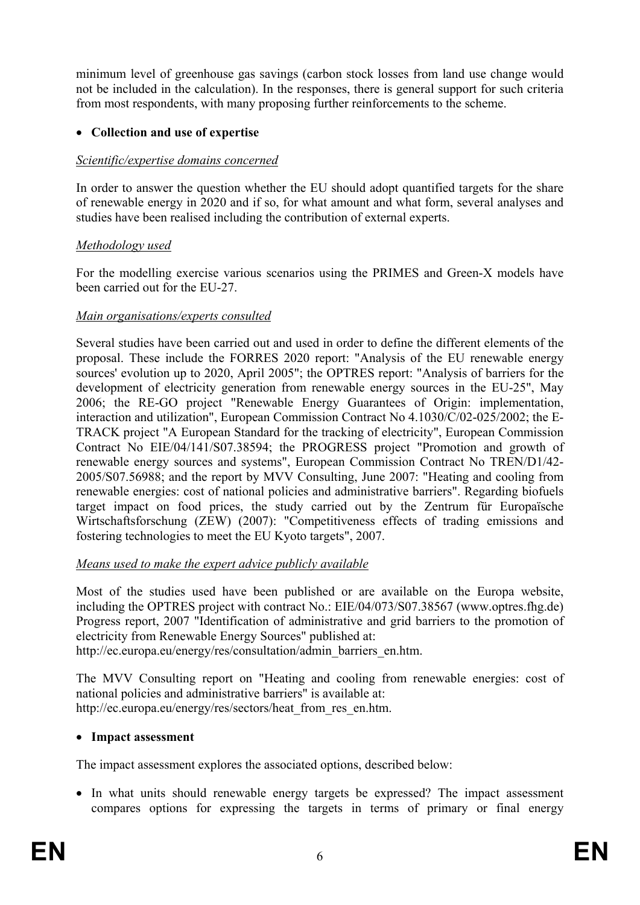minimum level of greenhouse gas savings (carbon stock losses from land use change would not be included in the calculation). In the responses, there is general support for such criteria from most respondents, with many proposing further reinforcements to the scheme.

- **Collection and use of expertise**

*Scientific/expertise domains concerned*

In order to answer the question whether the EU should adopt quantified targets for the share of renewable energy in 2020 and if so, for what amount and what form, several analyses and studies have been realised including the contribution of external experts.

*Methodology used*

For the modelling exercise various scenarios using the PRIMES and Green-X models have been carried out for the EU-27.

*Main organisations/experts consulted*

Several studies have been carried out and used in order to define the different elements of the proposal. These include the FORRES 2020 report: "Analysis of the EU renewable energy sources' evolution up to 2020, April 2005"; the OPTRES report: "Analysis of barriers for the development of electricity generation from renewable energy sources in the EU-25", May 2006; the RE-GO project "Renewable Energy Guarantees of Origin: implementation, interaction and utilization", European Commission Contract No 4.1030/C/02-025/2002; the E-TRACK project "A European Standard for the tracking of electricity", European Commission Contract No EIE/04/141/S07.38594; the PROGRESS project "Promotion and growth of renewable energy sources and systems", European Commission Contract No TREN/D1/42-2005/S07.56988; and the report by MVV Consulting, June 2007: "Heating and cooling from renewable energies: cost of national policies and administrative barriers". Regarding biofuels target impact on food prices, the study carried out by the Zentrum für Europaïsche Wirtschaftsforschung (ZEW) (2007): "Competitiveness effects of trading emissions and fostering technologies to meet the EU Kyoto targets", 2007.

*Means used to make the expert advice publicly available*

Most of the studies used have been published or are available on the Europa website, including the OPTRES project with contract No.: EIE/04/073/S07.38567 (www.optres.fhg.de) Progress report, 2007 "Identification of administrative and grid barriers to the promotion of electricity from Renewable Energy Sources" published at:
http://ec.europa.eu/energy/res/consultation/admin_barriers_en.htm.

The MVV Consulting report on "Heating and cooling from renewable energies: cost of national policies and administrative barriers" is available at:
http://ec.europa.eu/energy/res/sectors/heat_from_res_en.htm.

- **Impact assessment**

The impact assessment explores the associated options, described below:

- In what units should renewable energy targets be expressed? The impact assessment compares options for expressing the targets in terms of primary or final energy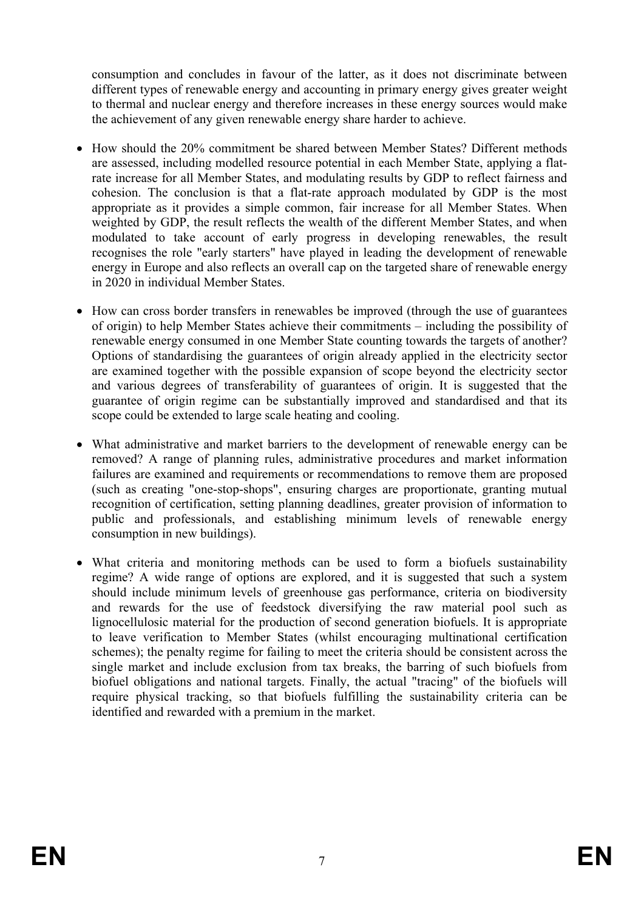consumption and concludes in favour of the latter, as it does not discriminate between different types of renewable energy and accounting in primary energy gives greater weight to thermal and nuclear energy and therefore increases in these energy sources would make the achievement of any given renewable energy share harder to achieve.

- How should the 20% commitment be shared between Member States? Different methods are assessed, including modelled resource potential in each Member State, applying a flat-rate increase for all Member States, and modulating results by GDP to reflect fairness and cohesion. The conclusion is that a flat-rate approach modulated by GDP is the most appropriate as it provides a simple common, fair increase for all Member States. When weighted by GDP, the result reflects the wealth of the different Member States, and when modulated to take account of early progress in developing renewables, the result recognises the role "early starters" have played in leading the development of renewable energy in Europe and also reflects an overall cap on the targeted share of renewable energy in 2020 in individual Member States.

- How can cross border transfers in renewables be improved (through the use of guarantees of origin) to help Member States achieve their commitments – including the possibility of renewable energy consumed in one Member State counting towards the targets of another? Options of standardising the guarantees of origin already applied in the electricity sector are examined together with the possible expansion of scope beyond the electricity sector and various degrees of transferability of guarantees of origin. It is suggested that the guarantee of origin regime can be substantially improved and standardised and that its scope could be extended to large scale heating and cooling.

- What administrative and market barriers to the development of renewable energy can be removed? A range of planning rules, administrative procedures and market information failures are examined and requirements or recommendations to remove them are proposed (such as creating "one-stop-shops", ensuring charges are proportionate, granting mutual recognition of certification, setting planning deadlines, greater provision of information to public and professionals, and establishing minimum levels of renewable energy consumption in new buildings).

- What criteria and monitoring methods can be used to form a biofuels sustainability regime? A wide range of options are explored, and it is suggested that such a system should include minimum levels of greenhouse gas performance, criteria on biodiversity and rewards for the use of feedstock diversifying the raw material pool such as lignocellulosic material for the production of second generation biofuels. It is appropriate to leave verification to Member States (whilst encouraging multinational certification schemes); the penalty regime for failing to meet the criteria should be consistent across the single market and include exclusion from tax breaks, the barring of such biofuels from biofuel obligations and national targets. Finally, the actual "tracing" of the biofuels will require physical tracking, so that biofuels fulfilling the sustainability criteria can be identified and rewarded with a premium in the market.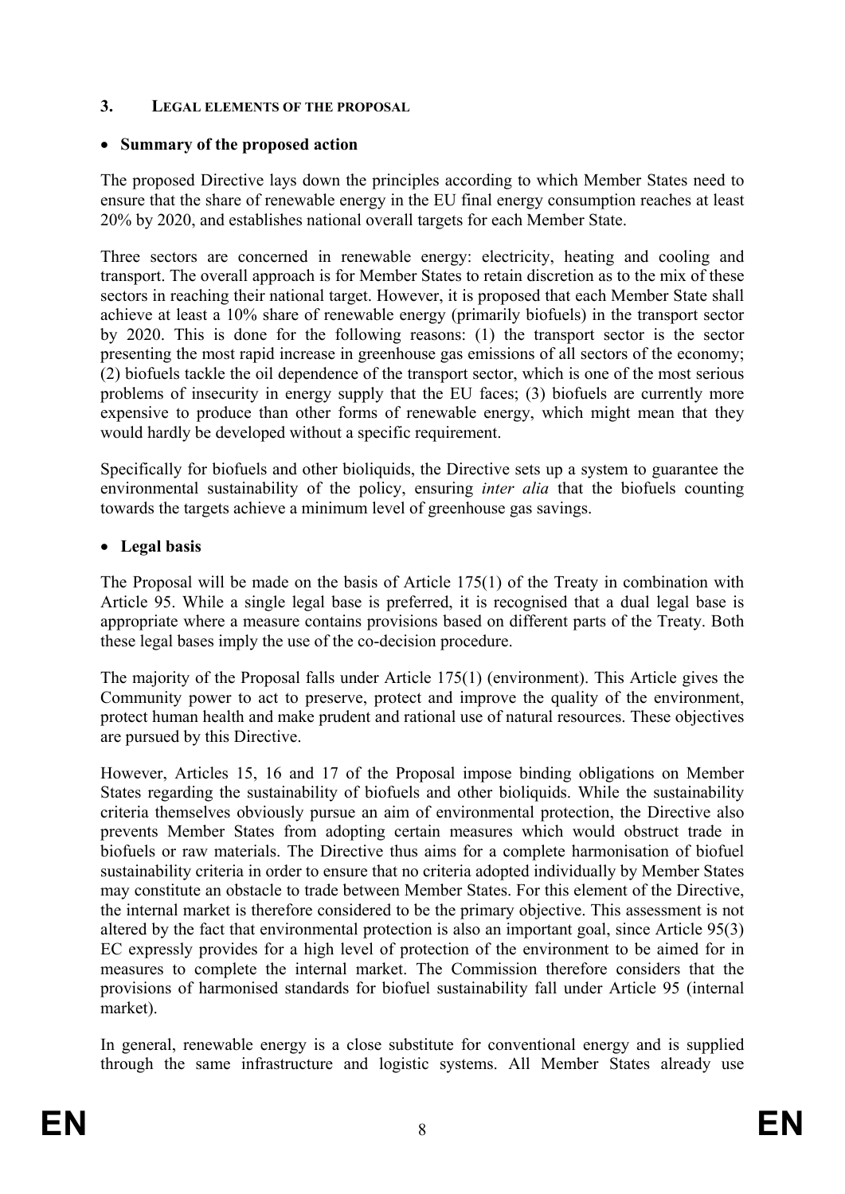## 3. LEGAL ELEMENTS OF THE PROPOSAL

- **Summary of the proposed action**

The proposed Directive lays down the principles according to which Member States need to ensure that the share of renewable energy in the EU final energy consumption reaches at least 20% by 2020, and establishes national overall targets for each Member State.

Three sectors are concerned in renewable energy: electricity, heating and cooling and transport. The overall approach is for Member States to retain discretion as to the mix of these sectors in reaching their national target. However, it is proposed that each Member State shall achieve at least a 10% share of renewable energy (primarily biofuels) in the transport sector by 2020. This is done for the following reasons: (1) the transport sector is the sector presenting the most rapid increase in greenhouse gas emissions of all sectors of the economy; (2) biofuels tackle the oil dependence of the transport sector, which is one of the most serious problems of insecurity in energy supply that the EU faces; (3) biofuels are currently more expensive to produce than other forms of renewable energy, which might mean that they would hardly be developed without a specific requirement.

Specifically for biofuels and other bioliquids, the Directive sets up a system to guarantee the environmental sustainability of the policy, ensuring *inter alia* that the biofuels counting towards the targets achieve a minimum level of greenhouse gas savings.

- **Legal basis**

The Proposal will be made on the basis of Article 175(1) of the Treaty in combination with Article 95. While a single legal base is preferred, it is recognised that a dual legal base is appropriate where a measure contains provisions based on different parts of the Treaty. Both these legal bases imply the use of the co-decision procedure.

The majority of the Proposal falls under Article 175(1) (environment). This Article gives the Community power to act to preserve, protect and improve the quality of the environment, protect human health and make prudent and rational use of natural resources. These objectives are pursued by this Directive.

However, Articles 15, 16 and 17 of the Proposal impose binding obligations on Member States regarding the sustainability of biofuels and other bioliquids. While the sustainability criteria themselves obviously pursue an aim of environmental protection, the Directive also prevents Member States from adopting certain measures which would obstruct trade in biofuels or raw materials. The Directive thus aims for a complete harmonisation of biofuel sustainability criteria in order to ensure that no criteria adopted individually by Member States may constitute an obstacle to trade between Member States. For this element of the Directive, the internal market is therefore considered to be the primary objective. This assessment is not altered by the fact that environmental protection is also an important goal, since Article 95(3) EC expressly provides for a high level of protection of the environment to be aimed for in measures to complete the internal market. The Commission therefore considers that the provisions of harmonised standards for biofuel sustainability fall under Article 95 (internal market).

In general, renewable energy is a close substitute for conventional energy and is supplied through the same infrastructure and logistic systems. All Member States already use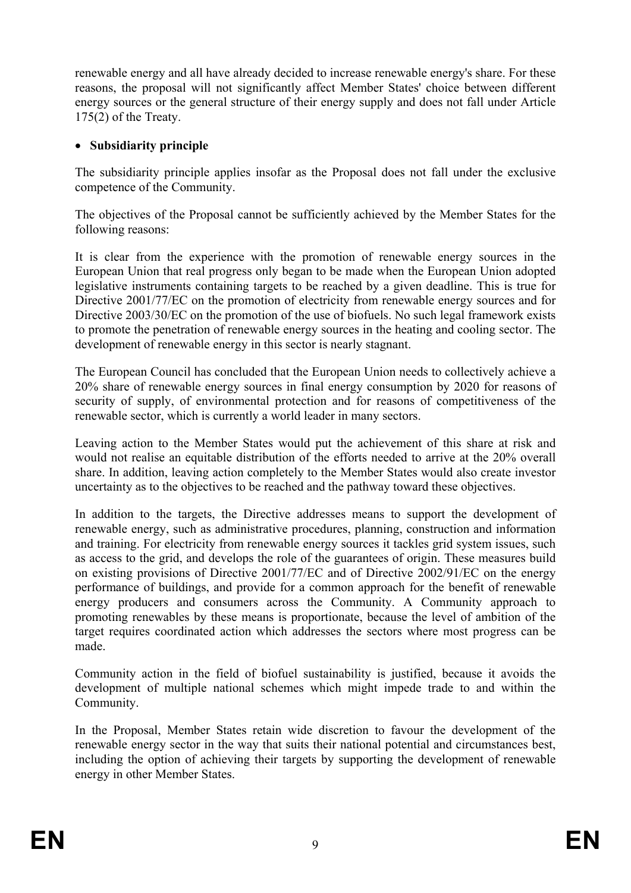renewable energy and all have already decided to increase renewable energy's share. For these reasons, the proposal will not significantly affect Member States' choice between different energy sources or the general structure of their energy supply and does not fall under Article 175(2) of the Treaty.

- **Subsidiarity principle**

The subsidiarity principle applies insofar as the Proposal does not fall under the exclusive competence of the Community.

The objectives of the Proposal cannot be sufficiently achieved by the Member States for the following reasons:

It is clear from the experience with the promotion of renewable energy sources in the European Union that real progress only began to be made when the European Union adopted legislative instruments containing targets to be reached by a given deadline. This is true for Directive 2001/77/EC on the promotion of electricity from renewable energy sources and for Directive 2003/30/EC on the promotion of the use of biofuels. No such legal framework exists to promote the penetration of renewable energy sources in the heating and cooling sector. The development of renewable energy in this sector is nearly stagnant.

The European Council has concluded that the European Union needs to collectively achieve a 20% share of renewable energy sources in final energy consumption by 2020 for reasons of security of supply, of environmental protection and for reasons of competitiveness of the renewable sector, which is currently a world leader in many sectors.

Leaving action to the Member States would put the achievement of this share at risk and would not realise an equitable distribution of the efforts needed to arrive at the 20% overall share. In addition, leaving action completely to the Member States would also create investor uncertainty as to the objectives to be reached and the pathway toward these objectives.

In addition to the targets, the Directive addresses means to support the development of renewable energy, such as administrative procedures, planning, construction and information and training. For electricity from renewable energy sources it tackles grid system issues, such as access to the grid, and develops the role of the guarantees of origin. These measures build on existing provisions of Directive 2001/77/EC and of Directive 2002/91/EC on the energy performance of buildings, and provide for a common approach for the benefit of renewable energy producers and consumers across the Community. A Community approach to promoting renewables by these means is proportionate, because the level of ambition of the target requires coordinated action which addresses the sectors where most progress can be made.

Community action in the field of biofuel sustainability is justified, because it avoids the development of multiple national schemes which might impede trade to and within the Community.

In the Proposal, Member States retain wide discretion to favour the development of the renewable energy sector in the way that suits their national potential and circumstances best, including the option of achieving their targets by supporting the development of renewable energy in other Member States.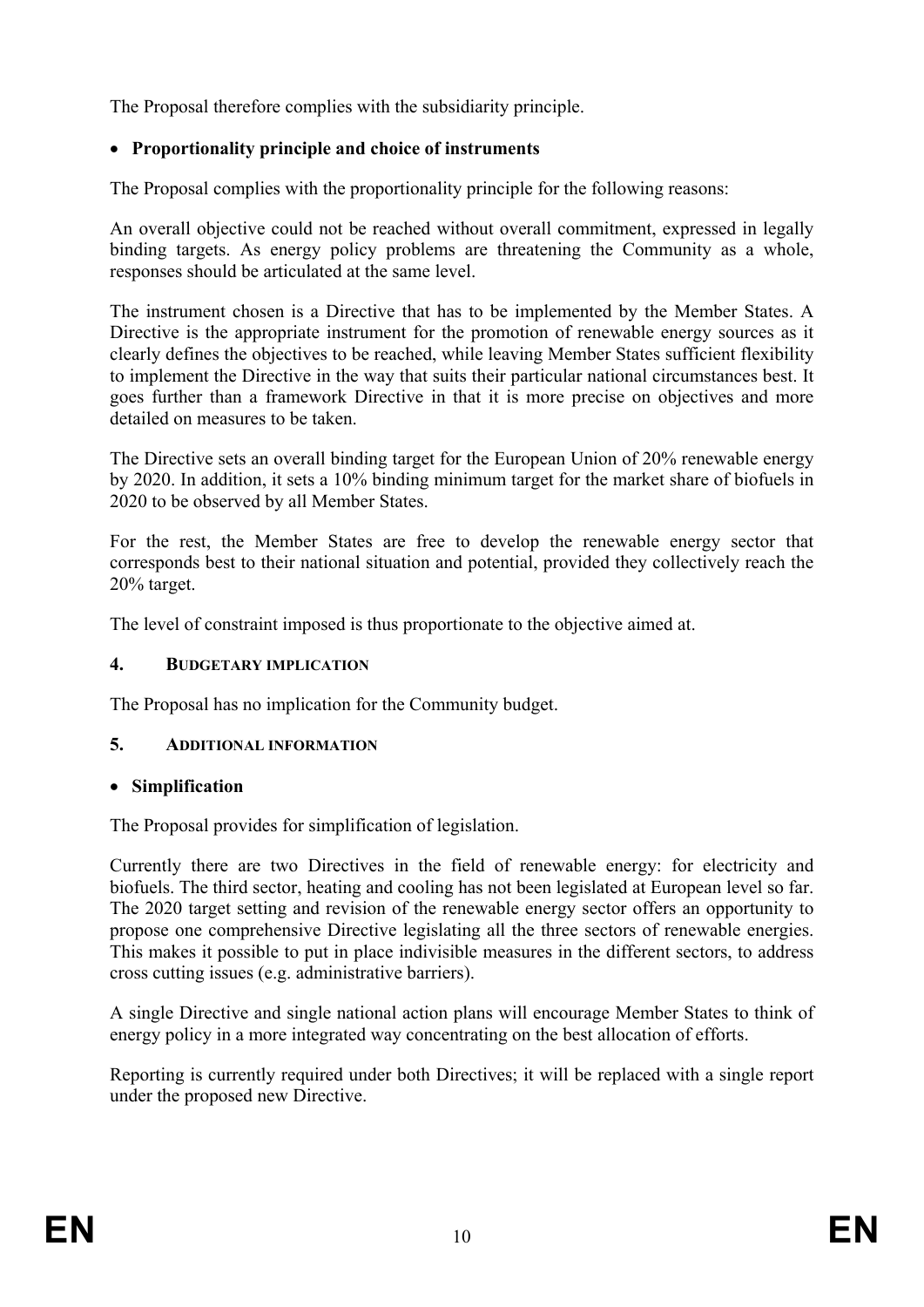The Proposal therefore complies with the subsidiarity principle.

- **Proportionality principle and choice of instruments**

The Proposal complies with the proportionality principle for the following reasons:

An overall objective could not be reached without overall commitment, expressed in legally binding targets. As energy policy problems are threatening the Community as a whole, responses should be articulated at the same level.

The instrument chosen is a Directive that has to be implemented by the Member States. A Directive is the appropriate instrument for the promotion of renewable energy sources as it clearly defines the objectives to be reached, while leaving Member States sufficient flexibility to implement the Directive in the way that suits their particular national circumstances best. It goes further than a framework Directive in that it is more precise on objectives and more detailed on measures to be taken.

The Directive sets an overall binding target for the European Union of 20% renewable energy by 2020. In addition, it sets a 10% binding minimum target for the market share of biofuels in 2020 to be observed by all Member States.

For the rest, the Member States are free to develop the renewable energy sector that corresponds best to their national situation and potential, provided they collectively reach the 20% target.

The level of constraint imposed is thus proportionate to the objective aimed at.

## 4. BUDGETARY IMPLICATION

The Proposal has no implication for the Community budget.

## 5. ADDITIONAL INFORMATION

- **Simplification**

The Proposal provides for simplification of legislation.

Currently there are two Directives in the field of renewable energy: for electricity and biofuels. The third sector, heating and cooling has not been legislated at European level so far. The 2020 target setting and revision of the renewable energy sector offers an opportunity to propose one comprehensive Directive legislating all the three sectors of renewable energies. This makes it possible to put in place indivisible measures in the different sectors, to address cross cutting issues (e.g. administrative barriers).

A single Directive and single national action plans will encourage Member States to think of energy policy in a more integrated way concentrating on the best allocation of efforts.

Reporting is currently required under both Directives; it will be replaced with a single report under the proposed new Directive.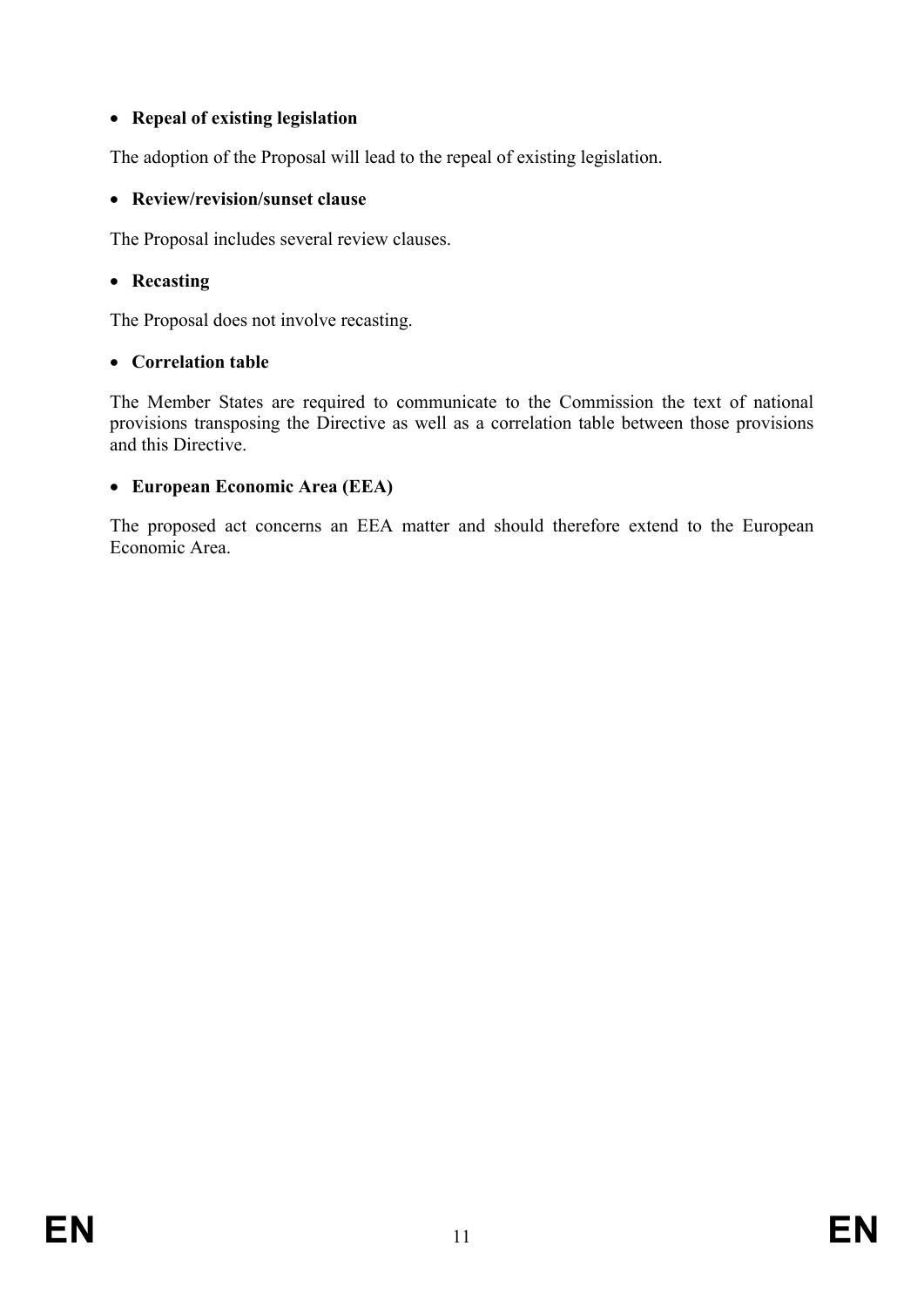- **Repeal of existing legislation**

The adoption of the Proposal will lead to the repeal of existing legislation.

- **Review/revision/sunset clause**

The Proposal includes several review clauses.

- **Recasting**

The Proposal does not involve recasting.

- **Correlation table**

The Member States are required to communicate to the Commission the text of national provisions transposing the Directive as well as a correlation table between those provisions and this Directive.

- **European Economic Area (EEA)**

The proposed act concerns an EEA matter and should therefore extend to the European Economic Area.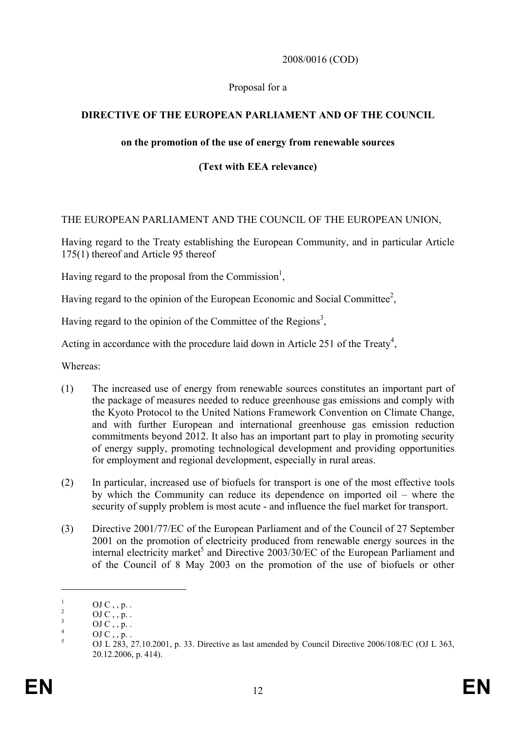2008/0016 (COD)

Proposal for a

**DIRECTIVE OF THE EUROPEAN PARLIAMENT AND OF THE COUNCIL**

**on the promotion of the use of energy from renewable sources**

**(Text with EEA relevance)**

THE EUROPEAN PARLIAMENT AND THE COUNCIL OF THE EUROPEAN UNION,

Having regard to the Treaty establishing the European Community, and in particular Article 175(1) thereof and Article 95 thereof

Having regard to the proposal from the Commission[1],

Having regard to the opinion of the European Economic and Social Committee[2],

Having regard to the opinion of the Committee of the Regions[3],

Acting in accordance with the procedure laid down in Article 251 of the Treaty[4],

Whereas:

(1) The increased use of energy from renewable sources constitutes an important part of the package of measures needed to reduce greenhouse gas emissions and comply with the Kyoto Protocol to the United Nations Framework Convention on Climate Change, and with further European and international greenhouse gas emission reduction commitments beyond 2012. It also has an important part to play in promoting security of energy supply, promoting technological development and providing opportunities for employment and regional development, especially in rural areas.

(2) In particular, increased use of biofuels for transport is one of the most effective tools by which the Community can reduce its dependence on imported oil – where the security of supply problem is most acute - and influence the fuel market for transport.

(3) Directive 2001/77/EC of the European Parliament and of the Council of 27 September 2001 on the promotion of electricity produced from renewable energy sources in the internal electricity market[5] and Directive 2003/30/EC of the European Parliament and of the Council of 8 May 2003 on the promotion of the use of biofuels or other

---

[1] OJ C , , p. .

[2] OJ C , , p. .

[3] OJ C , , p. .

[4] OJ C , , p. .

[5] OJ L 283, 27.10.2001, p. 33. Directive as last amended by Council Directive 2006/108/EC (OJ L 363, 20.12.2006, p. 414).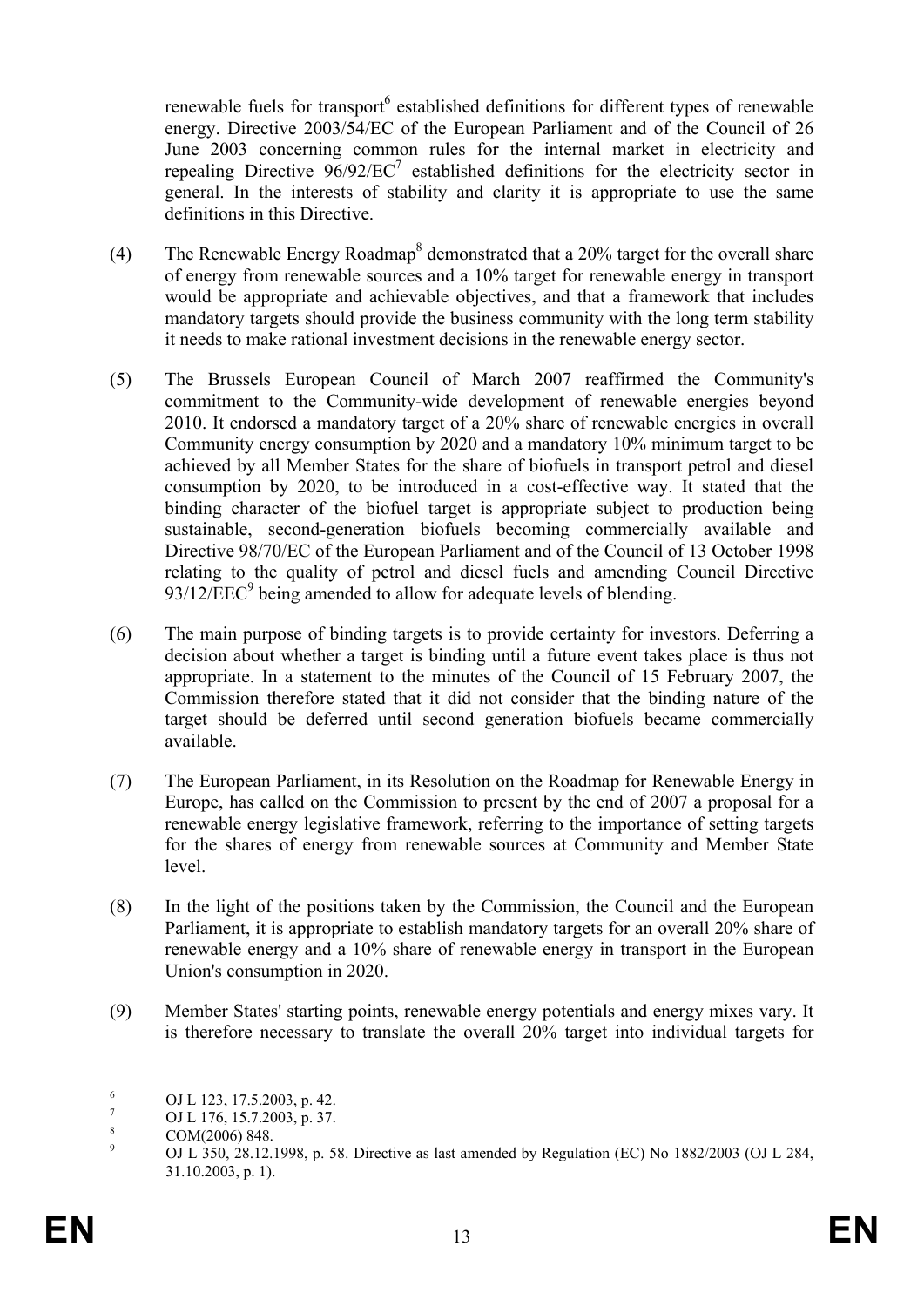renewable fuels for transport[6] established definitions for different types of renewable energy. Directive 2003/54/EC of the European Parliament and of the Council of 26 June 2003 concerning common rules for the internal market in electricity and repealing Directive 96/92/EC[7] established definitions for the electricity sector in general. In the interests of stability and clarity it is appropriate to use the same definitions in this Directive.

(4) The Renewable Energy Roadmap[8] demonstrated that a 20% target for the overall share of energy from renewable sources and a 10% target for renewable energy in transport would be appropriate and achievable objectives, and that a framework that includes mandatory targets should provide the business community with the long term stability it needs to make rational investment decisions in the renewable energy sector.

(5) The Brussels European Council of March 2007 reaffirmed the Community's commitment to the Community-wide development of renewable energies beyond 2010. It endorsed a mandatory target of a 20% share of renewable energies in overall Community energy consumption by 2020 and a mandatory 10% minimum target to be achieved by all Member States for the share of biofuels in transport petrol and diesel consumption by 2020, to be introduced in a cost-effective way. It stated that the binding character of the biofuel target is appropriate subject to production being sustainable, second-generation biofuels becoming commercially available and Directive 98/70/EC of the European Parliament and of the Council of 13 October 1998 relating to the quality of petrol and diesel fuels and amending Council Directive 93/12/EEC[9] being amended to allow for adequate levels of blending.

(6) The main purpose of binding targets is to provide certainty for investors. Deferring a decision about whether a target is binding until a future event takes place is thus not appropriate. In a statement to the minutes of the Council of 15 February 2007, the Commission therefore stated that it did not consider that the binding nature of the target should be deferred until second generation biofuels became commercially available.

(7) The European Parliament, in its Resolution on the Roadmap for Renewable Energy in Europe, has called on the Commission to present by the end of 2007 a proposal for a renewable energy legislative framework, referring to the importance of setting targets for the shares of energy from renewable sources at Community and Member State level.

(8) In the light of the positions taken by the Commission, the Council and the European Parliament, it is appropriate to establish mandatory targets for an overall 20% share of renewable energy and a 10% share of renewable energy in transport in the European Union's consumption in 2020.

(9) Member States' starting points, renewable energy potentials and energy mixes vary. It is therefore necessary to translate the overall 20% target into individual targets for

---

[6] OJ L 123, 17.5.2003, p. 42.

[7] OJ L 176, 15.7.2003, p. 37.

[8] COM(2006) 848.

[9] OJ L 350, 28.12.1998, p. 58. Directive as last amended by Regulation (EC) No 1882/2003 (OJ L 284, 31.10.2003, p. 1).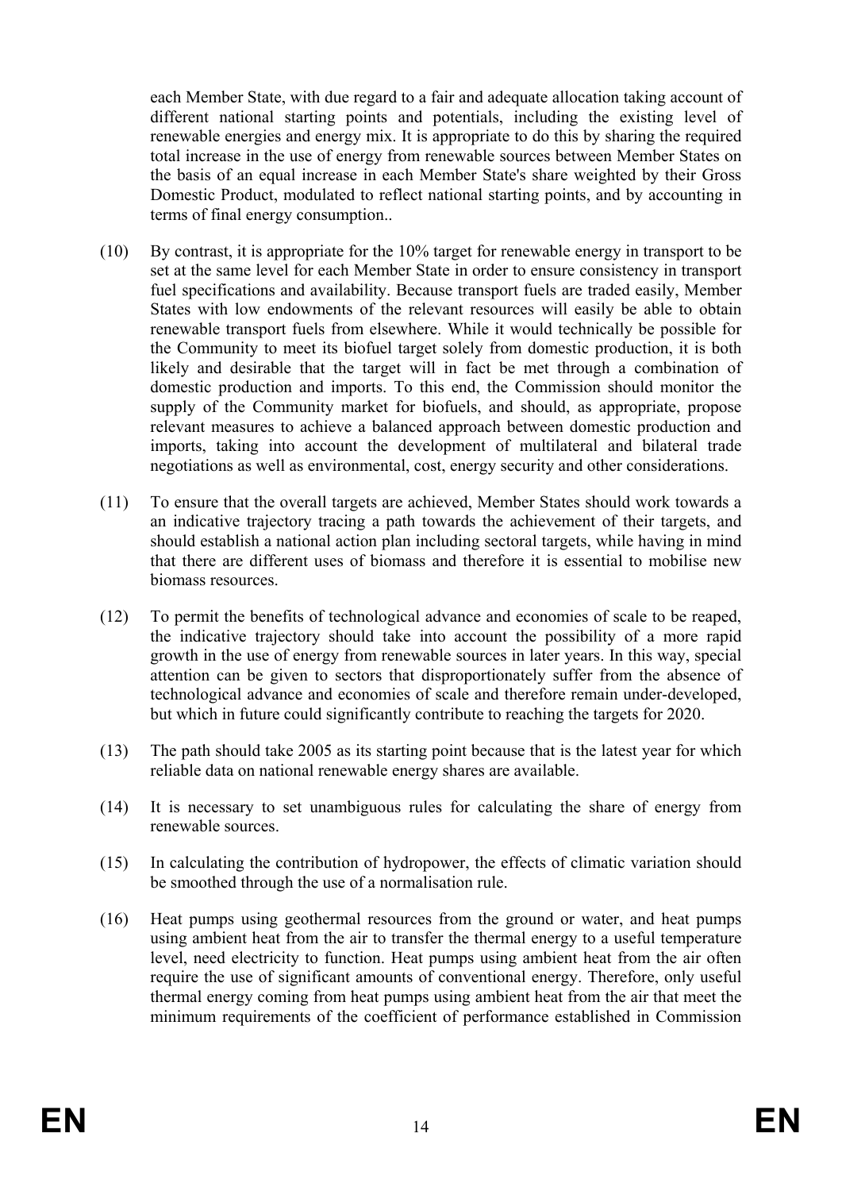each Member State, with due regard to a fair and adequate allocation taking account of different national starting points and potentials, including the existing level of renewable energies and energy mix. It is appropriate to do this by sharing the required total increase in the use of energy from renewable sources between Member States on the basis of an equal increase in each Member State's share weighted by their Gross Domestic Product, modulated to reflect national starting points, and by accounting in terms of final energy consumption..

(10) By contrast, it is appropriate for the 10% target for renewable energy in transport to be set at the same level for each Member State in order to ensure consistency in transport fuel specifications and availability. Because transport fuels are traded easily, Member States with low endowments of the relevant resources will easily be able to obtain renewable transport fuels from elsewhere. While it would technically be possible for the Community to meet its biofuel target solely from domestic production, it is both likely and desirable that the target will in fact be met through a combination of domestic production and imports. To this end, the Commission should monitor the supply of the Community market for biofuels, and should, as appropriate, propose relevant measures to achieve a balanced approach between domestic production and imports, taking into account the development of multilateral and bilateral trade negotiations as well as environmental, cost, energy security and other considerations.

(11) To ensure that the overall targets are achieved, Member States should work towards a an indicative trajectory tracing a path towards the achievement of their targets, and should establish a national action plan including sectoral targets, while having in mind that there are different uses of biomass and therefore it is essential to mobilise new biomass resources.

(12) To permit the benefits of technological advance and economies of scale to be reaped, the indicative trajectory should take into account the possibility of a more rapid growth in the use of energy from renewable sources in later years. In this way, special attention can be given to sectors that disproportionately suffer from the absence of technological advance and economies of scale and therefore remain under-developed, but which in future could significantly contribute to reaching the targets for 2020.

(13) The path should take 2005 as its starting point because that is the latest year for which reliable data on national renewable energy shares are available.

(14) It is necessary to set unambiguous rules for calculating the share of energy from renewable sources.

(15) In calculating the contribution of hydropower, the effects of climatic variation should be smoothed through the use of a normalisation rule.

(16) Heat pumps using geothermal resources from the ground or water, and heat pumps using ambient heat from the air to transfer the thermal energy to a useful temperature level, need electricity to function. Heat pumps using ambient heat from the air often require the use of significant amounts of conventional energy. Therefore, only useful thermal energy coming from heat pumps using ambient heat from the air that meet the minimum requirements of the coefficient of performance established in Commission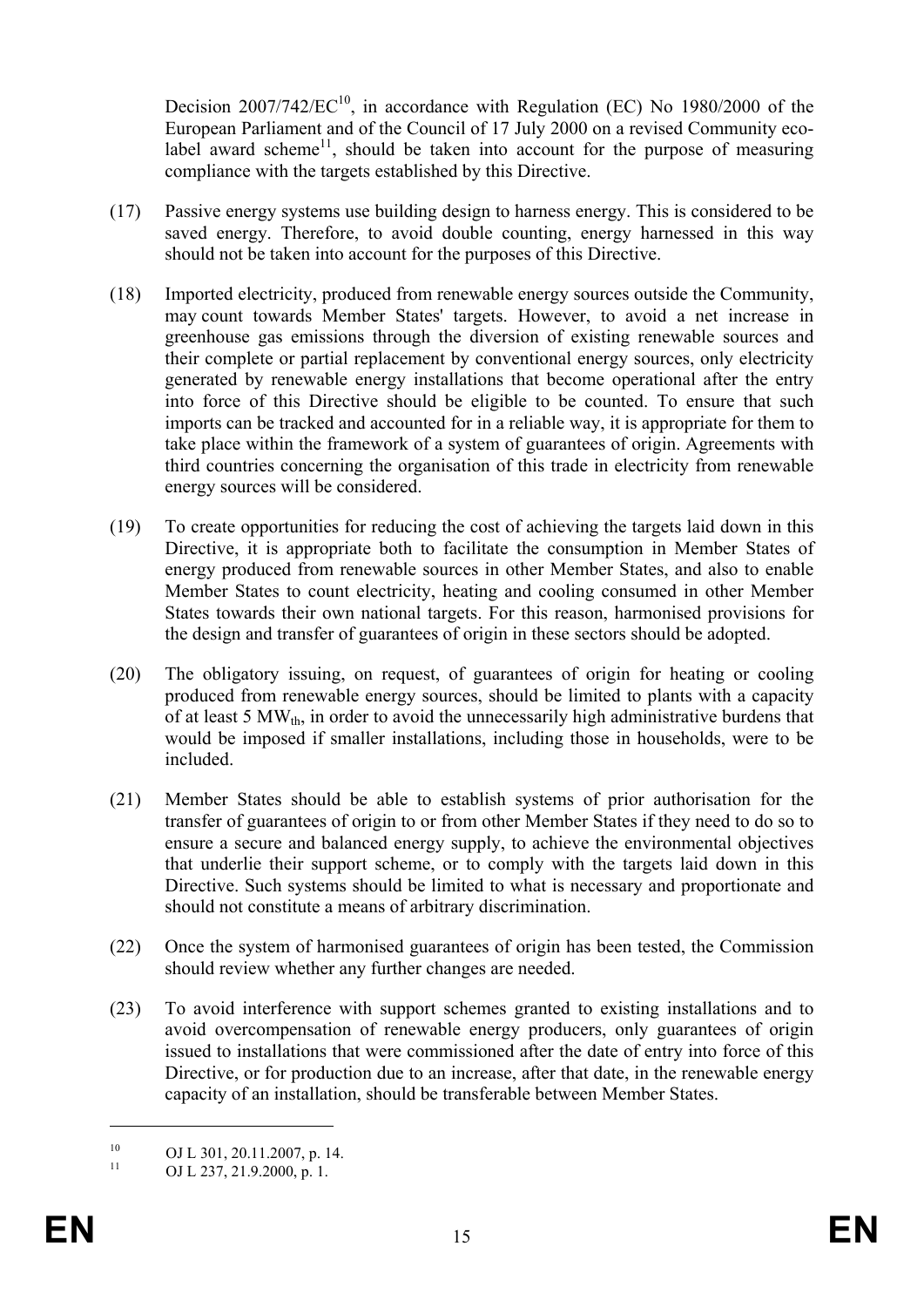Decision 2007/742/EC[10], in accordance with Regulation (EC) No 1980/2000 of the European Parliament and of the Council of 17 July 2000 on a revised Community eco-label award scheme[11], should be taken into account for the purpose of measuring compliance with the targets established by this Directive.

(17) Passive energy systems use building design to harness energy. This is considered to be saved energy. Therefore, to avoid double counting, energy harnessed in this way should not be taken into account for the purposes of this Directive.

(18) Imported electricity, produced from renewable energy sources outside the Community, may count towards Member States' targets. However, to avoid a net increase in greenhouse gas emissions through the diversion of existing renewable sources and their complete or partial replacement by conventional energy sources, only electricity generated by renewable energy installations that become operational after the entry into force of this Directive should be eligible to be counted. To ensure that such imports can be tracked and accounted for in a reliable way, it is appropriate for them to take place within the framework of a system of guarantees of origin. Agreements with third countries concerning the organisation of this trade in electricity from renewable energy sources will be considered.

(19) To create opportunities for reducing the cost of achieving the targets laid down in this Directive, it is appropriate both to facilitate the consumption in Member States of energy produced from renewable sources in other Member States, and also to enable Member States to count electricity, heating and cooling consumed in other Member States towards their own national targets. For this reason, harmonised provisions for the design and transfer of guarantees of origin in these sectors should be adopted.

(20) The obligatory issuing, on request, of guarantees of origin for heating or cooling produced from renewable energy sources, should be limited to plants with a capacity of at least 5 $MW_{th}$, in order to avoid the unnecessarily high administrative burdens that would be imposed if smaller installations, including those in households, were to be included.

(21) Member States should be able to establish systems of prior authorisation for the transfer of guarantees of origin to or from other Member States if they need to do so to ensure a secure and balanced energy supply, to achieve the environmental objectives that underlie their support scheme, or to comply with the targets laid down in this Directive. Such systems should be limited to what is necessary and proportionate and should not constitute a means of arbitrary discrimination.

(22) Once the system of harmonised guarantees of origin has been tested, the Commission should review whether any further changes are needed.

(23) To avoid interference with support schemes granted to existing installations and to avoid overcompensation of renewable energy producers, only guarantees of origin issued to installations that were commissioned after the date of entry into force of this Directive, or for production due to an increase, after that date, in the renewable energy capacity of an installation, should be transferable between Member States.

---

[10] OJ L 301, 20.11.2007, p. 14.

[11] OJ L 237, 21.9.2000, p. 1.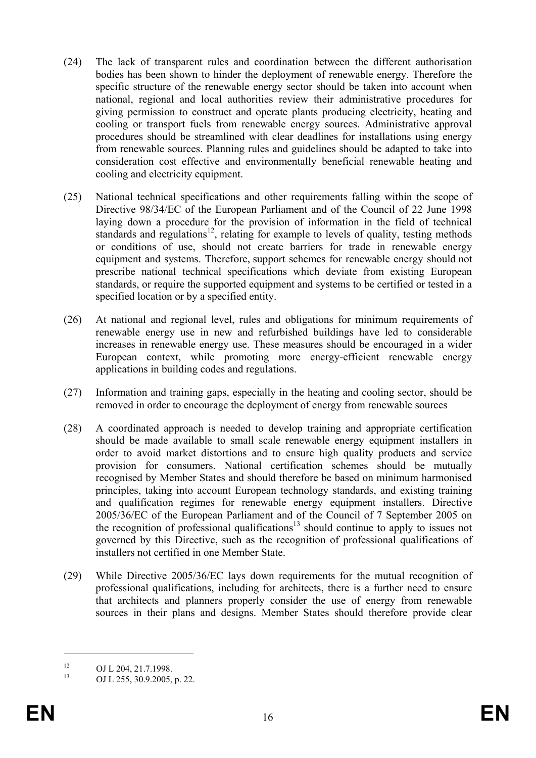(24) The lack of transparent rules and coordination between the different authorisation bodies has been shown to hinder the deployment of renewable energy. Therefore the specific structure of the renewable energy sector should be taken into account when national, regional and local authorities review their administrative procedures for giving permission to construct and operate plants producing electricity, heating and cooling or transport fuels from renewable energy sources. Administrative approval procedures should be streamlined with clear deadlines for installations using energy from renewable sources. Planning rules and guidelines should be adapted to take into consideration cost effective and environmentally beneficial renewable heating and cooling and electricity equipment.

(25) National technical specifications and other requirements falling within the scope of Directive 98/34/EC of the European Parliament and of the Council of 22 June 1998 laying down a procedure for the provision of information in the field of technical standards and regulations[12], relating for example to levels of quality, testing methods or conditions of use, should not create barriers for trade in renewable energy equipment and systems. Therefore, support schemes for renewable energy should not prescribe national technical specifications which deviate from existing European standards, or require the supported equipment and systems to be certified or tested in a specified location or by a specified entity.

(26) At national and regional level, rules and obligations for minimum requirements of renewable energy use in new and refurbished buildings have led to considerable increases in renewable energy use. These measures should be encouraged in a wider European context, while promoting more energy-efficient renewable energy applications in building codes and regulations.

(27) Information and training gaps, especially in the heating and cooling sector, should be removed in order to encourage the deployment of energy from renewable sources

(28) A coordinated approach is needed to develop training and appropriate certification should be made available to small scale renewable energy equipment installers in order to avoid market distortions and to ensure high quality products and service provision for consumers. National certification schemes should be mutually recognised by Member States and should therefore be based on minimum harmonised principles, taking into account European technology standards, and existing training and qualification regimes for renewable energy equipment installers. Directive 2005/36/EC of the European Parliament and of the Council of 7 September 2005 on the recognition of professional qualifications[13] should continue to apply to issues not governed by this Directive, such as the recognition of professional qualifications of installers not certified in one Member State.

(29) While Directive 2005/36/EC lays down requirements for the mutual recognition of professional qualifications, including for architects, there is a further need to ensure that architects and planners properly consider the use of energy from renewable sources in their plans and designs. Member States should therefore provide clear

[12] OJ L 204, 21.7.1998.

[13] OJ L 255, 30.9.2005, p. 22.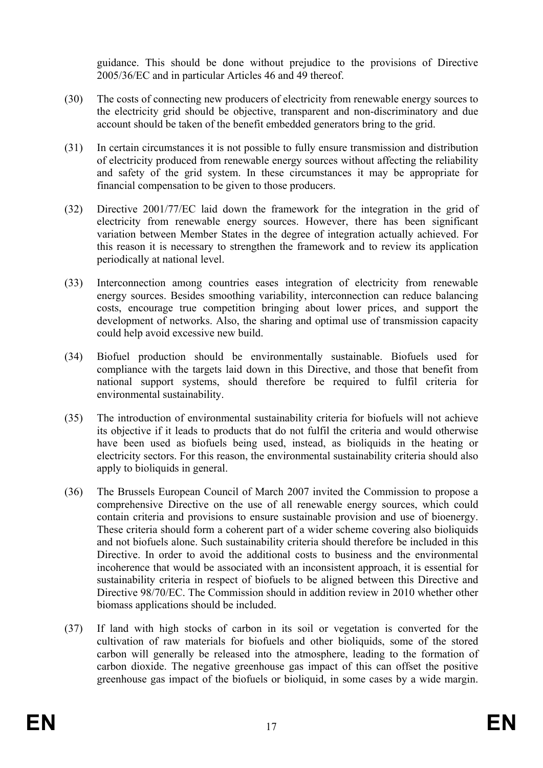guidance. This should be done without prejudice to the provisions of Directive 2005/36/EC and in particular Articles 46 and 49 thereof.

(30) The costs of connecting new producers of electricity from renewable energy sources to the electricity grid should be objective, transparent and non-discriminatory and due account should be taken of the benefit embedded generators bring to the grid.

(31) In certain circumstances it is not possible to fully ensure transmission and distribution of electricity produced from renewable energy sources without affecting the reliability and safety of the grid system. In these circumstances it may be appropriate for financial compensation to be given to those producers.

(32) Directive 2001/77/EC laid down the framework for the integration in the grid of electricity from renewable energy sources. However, there has been significant variation between Member States in the degree of integration actually achieved. For this reason it is necessary to strengthen the framework and to review its application periodically at national level.

(33) Interconnection among countries eases integration of electricity from renewable energy sources. Besides smoothing variability, interconnection can reduce balancing costs, encourage true competition bringing about lower prices, and support the development of networks. Also, the sharing and optimal use of transmission capacity could help avoid excessive new build.

(34) Biofuel production should be environmentally sustainable. Biofuels used for compliance with the targets laid down in this Directive, and those that benefit from national support systems, should therefore be required to fulfil criteria for environmental sustainability.

(35) The introduction of environmental sustainability criteria for biofuels will not achieve its objective if it leads to products that do not fulfil the criteria and would otherwise have been used as biofuels being used, instead, as bioliquids in the heating or electricity sectors. For this reason, the environmental sustainability criteria should also apply to bioliquids in general.

(36) The Brussels European Council of March 2007 invited the Commission to propose a comprehensive Directive on the use of all renewable energy sources, which could contain criteria and provisions to ensure sustainable provision and use of bioenergy. These criteria should form a coherent part of a wider scheme covering also bioliquids and not biofuels alone. Such sustainability criteria should therefore be included in this Directive. In order to avoid the additional costs to business and the environmental incoherence that would be associated with an inconsistent approach, it is essential for sustainability criteria in respect of biofuels to be aligned between this Directive and Directive 98/70/EC. The Commission should in addition review in 2010 whether other biomass applications should be included.

(37) If land with high stocks of carbon in its soil or vegetation is converted for the cultivation of raw materials for biofuels and other bioliquids, some of the stored carbon will generally be released into the atmosphere, leading to the formation of carbon dioxide. The negative greenhouse gas impact of this can offset the positive greenhouse gas impact of the biofuels or bioliquid, in some cases by a wide margin.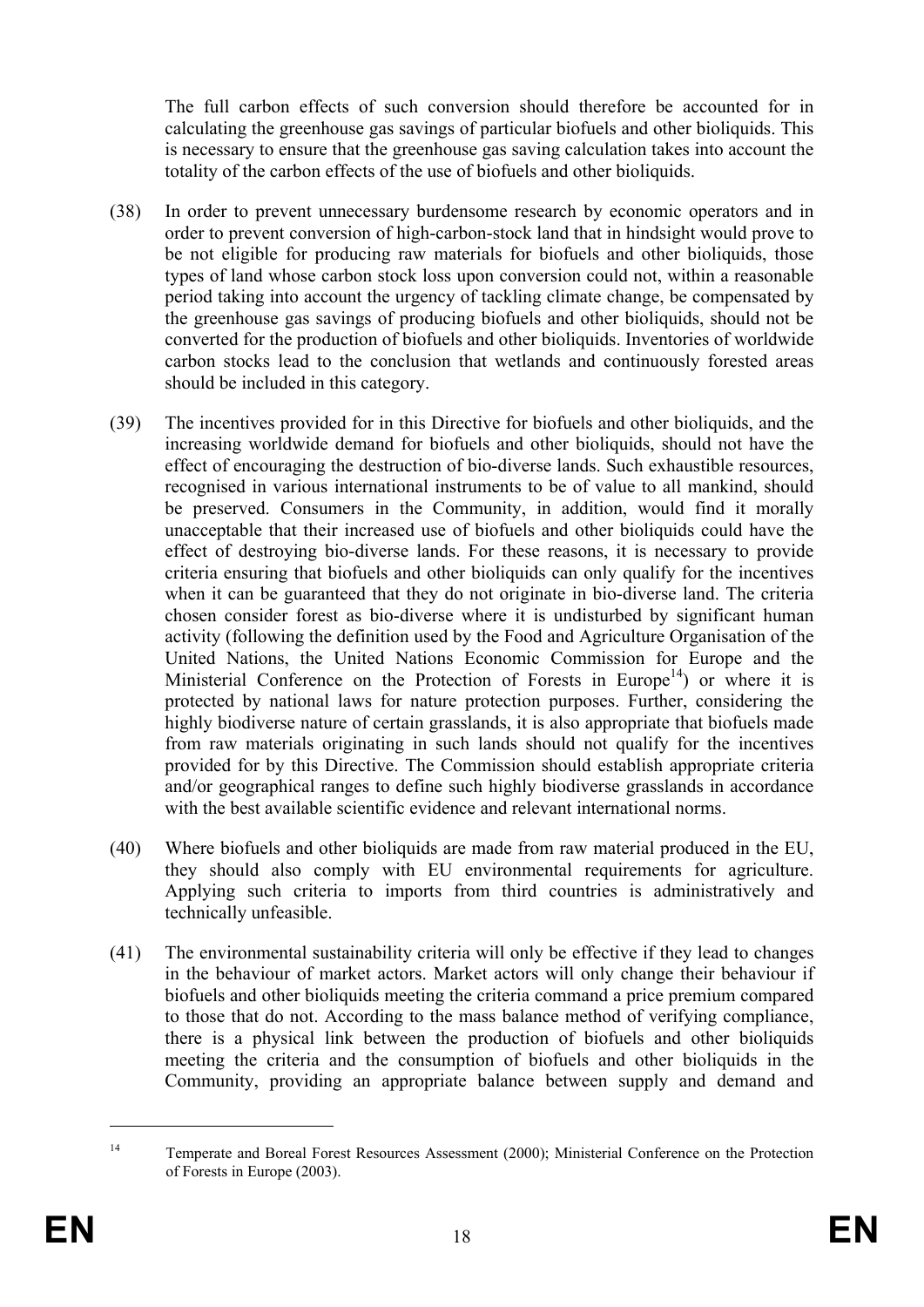The full carbon effects of such conversion should therefore be accounted for in calculating the greenhouse gas savings of particular biofuels and other bioliquids. This is necessary to ensure that the greenhouse gas saving calculation takes into account the totality of the carbon effects of the use of biofuels and other bioliquids.

(38) In order to prevent unnecessary burdensome research by economic operators and in order to prevent conversion of high-carbon-stock land that in hindsight would prove to be not eligible for producing raw materials for biofuels and other bioliquids, those types of land whose carbon stock loss upon conversion could not, within a reasonable period taking into account the urgency of tackling climate change, be compensated by the greenhouse gas savings of producing biofuels and other bioliquids, should not be converted for the production of biofuels and other bioliquids. Inventories of worldwide carbon stocks lead to the conclusion that wetlands and continuously forested areas should be included in this category.

(39) The incentives provided for in this Directive for biofuels and other bioliquids, and the increasing worldwide demand for biofuels and other bioliquids, should not have the effect of encouraging the destruction of bio-diverse lands. Such exhaustible resources, recognised in various international instruments to be of value to all mankind, should be preserved. Consumers in the Community, in addition, would find it morally unacceptable that their increased use of biofuels and other bioliquids could have the effect of destroying bio-diverse lands. For these reasons, it is necessary to provide criteria ensuring that biofuels and other bioliquids can only qualify for the incentives when it can be guaranteed that they do not originate in bio-diverse land. The criteria chosen consider forest as bio-diverse where it is undisturbed by significant human activity (following the definition used by the Food and Agriculture Organisation of the United Nations, the United Nations Economic Commission for Europe and the Ministerial Conference on the Protection of Forests in Europe[14]) or where it is protected by national laws for nature protection purposes. Further, considering the highly biodiverse nature of certain grasslands, it is also appropriate that biofuels made from raw materials originating in such lands should not qualify for the incentives provided for by this Directive. The Commission should establish appropriate criteria and/or geographical ranges to define such highly biodiverse grasslands in accordance with the best available scientific evidence and relevant international norms.

(40) Where biofuels and other bioliquids are made from raw material produced in the EU, they should also comply with EU environmental requirements for agriculture. Applying such criteria to imports from third countries is administratively and technically unfeasible.

(41) The environmental sustainability criteria will only be effective if they lead to changes in the behaviour of market actors. Market actors will only change their behaviour if biofuels and other bioliquids meeting the criteria command a price premium compared to those that do not. According to the mass balance method of verifying compliance, there is a physical link between the production of biofuels and other bioliquids meeting the criteria and the consumption of biofuels and other bioliquids in the Community, providing an appropriate balance between supply and demand and

---

[14] Temperate and Boreal Forest Resources Assessment (2000); Ministerial Conference on the Protection of Forests in Europe (2003).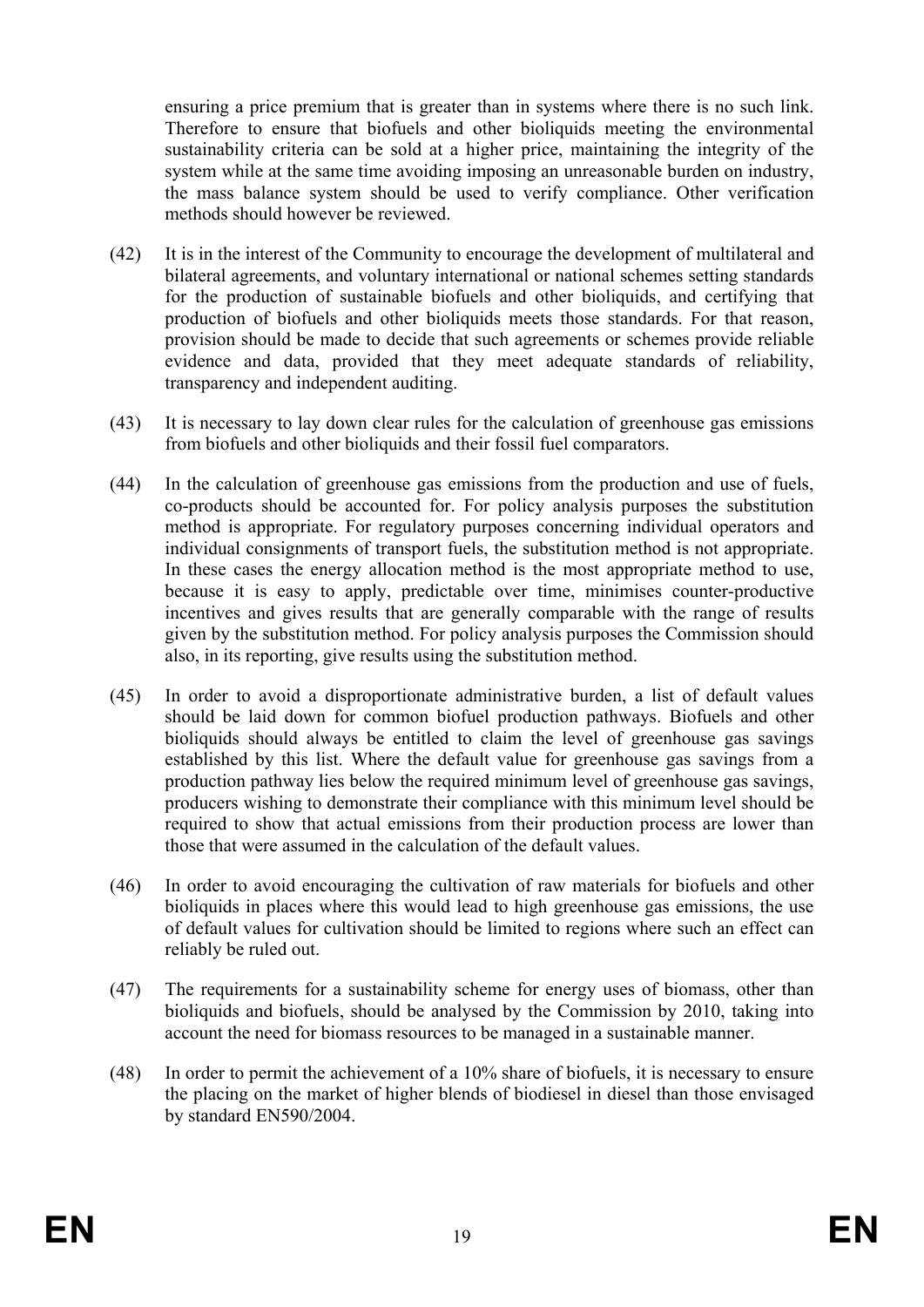ensuring a price premium that is greater than in systems where there is no such link. Therefore to ensure that biofuels and other bioliquids meeting the environmental sustainability criteria can be sold at a higher price, maintaining the integrity of the system while at the same time avoiding imposing an unreasonable burden on industry, the mass balance system should be used to verify compliance. Other verification methods should however be reviewed.

(42) It is in the interest of the Community to encourage the development of multilateral and bilateral agreements, and voluntary international or national schemes setting standards for the production of sustainable biofuels and other bioliquids, and certifying that production of biofuels and other bioliquids meets those standards. For that reason, provision should be made to decide that such agreements or schemes provide reliable evidence and data, provided that they meet adequate standards of reliability, transparency and independent auditing.

(43) It is necessary to lay down clear rules for the calculation of greenhouse gas emissions from biofuels and other bioliquids and their fossil fuel comparators.

(44) In the calculation of greenhouse gas emissions from the production and use of fuels, co-products should be accounted for. For policy analysis purposes the substitution method is appropriate. For regulatory purposes concerning individual operators and individual consignments of transport fuels, the substitution method is not appropriate. In these cases the energy allocation method is the most appropriate method to use, because it is easy to apply, predictable over time, minimises counter-productive incentives and gives results that are generally comparable with the range of results given by the substitution method. For policy analysis purposes the Commission should also, in its reporting, give results using the substitution method.

(45) In order to avoid a disproportionate administrative burden, a list of default values should be laid down for common biofuel production pathways. Biofuels and other bioliquids should always be entitled to claim the level of greenhouse gas savings established by this list. Where the default value for greenhouse gas savings from a production pathway lies below the required minimum level of greenhouse gas savings, producers wishing to demonstrate their compliance with this minimum level should be required to show that actual emissions from their production process are lower than those that were assumed in the calculation of the default values.

(46) In order to avoid encouraging the cultivation of raw materials for biofuels and other bioliquids in places where this would lead to high greenhouse gas emissions, the use of default values for cultivation should be limited to regions where such an effect can reliably be ruled out.

(47) The requirements for a sustainability scheme for energy uses of biomass, other than bioliquids and biofuels, should be analysed by the Commission by 2010, taking into account the need for biomass resources to be managed in a sustainable manner.

(48) In order to permit the achievement of a 10% share of biofuels, it is necessary to ensure the placing on the market of higher blends of biodiesel in diesel than those envisaged by standard EN590/2004.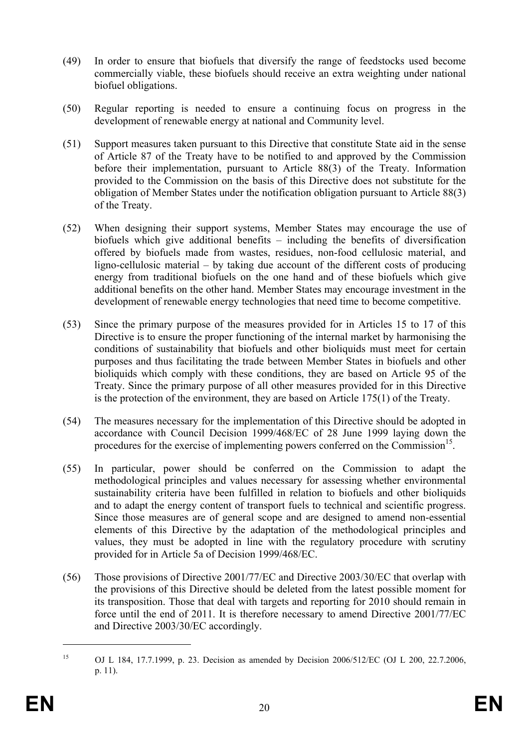(49) In order to ensure that biofuels that diversify the range of feedstocks used become commercially viable, these biofuels should receive an extra weighting under national biofuel obligations.

(50) Regular reporting is needed to ensure a continuing focus on progress in the development of renewable energy at national and Community level.

(51) Support measures taken pursuant to this Directive that constitute State aid in the sense of Article 87 of the Treaty have to be notified to and approved by the Commission before their implementation, pursuant to Article 88(3) of the Treaty. Information provided to the Commission on the basis of this Directive does not substitute for the obligation of Member States under the notification obligation pursuant to Article 88(3) of the Treaty.

(52) When designing their support systems, Member States may encourage the use of biofuels which give additional benefits – including the benefits of diversification offered by biofuels made from wastes, residues, non-food cellulosic material, and ligno-cellulosic material – by taking due account of the different costs of producing energy from traditional biofuels on the one hand and of these biofuels which give additional benefits on the other hand. Member States may encourage investment in the development of renewable energy technologies that need time to become competitive.

(53) Since the primary purpose of the measures provided for in Articles 15 to 17 of this Directive is to ensure the proper functioning of the internal market by harmonising the conditions of sustainability that biofuels and other bioliquids must meet for certain purposes and thus facilitating the trade between Member States in biofuels and other bioliquids which comply with these conditions, they are based on Article 95 of the Treaty. Since the primary purpose of all other measures provided for in this Directive is the protection of the environment, they are based on Article 175(1) of the Treaty.

(54) The measures necessary for the implementation of this Directive should be adopted in accordance with Council Decision 1999/468/EC of 28 June 1999 laying down the procedures for the exercise of implementing powers conferred on the Commission[15].

(55) In particular, power should be conferred on the Commission to adapt the methodological principles and values necessary for assessing whether environmental sustainability criteria have been fulfilled in relation to biofuels and other bioliquids and to adapt the energy content of transport fuels to technical and scientific progress. Since those measures are of general scope and are designed to amend non-essential elements of this Directive by the adaptation of the methodological principles and values, they must be adopted in line with the regulatory procedure with scrutiny provided for in Article 5a of Decision 1999/468/EC.

(56) Those provisions of Directive 2001/77/EC and Directive 2003/30/EC that overlap with the provisions of this Directive should be deleted from the latest possible moment for its transposition. Those that deal with targets and reporting for 2010 should remain in force until the end of 2011. It is therefore necessary to amend Directive 2001/77/EC and Directive 2003/30/EC accordingly.

---

[15] OJ L 184, 17.7.1999, p. 23. Decision as amended by Decision 2006/512/EC (OJ L 200, 22.7.2006, p. 11).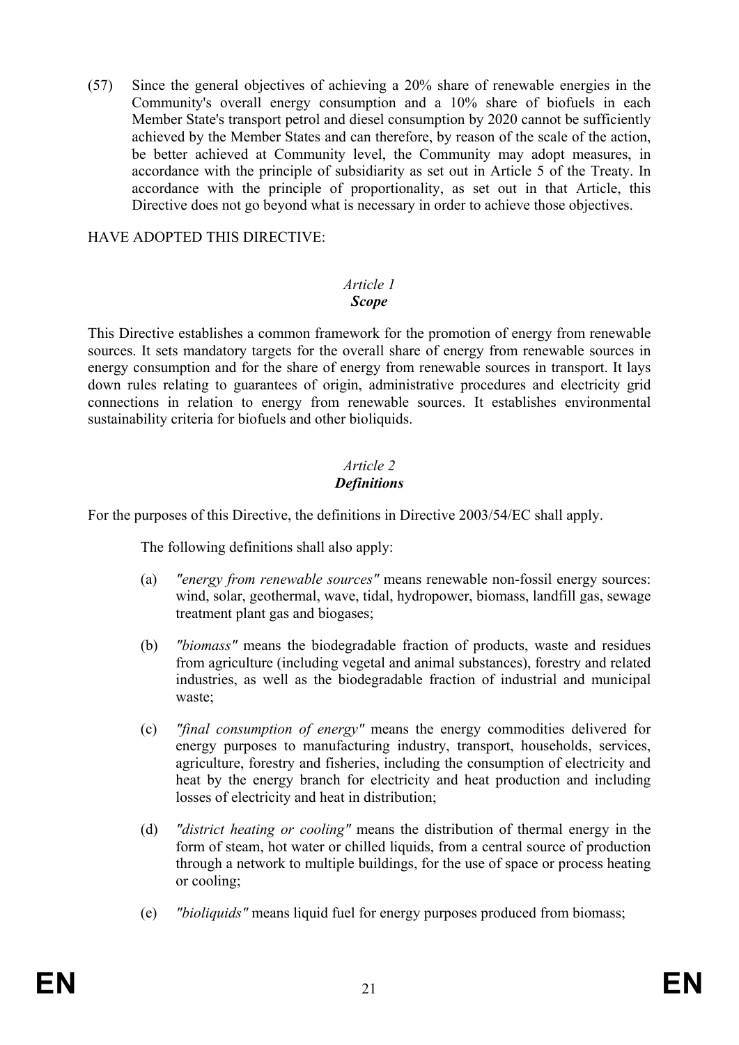(57) Since the general objectives of achieving a 20% share of renewable energies in the Community's overall energy consumption and a 10% share of biofuels in each Member State's transport petrol and diesel consumption by 2020 cannot be sufficiently achieved by the Member States and can therefore, by reason of the scale of the action, be better achieved at Community level, the Community may adopt measures, in accordance with the principle of subsidiarity as set out in Article 5 of the Treaty. In accordance with the principle of proportionality, as set out in that Article, this Directive does not go beyond what is necessary in order to achieve those objectives.

HAVE ADOPTED THIS DIRECTIVE:

### *Article 1*
### ***Scope***

This Directive establishes a common framework for the promotion of energy from renewable sources. It sets mandatory targets for the overall share of energy from renewable sources in energy consumption and for the share of energy from renewable sources in transport. It lays down rules relating to guarantees of origin, administrative procedures and electricity grid connections in relation to energy from renewable sources. It establishes environmental sustainability criteria for biofuels and other bioliquids.

### *Article 2*
### ***Definitions***

For the purposes of this Directive, the definitions in Directive 2003/54/EC shall apply.

The following definitions shall also apply:

(a) *"energy from renewable sources"* means renewable non-fossil energy sources: wind, solar, geothermal, wave, tidal, hydropower, biomass, landfill gas, sewage treatment plant gas and biogases;

(b) *"biomass"* means the biodegradable fraction of products, waste and residues from agriculture (including vegetal and animal substances), forestry and related industries, as well as the biodegradable fraction of industrial and municipal waste;

(c) *"final consumption of energy"* means the energy commodities delivered for energy purposes to manufacturing industry, transport, households, services, agriculture, forestry and fisheries, including the consumption of electricity and heat by the energy branch for electricity and heat production and including losses of electricity and heat in distribution;

(d) *"district heating or cooling"* means the distribution of thermal energy in the form of steam, hot water or chilled liquids, from a central source of production through a network to multiple buildings, for the use of space or process heating or cooling;

(e) *"bioliquids"* means liquid fuel for energy purposes produced from biomass;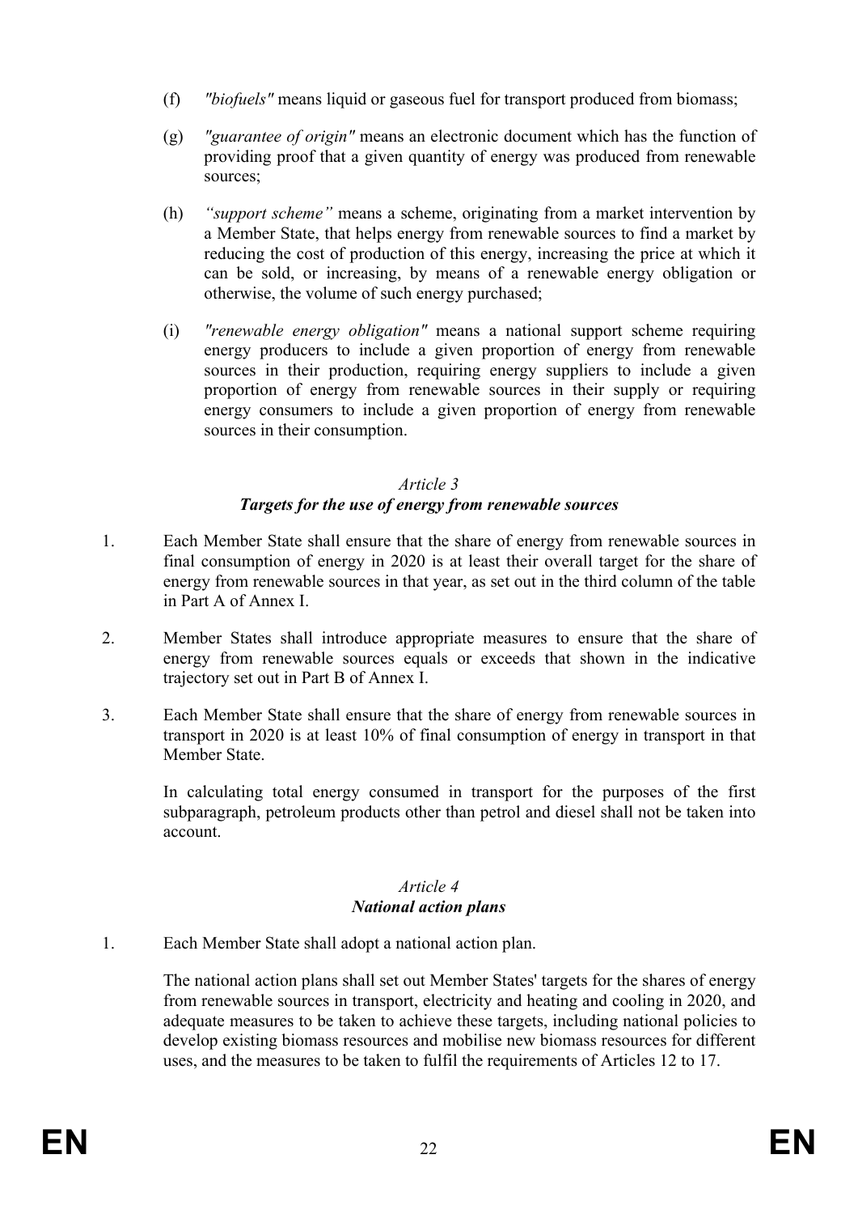(f) *"biofuels"* means liquid or gaseous fuel for transport produced from biomass;

(g) *"guarantee of origin"* means an electronic document which has the function of providing proof that a given quantity of energy was produced from renewable sources;

(h) *"support scheme"* means a scheme, originating from a market intervention by a Member State, that helps energy from renewable sources to find a market by reducing the cost of production of this energy, increasing the price at which it can be sold, or increasing, by means of a renewable energy obligation or otherwise, the volume of such energy purchased;

(i) *"renewable energy obligation"* means a national support scheme requiring energy producers to include a given proportion of energy from renewable sources in their production, requiring energy suppliers to include a given proportion of energy from renewable sources in their supply or requiring energy consumers to include a given proportion of energy from renewable sources in their consumption.

### *Article 3*
### ***Targets for the use of energy from renewable sources***

1. Each Member State shall ensure that the share of energy from renewable sources in final consumption of energy in 2020 is at least their overall target for the share of energy from renewable sources in that year, as set out in the third column of the table in Part A of Annex I.

2. Member States shall introduce appropriate measures to ensure that the share of energy from renewable sources equals or exceeds that shown in the indicative trajectory set out in Part B of Annex I.

3. Each Member State shall ensure that the share of energy from renewable sources in transport in 2020 is at least 10% of final consumption of energy in transport in that Member State.

   In calculating total energy consumed in transport for the purposes of the first subparagraph, petroleum products other than petrol and diesel shall not be taken into account.

### *Article 4*
### ***National action plans***

1. Each Member State shall adopt a national action plan.

   The national action plans shall set out Member States' targets for the shares of energy from renewable sources in transport, electricity and heating and cooling in 2020, and adequate measures to be taken to achieve these targets, including national policies to develop existing biomass resources and mobilise new biomass resources for different uses, and the measures to be taken to fulfil the requirements of Articles 12 to 17.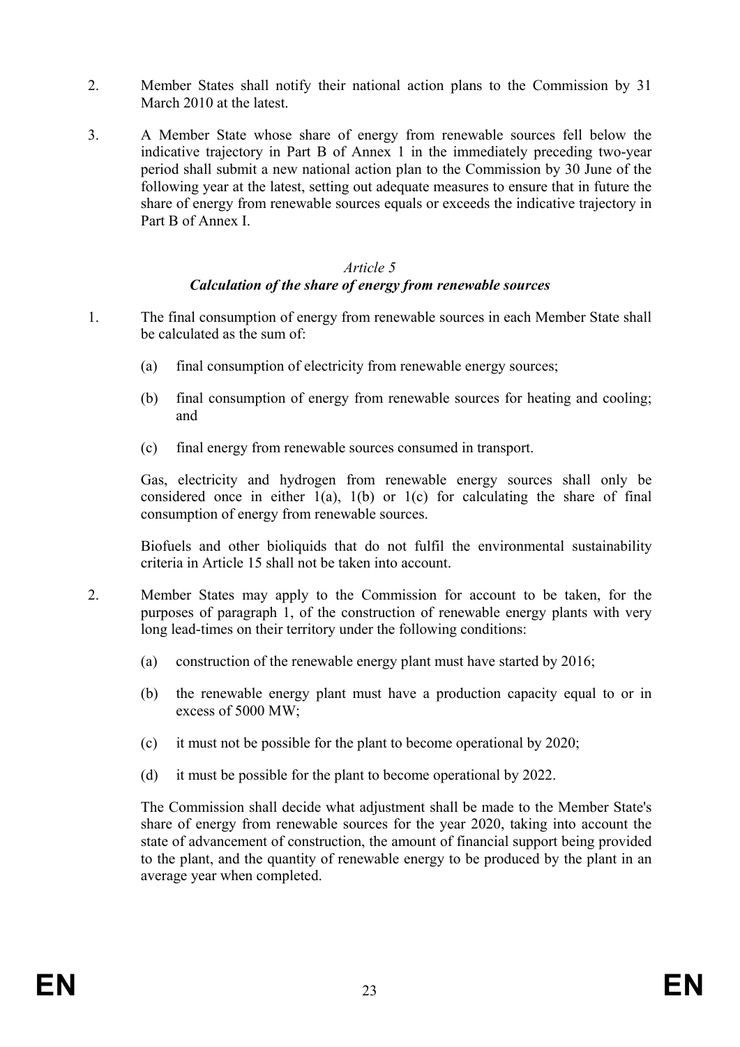2. Member States shall notify their national action plans to the Commission by 31 March 2010 at the latest.

3. A Member State whose share of energy from renewable sources fell below the indicative trajectory in Part B of Annex 1 in the immediately preceding two-year period shall submit a new national action plan to the Commission by 30 June of the following year at the latest, setting out adequate measures to ensure that in future the share of energy from renewable sources equals or exceeds the indicative trajectory in Part B of Annex I.

### *Article 5*
### ***Calculation of the share of energy from renewable sources***

1. The final consumption of energy from renewable sources in each Member State shall be calculated as the sum of:

   (a) final consumption of electricity from renewable energy sources;

   (b) final consumption of energy from renewable sources for heating and cooling; and

   (c) final energy from renewable sources consumed in transport.

   Gas, electricity and hydrogen from renewable energy sources shall only be considered once in either 1(a), 1(b) or 1(c) for calculating the share of final consumption of energy from renewable sources.

   Biofuels and other bioliquids that do not fulfil the environmental sustainability criteria in Article 15 shall not be taken into account.

2. Member States may apply to the Commission for account to be taken, for the purposes of paragraph 1, of the construction of renewable energy plants with very long lead-times on their territory under the following conditions:

   (a) construction of the renewable energy plant must have started by 2016;

   (b) the renewable energy plant must have a production capacity equal to or in excess of 5000 MW;

   (c) it must not be possible for the plant to become operational by 2020;

   (d) it must be possible for the plant to become operational by 2022.

   The Commission shall decide what adjustment shall be made to the Member State's share of energy from renewable sources for the year 2020, taking into account the state of advancement of construction, the amount of financial support being provided to the plant, and the quantity of renewable energy to be produced by the plant in an average year when completed.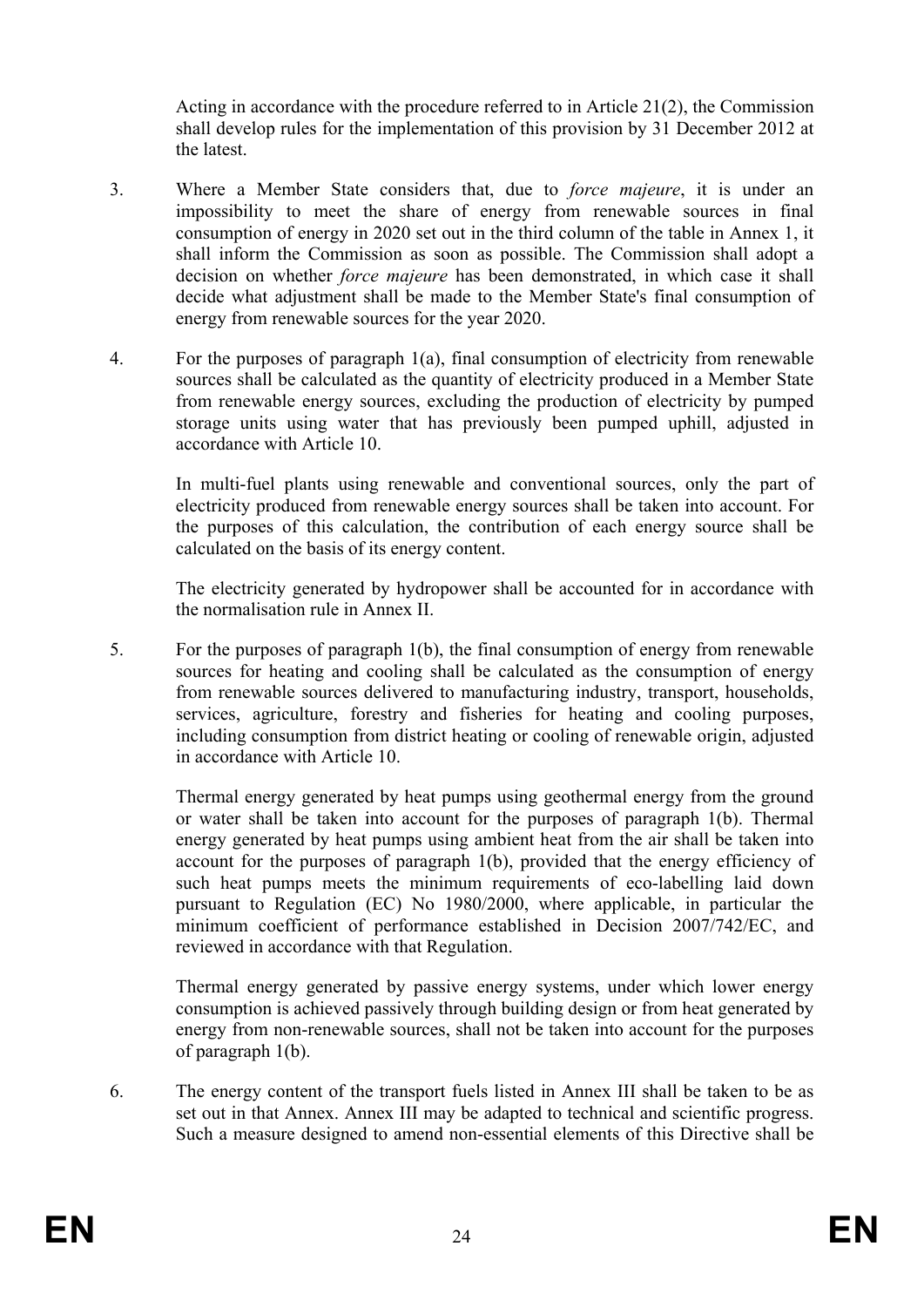Acting in accordance with the procedure referred to in Article 21(2), the Commission shall develop rules for the implementation of this provision by 31 December 2012 at the latest.

3. Where a Member State considers that, due to *force majeure*, it is under an impossibility to meet the share of energy from renewable sources in final consumption of energy in 2020 set out in the third column of the table in Annex 1, it shall inform the Commission as soon as possible. The Commission shall adopt a decision on whether *force majeure* has been demonstrated, in which case it shall decide what adjustment shall be made to the Member State's final consumption of energy from renewable sources for the year 2020.

4. For the purposes of paragraph 1(a), final consumption of electricity from renewable sources shall be calculated as the quantity of electricity produced in a Member State from renewable energy sources, excluding the production of electricity by pumped storage units using water that has previously been pumped uphill, adjusted in accordance with Article 10.

   In multi-fuel plants using renewable and conventional sources, only the part of electricity produced from renewable energy sources shall be taken into account. For the purposes of this calculation, the contribution of each energy source shall be calculated on the basis of its energy content.

   The electricity generated by hydropower shall be accounted for in accordance with the normalisation rule in Annex II.

5. For the purposes of paragraph 1(b), the final consumption of energy from renewable sources for heating and cooling shall be calculated as the consumption of energy from renewable sources delivered to manufacturing industry, transport, households, services, agriculture, forestry and fisheries for heating and cooling purposes, including consumption from district heating or cooling of renewable origin, adjusted in accordance with Article 10.

   Thermal energy generated by heat pumps using geothermal energy from the ground or water shall be taken into account for the purposes of paragraph 1(b). Thermal energy generated by heat pumps using ambient heat from the air shall be taken into account for the purposes of paragraph 1(b), provided that the energy efficiency of such heat pumps meets the minimum requirements of eco-labelling laid down pursuant to Regulation (EC) No 1980/2000, where applicable, in particular the minimum coefficient of performance established in Decision 2007/742/EC, and reviewed in accordance with that Regulation.

   Thermal energy generated by passive energy systems, under which lower energy consumption is achieved passively through building design or from heat generated by energy from non-renewable sources, shall not be taken into account for the purposes of paragraph 1(b).

6. The energy content of the transport fuels listed in Annex III shall be taken to be as set out in that Annex. Annex III may be adapted to technical and scientific progress. Such a measure designed to amend non-essential elements of this Directive shall be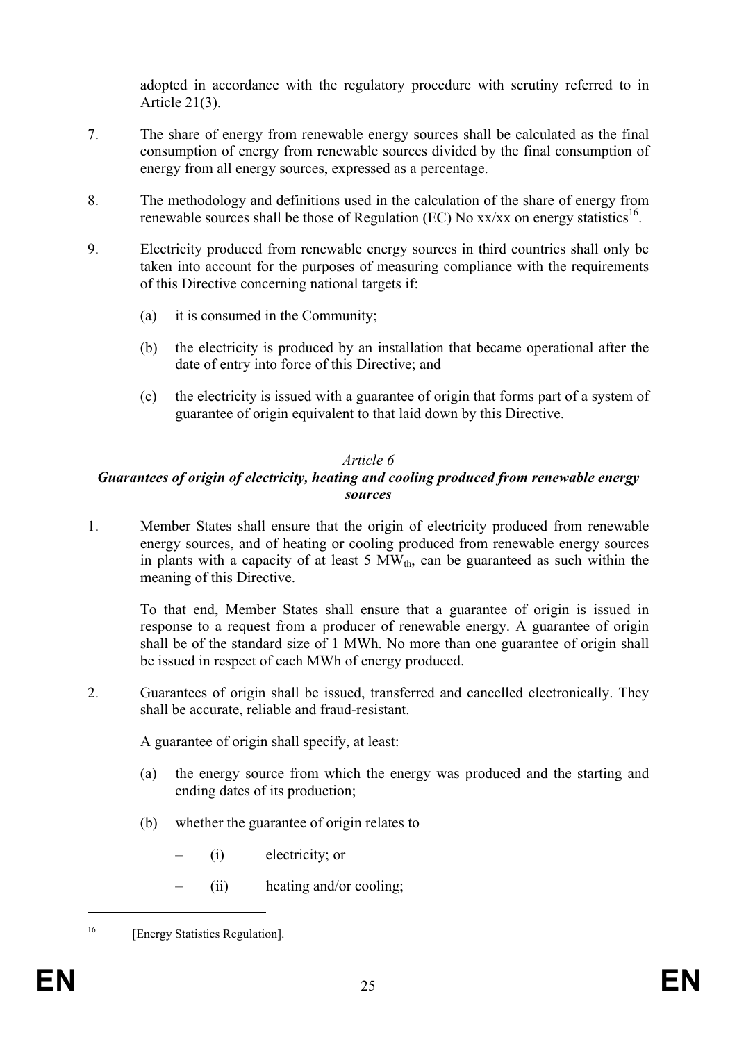adopted in accordance with the regulatory procedure with scrutiny referred to in Article 21(3).

7. The share of energy from renewable energy sources shall be calculated as the final consumption of energy from renewable sources divided by the final consumption of energy from all energy sources, expressed as a percentage.

8. The methodology and definitions used in the calculation of the share of energy from renewable sources shall be those of Regulation (EC) No xx/xx on energy statistics[16].

9. Electricity produced from renewable energy sources in third countries shall only be taken into account for the purposes of measuring compliance with the requirements of this Directive concerning national targets if:

   (a) it is consumed in the Community;

   (b) the electricity is produced by an installation that became operational after the date of entry into force of this Directive; and

   (c) the electricity is issued with a guarantee of origin that forms part of a system of guarantee of origin equivalent to that laid down by this Directive.

*Article 6*

***Guarantees of origin of electricity, heating and cooling produced from renewable energy sources***

1. Member States shall ensure that the origin of electricity produced from renewable energy sources, and of heating or cooling produced from renewable energy sources in plants with a capacity of at least 5 $MW_{th}$, can be guaranteed as such within the meaning of this Directive.

   To that end, Member States shall ensure that a guarantee of origin is issued in response to a request from a producer of renewable energy. A guarantee of origin shall be of the standard size of 1 MWh. No more than one guarantee of origin shall be issued in respect of each MWh of energy produced.

2. Guarantees of origin shall be issued, transferred and cancelled electronically. They shall be accurate, reliable and fraud-resistant.

   A guarantee of origin shall specify, at least:

   (a) the energy source from which the energy was produced and the starting and ending dates of its production;

   (b) whether the guarantee of origin relates to

   – (i) electricity; or

   – (ii) heating and/or cooling;

[16] [Energy Statistics Regulation].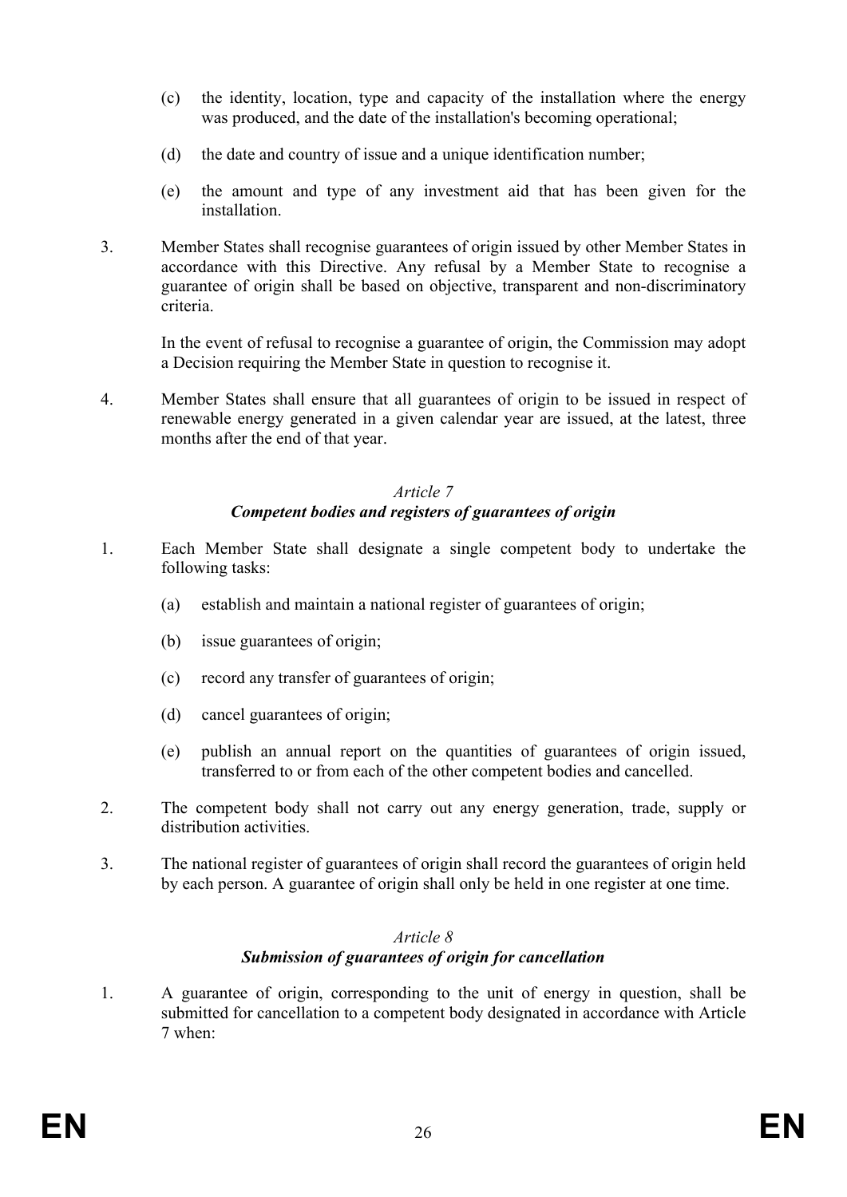(c) the identity, location, type and capacity of the installation where the energy was produced, and the date of the installation's becoming operational;

(d) the date and country of issue and a unique identification number;

(e) the amount and type of any investment aid that has been given for the installation.

3. Member States shall recognise guarantees of origin issued by other Member States in accordance with this Directive. Any refusal by a Member State to recognise a guarantee of origin shall be based on objective, transparent and non-discriminatory criteria.

   In the event of refusal to recognise a guarantee of origin, the Commission may adopt a Decision requiring the Member State in question to recognise it.

4. Member States shall ensure that all guarantees of origin to be issued in respect of renewable energy generated in a given calendar year are issued, at the latest, three months after the end of that year.

*Article 7*

***Competent bodies and registers of guarantees of origin***

1. Each Member State shall designate a single competent body to undertake the following tasks:

   (a) establish and maintain a national register of guarantees of origin;

   (b) issue guarantees of origin;

   (c) record any transfer of guarantees of origin;

   (d) cancel guarantees of origin;

   (e) publish an annual report on the quantities of guarantees of origin issued, transferred to or from each of the other competent bodies and cancelled.

2. The competent body shall not carry out any energy generation, trade, supply or distribution activities.

3. The national register of guarantees of origin shall record the guarantees of origin held by each person. A guarantee of origin shall only be held in one register at one time.

*Article 8*

***Submission of guarantees of origin for cancellation***

1. A guarantee of origin, corresponding to the unit of energy in question, shall be submitted for cancellation to a competent body designated in accordance with Article 7 when: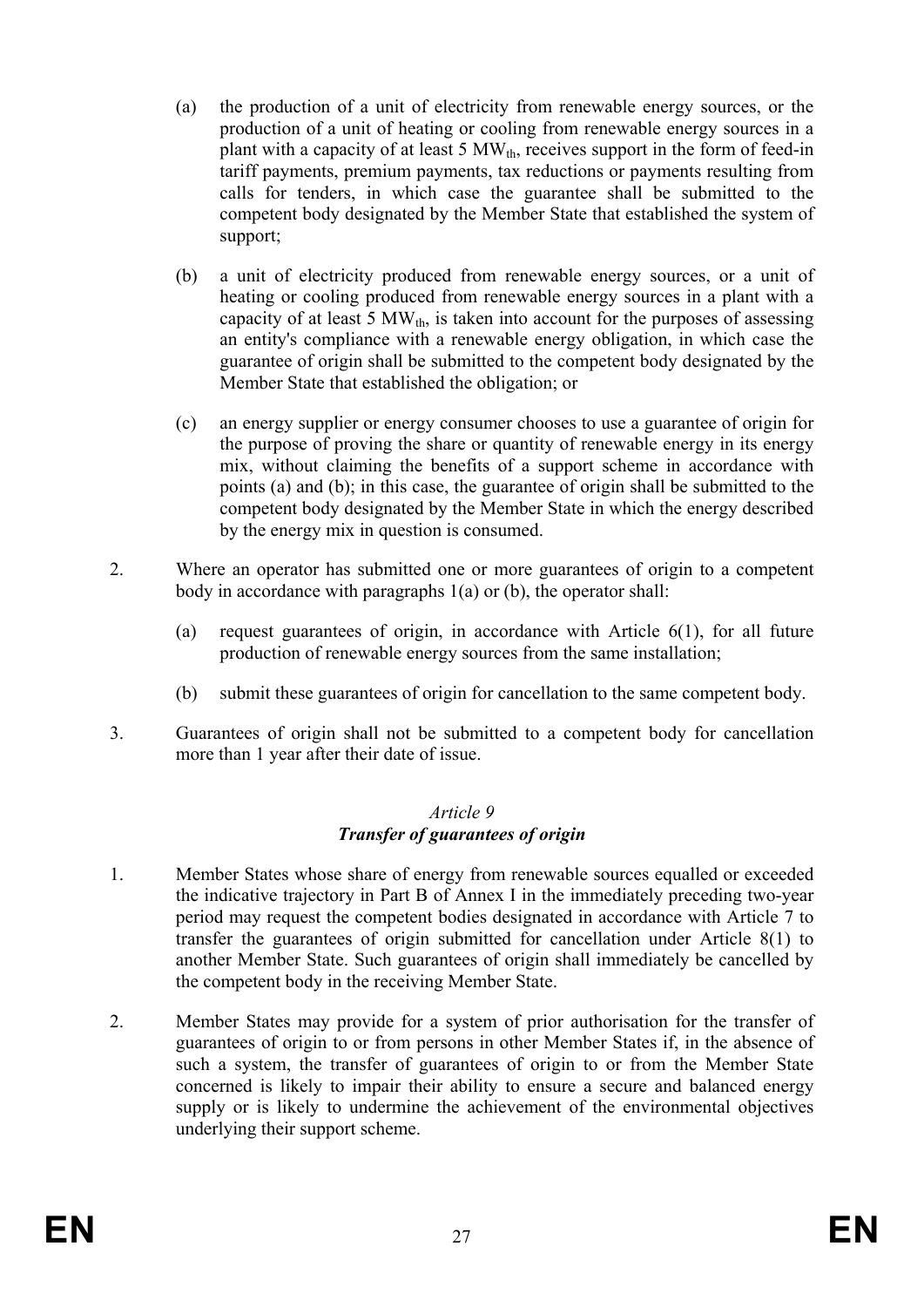(a) the production of a unit of electricity from renewable energy sources, or the production of a unit of heating or cooling from renewable energy sources in a plant with a capacity of at least 5 $MW_{th}$, receives support in the form of feed-in tariff payments, premium payments, tax reductions or payments resulting from calls for tenders, in which case the guarantee shall be submitted to the competent body designated by the Member State that established the system of support;

(b) a unit of electricity produced from renewable energy sources, or a unit of heating or cooling produced from renewable energy sources in a plant with a capacity of at least 5 $MW_{th}$, is taken into account for the purposes of assessing an entity's compliance with a renewable energy obligation, in which case the guarantee of origin shall be submitted to the competent body designated by the Member State that established the obligation; or

(c) an energy supplier or energy consumer chooses to use a guarantee of origin for the purpose of proving the share or quantity of renewable energy in its energy mix, without claiming the benefits of a support scheme in accordance with points (a) and (b); in this case, the guarantee of origin shall be submitted to the competent body designated by the Member State in which the energy described by the energy mix in question is consumed.

2. Where an operator has submitted one or more guarantees of origin to a competent body in accordance with paragraphs 1(a) or (b), the operator shall:

   (a) request guarantees of origin, in accordance with Article 6(1), for all future production of renewable energy sources from the same installation;

   (b) submit these guarantees of origin for cancellation to the same competent body.

3. Guarantees of origin shall not be submitted to a competent body for cancellation more than 1 year after their date of issue.

*Article 9*
***Transfer of guarantees of origin***

1. Member States whose share of energy from renewable sources equalled or exceeded the indicative trajectory in Part B of Annex I in the immediately preceding two-year period may request the competent bodies designated in accordance with Article 7 to transfer the guarantees of origin submitted for cancellation under Article 8(1) to another Member State. Such guarantees of origin shall immediately be cancelled by the competent body in the receiving Member State.

2. Member States may provide for a system of prior authorisation for the transfer of guarantees of origin to or from persons in other Member States if, in the absence of such a system, the transfer of guarantees of origin to or from the Member State concerned is likely to impair their ability to ensure a secure and balanced energy supply or is likely to undermine the achievement of the environmental objectives underlying their support scheme.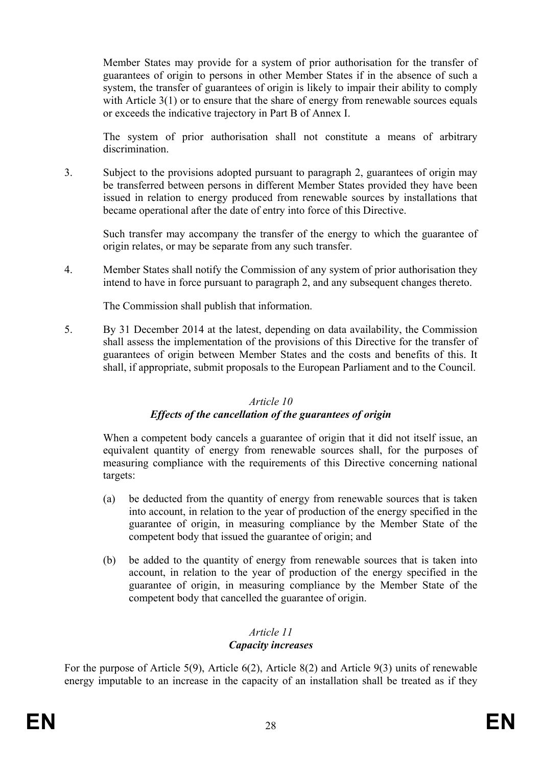Member States may provide for a system of prior authorisation for the transfer of guarantees of origin to persons in other Member States if in the absence of such a system, the transfer of guarantees of origin is likely to impair their ability to comply with Article 3(1) or to ensure that the share of energy from renewable sources equals or exceeds the indicative trajectory in Part B of Annex I.

The system of prior authorisation shall not constitute a means of arbitrary discrimination.

3. Subject to the provisions adopted pursuant to paragraph 2, guarantees of origin may be transferred between persons in different Member States provided they have been issued in relation to energy produced from renewable sources by installations that became operational after the date of entry into force of this Directive.

   Such transfer may accompany the transfer of the energy to which the guarantee of origin relates, or may be separate from any such transfer.

4. Member States shall notify the Commission of any system of prior authorisation they intend to have in force pursuant to paragraph 2, and any subsequent changes thereto.

   The Commission shall publish that information.

5. By 31 December 2014 at the latest, depending on data availability, the Commission shall assess the implementation of the provisions of this Directive for the transfer of guarantees of origin between Member States and the costs and benefits of this. It shall, if appropriate, submit proposals to the European Parliament and to the Council.

### *Article 10*
### ***Effects of the cancellation of the guarantees of origin***

When a competent body cancels a guarantee of origin that it did not itself issue, an equivalent quantity of energy from renewable sources shall, for the purposes of measuring compliance with the requirements of this Directive concerning national targets:

(a) be deducted from the quantity of energy from renewable sources that is taken into account, in relation to the year of production of the energy specified in the guarantee of origin, in measuring compliance by the Member State of the competent body that issued the guarantee of origin; and

(b) be added to the quantity of energy from renewable sources that is taken into account, in relation to the year of production of the energy specified in the guarantee of origin, in measuring compliance by the Member State of the competent body that cancelled the guarantee of origin.

### *Article 11*
### ***Capacity increases***

For the purpose of Article 5(9), Article 6(2), Article 8(2) and Article 9(3) units of renewable energy imputable to an increase in the capacity of an installation shall be treated as if they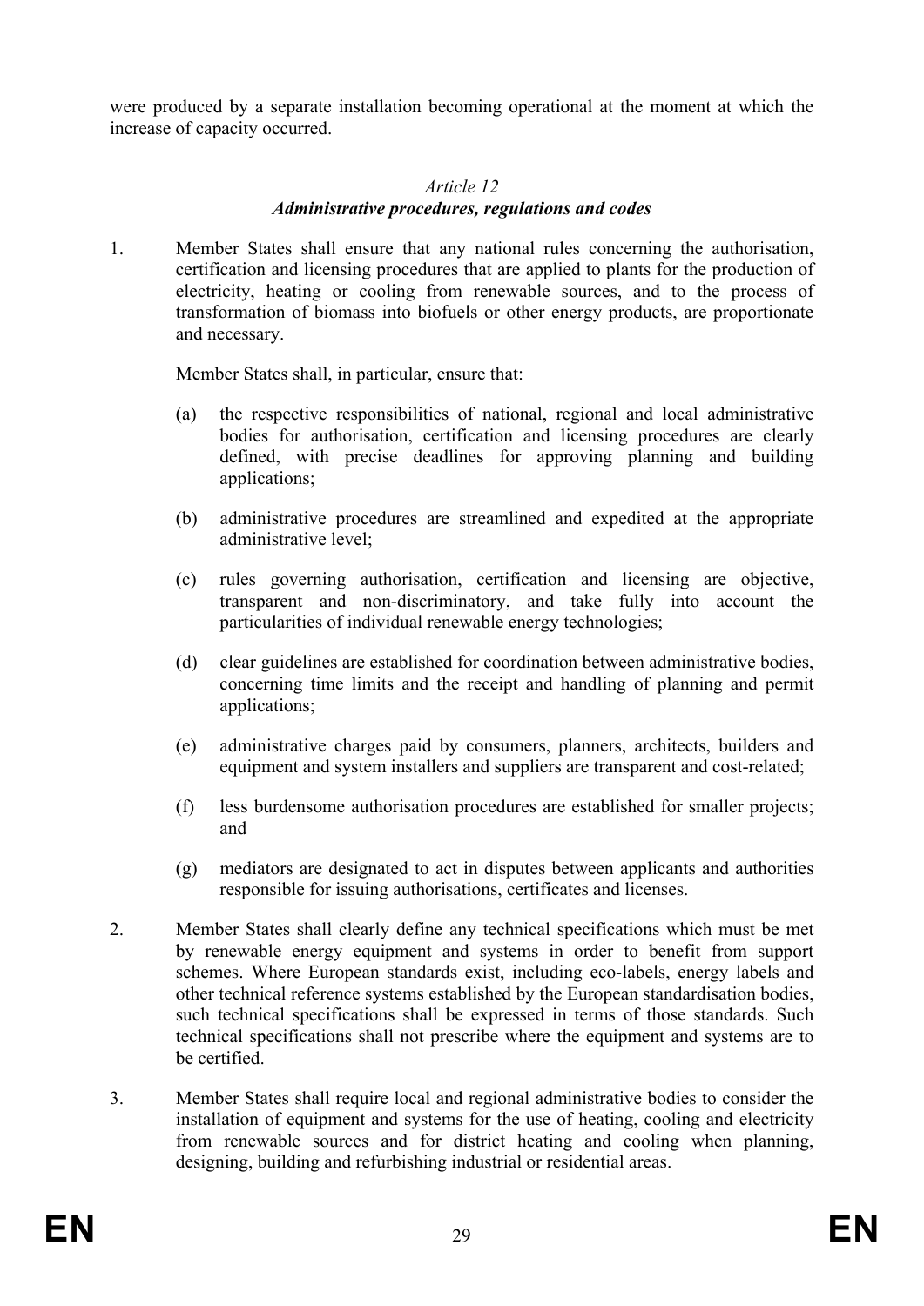were produced by a separate installation becoming operational at the moment at which the increase of capacity occurred.

### *Article 12*
### ***Administrative procedures, regulations and codes***

1. Member States shall ensure that any national rules concerning the authorisation, certification and licensing procedures that are applied to plants for the production of electricity, heating or cooling from renewable sources, and to the process of transformation of biomass into biofuels or other energy products, are proportionate and necessary.

   Member States shall, in particular, ensure that:

   (a) the respective responsibilities of national, regional and local administrative bodies for authorisation, certification and licensing procedures are clearly defined, with precise deadlines for approving planning and building applications;

   (b) administrative procedures are streamlined and expedited at the appropriate administrative level;

   (c) rules governing authorisation, certification and licensing are objective, transparent and non-discriminatory, and take fully into account the particularities of individual renewable energy technologies;

   (d) clear guidelines are established for coordination between administrative bodies, concerning time limits and the receipt and handling of planning and permit applications;

   (e) administrative charges paid by consumers, planners, architects, builders and equipment and system installers and suppliers are transparent and cost-related;

   (f) less burdensome authorisation procedures are established for smaller projects; and

   (g) mediators are designated to act in disputes between applicants and authorities responsible for issuing authorisations, certificates and licenses.

2. Member States shall clearly define any technical specifications which must be met by renewable energy equipment and systems in order to benefit from support schemes. Where European standards exist, including eco-labels, energy labels and other technical reference systems established by the European standardisation bodies, such technical specifications shall be expressed in terms of those standards. Such technical specifications shall not prescribe where the equipment and systems are to be certified.

3. Member States shall require local and regional administrative bodies to consider the installation of equipment and systems for the use of heating, cooling and electricity from renewable sources and for district heating and cooling when planning, designing, building and refurbishing industrial or residential areas.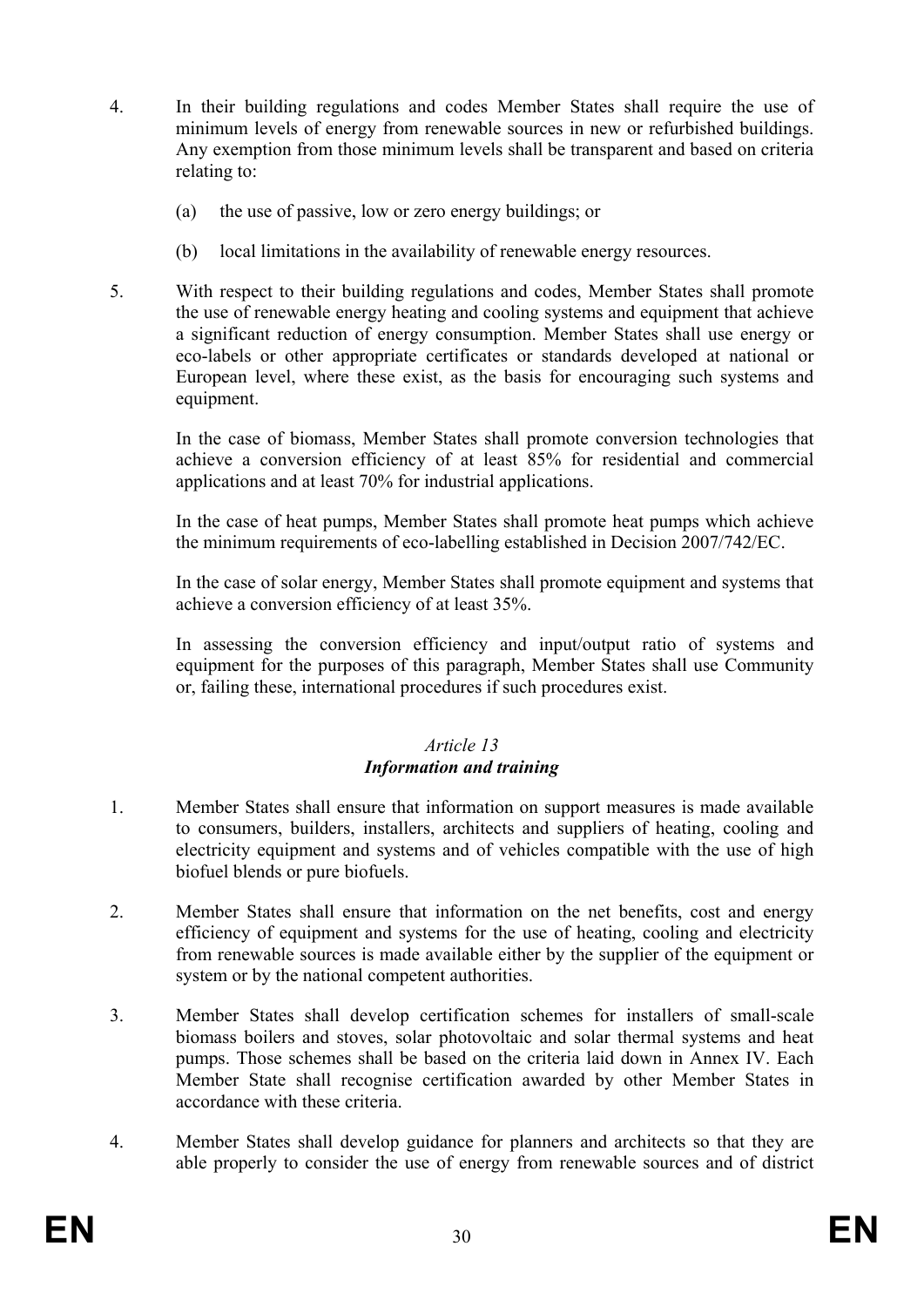4. In their building regulations and codes Member States shall require the use of minimum levels of energy from renewable sources in new or refurbished buildings. Any exemption from those minimum levels shall be transparent and based on criteria relating to:

   (a) the use of passive, low or zero energy buildings; or

   (b) local limitations in the availability of renewable energy resources.

5. With respect to their building regulations and codes, Member States shall promote the use of renewable energy heating and cooling systems and equipment that achieve a significant reduction of energy consumption. Member States shall use energy or eco-labels or other appropriate certificates or standards developed at national or European level, where these exist, as the basis for encouraging such systems and equipment.

   In the case of biomass, Member States shall promote conversion technologies that achieve a conversion efficiency of at least 85% for residential and commercial applications and at least 70% for industrial applications.

   In the case of heat pumps, Member States shall promote heat pumps which achieve the minimum requirements of eco-labelling established in Decision 2007/742/EC.

   In the case of solar energy, Member States shall promote equipment and systems that achieve a conversion efficiency of at least 35%.

   In assessing the conversion efficiency and input/output ratio of systems and equipment for the purposes of this paragraph, Member States shall use Community or, failing these, international procedures if such procedures exist.

### *Article 13*
### ***Information and training***

1. Member States shall ensure that information on support measures is made available to consumers, builders, installers, architects and suppliers of heating, cooling and electricity equipment and systems and of vehicles compatible with the use of high biofuel blends or pure biofuels.

2. Member States shall ensure that information on the net benefits, cost and energy efficiency of equipment and systems for the use of heating, cooling and electricity from renewable sources is made available either by the supplier of the equipment or system or by the national competent authorities.

3. Member States shall develop certification schemes for installers of small-scale biomass boilers and stoves, solar photovoltaic and solar thermal systems and heat pumps. Those schemes shall be based on the criteria laid down in Annex IV. Each Member State shall recognise certification awarded by other Member States in accordance with these criteria.

4. Member States shall develop guidance for planners and architects so that they are able properly to consider the use of energy from renewable sources and of district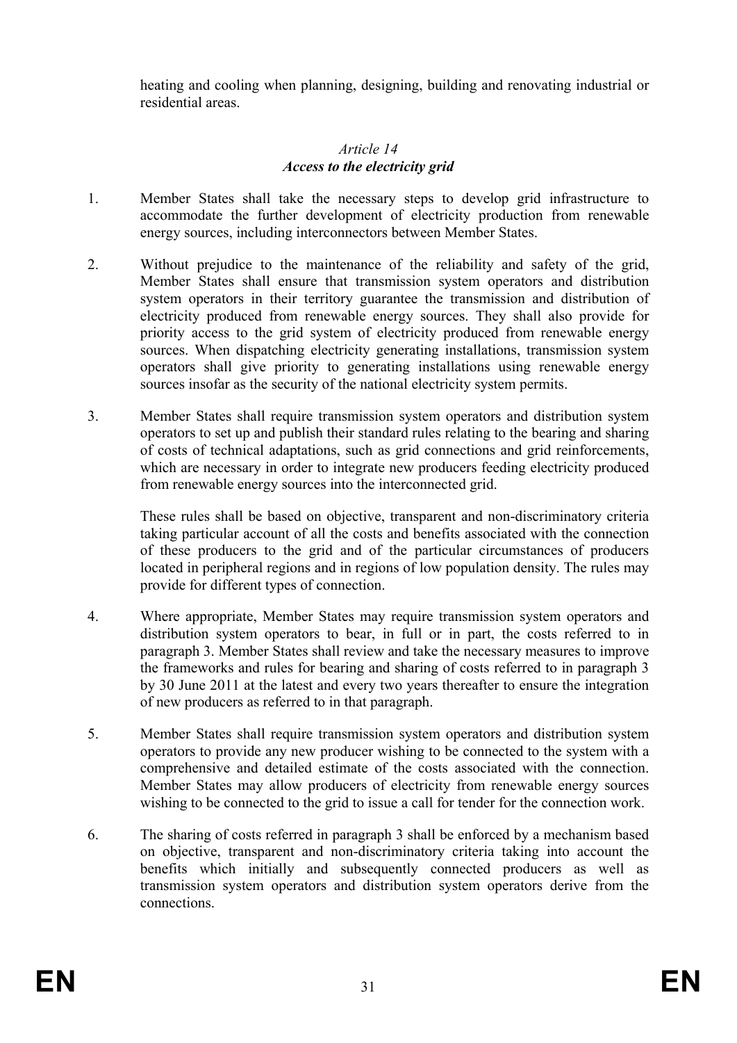heating and cooling when planning, designing, building and renovating industrial or residential areas.

*Article 14*
***Access to the electricity grid***

1. Member States shall take the necessary steps to develop grid infrastructure to accommodate the further development of electricity production from renewable energy sources, including interconnectors between Member States.

2. Without prejudice to the maintenance of the reliability and safety of the grid, Member States shall ensure that transmission system operators and distribution system operators in their territory guarantee the transmission and distribution of electricity produced from renewable energy sources. They shall also provide for priority access to the grid system of electricity produced from renewable energy sources. When dispatching electricity generating installations, transmission system operators shall give priority to generating installations using renewable energy sources insofar as the security of the national electricity system permits.

3. Member States shall require transmission system operators and distribution system operators to set up and publish their standard rules relating to the bearing and sharing of costs of technical adaptations, such as grid connections and grid reinforcements, which are necessary in order to integrate new producers feeding electricity produced from renewable energy sources into the interconnected grid.

   These rules shall be based on objective, transparent and non-discriminatory criteria taking particular account of all the costs and benefits associated with the connection of these producers to the grid and of the particular circumstances of producers located in peripheral regions and in regions of low population density. The rules may provide for different types of connection.

4. Where appropriate, Member States may require transmission system operators and distribution system operators to bear, in full or in part, the costs referred to in paragraph 3. Member States shall review and take the necessary measures to improve the frameworks and rules for bearing and sharing of costs referred to in paragraph 3 by 30 June 2011 at the latest and every two years thereafter to ensure the integration of new producers as referred to in that paragraph.

5. Member States shall require transmission system operators and distribution system operators to provide any new producer wishing to be connected to the system with a comprehensive and detailed estimate of the costs associated with the connection. Member States may allow producers of electricity from renewable energy sources wishing to be connected to the grid to issue a call for tender for the connection work.

6. The sharing of costs referred in paragraph 3 shall be enforced by a mechanism based on objective, transparent and non-discriminatory criteria taking into account the benefits which initially and subsequently connected producers as well as transmission system operators and distribution system operators derive from the connections.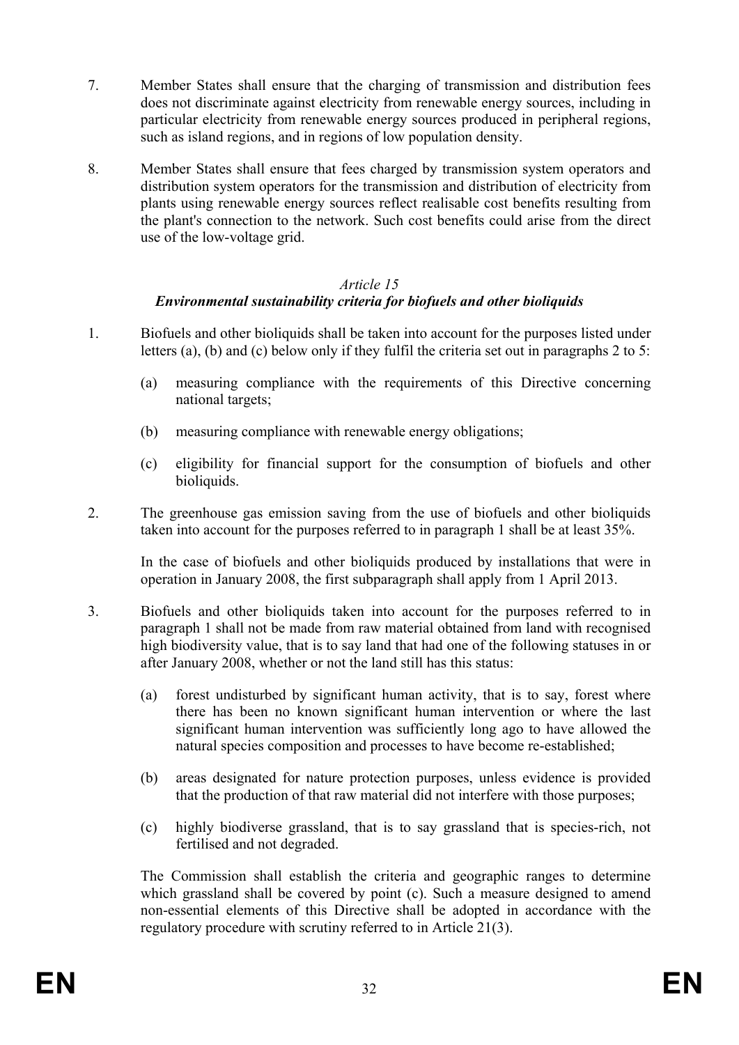7. Member States shall ensure that the charging of transmission and distribution fees does not discriminate against electricity from renewable energy sources, including in particular electricity from renewable energy sources produced in peripheral regions, such as island regions, and in regions of low population density.

8. Member States shall ensure that fees charged by transmission system operators and distribution system operators for the transmission and distribution of electricity from plants using renewable energy sources reflect realisable cost benefits resulting from the plant's connection to the network. Such cost benefits could arise from the direct use of the low-voltage grid.

*Article 15*

***Environmental sustainability criteria for biofuels and other bioliquids***

1. Biofuels and other bioliquids shall be taken into account for the purposes listed under letters (a), (b) and (c) below only if they fulfil the criteria set out in paragraphs 2 to 5:

   (a) measuring compliance with the requirements of this Directive concerning national targets;

   (b) measuring compliance with renewable energy obligations;

   (c) eligibility for financial support for the consumption of biofuels and other bioliquids.

2. The greenhouse gas emission saving from the use of biofuels and other bioliquids taken into account for the purposes referred to in paragraph 1 shall be at least 35%.

   In the case of biofuels and other bioliquids produced by installations that were in operation in January 2008, the first subparagraph shall apply from 1 April 2013.

3. Biofuels and other bioliquids taken into account for the purposes referred to in paragraph 1 shall not be made from raw material obtained from land with recognised high biodiversity value, that is to say land that had one of the following statuses in or after January 2008, whether or not the land still has this status:

   (a) forest undisturbed by significant human activity, that is to say, forest where there has been no known significant human intervention or where the last significant human intervention was sufficiently long ago to have allowed the natural species composition and processes to have become re-established;

   (b) areas designated for nature protection purposes, unless evidence is provided that the production of that raw material did not interfere with those purposes;

   (c) highly biodiverse grassland, that is to say grassland that is species-rich, not fertilised and not degraded.

   The Commission shall establish the criteria and geographic ranges to determine which grassland shall be covered by point (c). Such a measure designed to amend non-essential elements of this Directive shall be adopted in accordance with the regulatory procedure with scrutiny referred to in Article 21(3).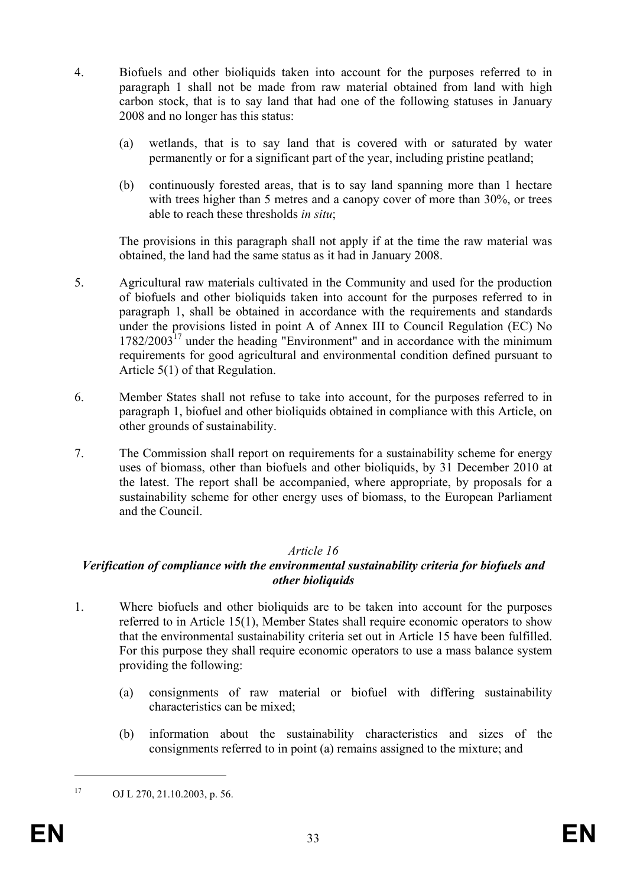4. Biofuels and other bioliquids taken into account for the purposes referred to in paragraph 1 shall not be made from raw material obtained from land with high carbon stock, that is to say land that had one of the following statuses in January 2008 and no longer has this status:

   (a) wetlands, that is to say land that is covered with or saturated by water permanently or for a significant part of the year, including pristine peatland;

   (b) continuously forested areas, that is to say land spanning more than 1 hectare with trees higher than 5 metres and a canopy cover of more than 30%, or trees able to reach these thresholds *in situ*;

   The provisions in this paragraph shall not apply if at the time the raw material was obtained, the land had the same status as it had in January 2008.

5. Agricultural raw materials cultivated in the Community and used for the production of biofuels and other bioliquids taken into account for the purposes referred to in paragraph 1, shall be obtained in accordance with the requirements and standards under the provisions listed in point A of Annex III to Council Regulation (EC) No 1782/2003[17] under the heading "Environment" and in accordance with the minimum requirements for good agricultural and environmental condition defined pursuant to Article 5(1) of that Regulation.

6. Member States shall not refuse to take into account, for the purposes referred to in paragraph 1, biofuel and other bioliquids obtained in compliance with this Article, on other grounds of sustainability.

7. The Commission shall report on requirements for a sustainability scheme for energy uses of biomass, other than biofuels and other bioliquids, by 31 December 2010 at the latest. The report shall be accompanied, where appropriate, by proposals for a sustainability scheme for other energy uses of biomass, to the European Parliament and the Council.

*Article 16*

***Verification of compliance with the environmental sustainability criteria for biofuels and other bioliquids***

1. Where biofuels and other bioliquids are to be taken into account for the purposes referred to in Article 15(1), Member States shall require economic operators to show that the environmental sustainability criteria set out in Article 15 have been fulfilled. For this purpose they shall require economic operators to use a mass balance system providing the following:

   (a) consignments of raw material or biofuel with differing sustainability characteristics can be mixed;

   (b) information about the sustainability characteristics and sizes of the consignments referred to in point (a) remains assigned to the mixture; and

---

[17] OJ L 270, 21.10.2003, p. 56.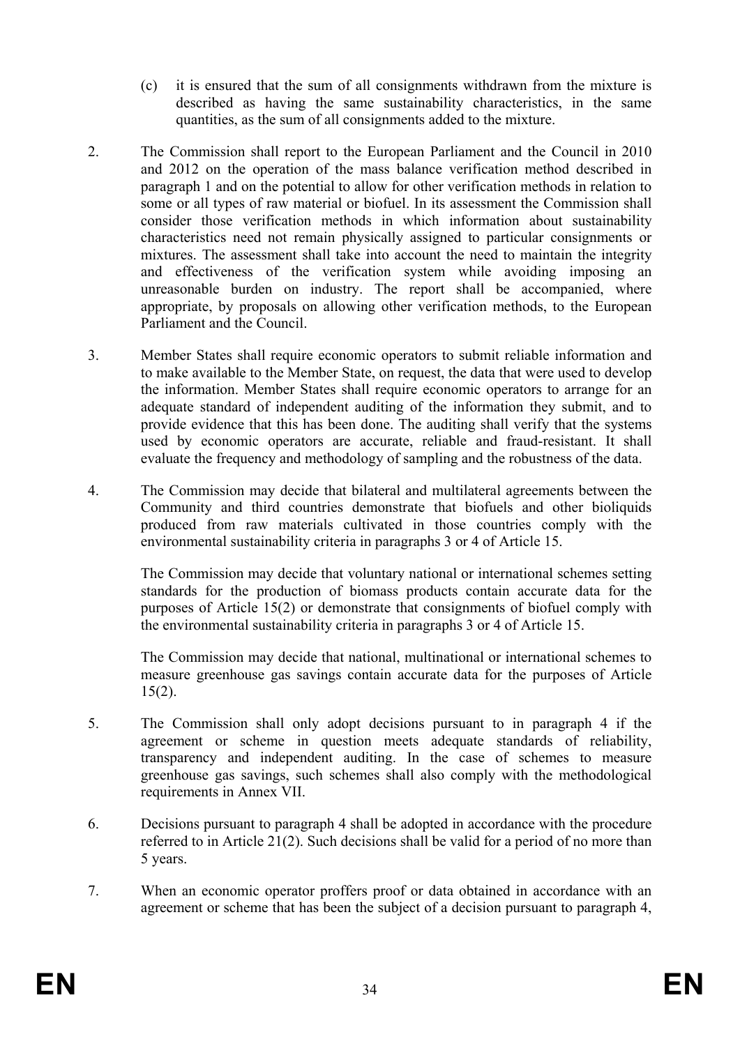(c) it is ensured that the sum of all consignments withdrawn from the mixture is described as having the same sustainability characteristics, in the same quantities, as the sum of all consignments added to the mixture.

2. The Commission shall report to the European Parliament and the Council in 2010 and 2012 on the operation of the mass balance verification method described in paragraph 1 and on the potential to allow for other verification methods in relation to some or all types of raw material or biofuel. In its assessment the Commission shall consider those verification methods in which information about sustainability characteristics need not remain physically assigned to particular consignments or mixtures. The assessment shall take into account the need to maintain the integrity and effectiveness of the verification system while avoiding imposing an unreasonable burden on industry. The report shall be accompanied, where appropriate, by proposals on allowing other verification methods, to the European Parliament and the Council.

3. Member States shall require economic operators to submit reliable information and to make available to the Member State, on request, the data that were used to develop the information. Member States shall require economic operators to arrange for an adequate standard of independent auditing of the information they submit, and to provide evidence that this has been done. The auditing shall verify that the systems used by economic operators are accurate, reliable and fraud-resistant. It shall evaluate the frequency and methodology of sampling and the robustness of the data.

4. The Commission may decide that bilateral and multilateral agreements between the Community and third countries demonstrate that biofuels and other bioliquids produced from raw materials cultivated in those countries comply with the environmental sustainability criteria in paragraphs 3 or 4 of Article 15.

The Commission may decide that voluntary national or international schemes setting standards for the production of biomass products contain accurate data for the purposes of Article 15(2) or demonstrate that consignments of biofuel comply with the environmental sustainability criteria in paragraphs 3 or 4 of Article 15.

The Commission may decide that national, multinational or international schemes to measure greenhouse gas savings contain accurate data for the purposes of Article 15(2).

5. The Commission shall only adopt decisions pursuant to in paragraph 4 if the agreement or scheme in question meets adequate standards of reliability, transparency and independent auditing. In the case of schemes to measure greenhouse gas savings, such schemes shall also comply with the methodological requirements in Annex VII.

6. Decisions pursuant to paragraph 4 shall be adopted in accordance with the procedure referred to in Article 21(2). Such decisions shall be valid for a period of no more than 5 years.

7. When an economic operator proffers proof or data obtained in accordance with an agreement or scheme that has been the subject of a decision pursuant to paragraph 4,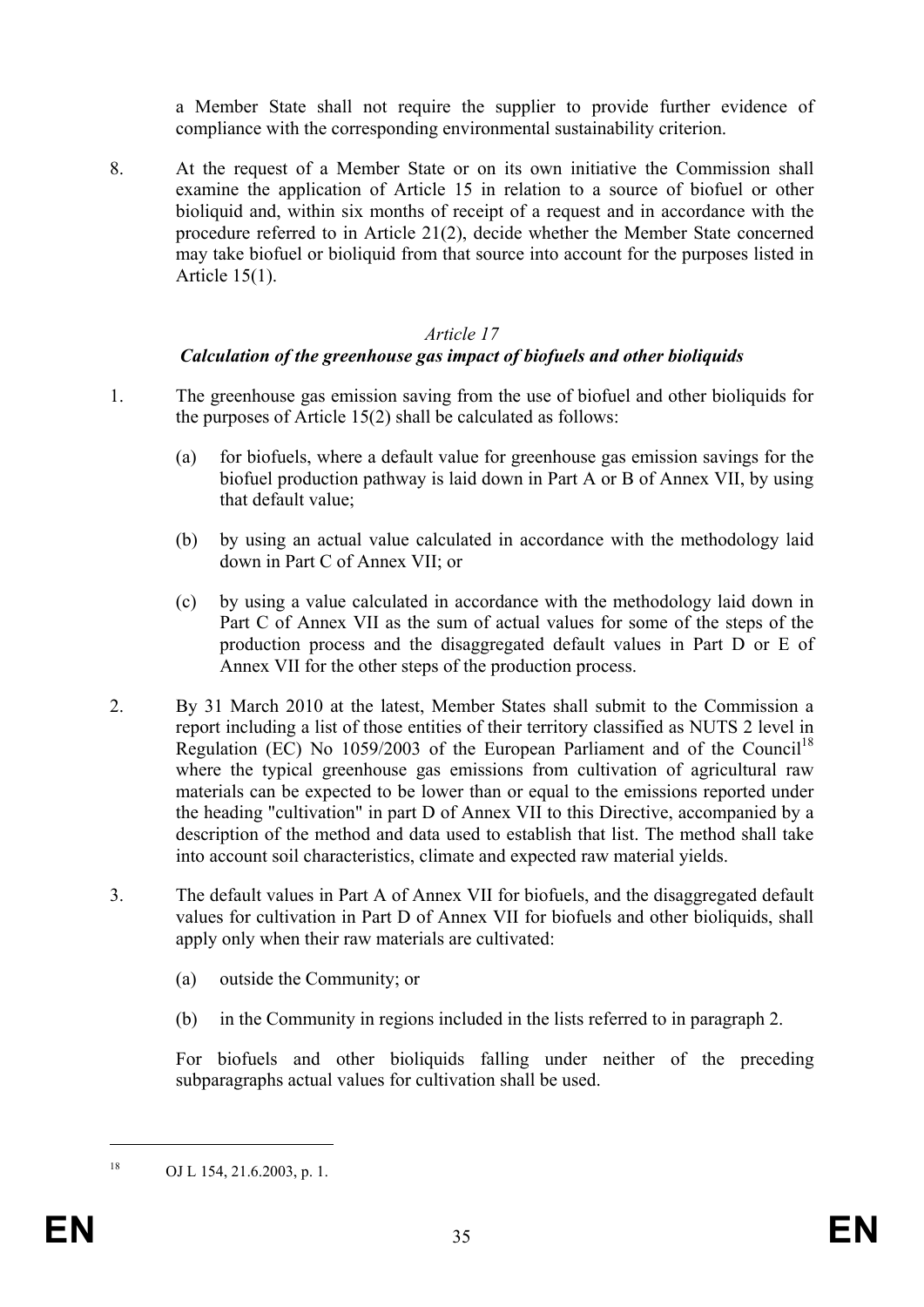a Member State shall not require the supplier to provide further evidence of compliance with the corresponding environmental sustainability criterion.

8. At the request of a Member State or on its own initiative the Commission shall examine the application of Article 15 in relation to a source of biofuel or other bioliquid and, within six months of receipt of a request and in accordance with the procedure referred to in Article 21(2), decide whether the Member State concerned may take biofuel or bioliquid from that source into account for the purposes listed in Article 15(1).

*Article 17*

***Calculation of the greenhouse gas impact of biofuels and other bioliquids***

1. The greenhouse gas emission saving from the use of biofuel and other bioliquids for the purposes of Article 15(2) shall be calculated as follows:

   (a) for biofuels, where a default value for greenhouse gas emission savings for the biofuel production pathway is laid down in Part A or B of Annex VII, by using that default value;

   (b) by using an actual value calculated in accordance with the methodology laid down in Part C of Annex VII; or

   (c) by using a value calculated in accordance with the methodology laid down in Part C of Annex VII as the sum of actual values for some of the steps of the production process and the disaggregated default values in Part D or E of Annex VII for the other steps of the production process.

2. By 31 March 2010 at the latest, Member States shall submit to the Commission a report including a list of those entities of their territory classified as NUTS 2 level in Regulation (EC) No 1059/2003 of the European Parliament and of the Council[18] where the typical greenhouse gas emissions from cultivation of agricultural raw materials can be expected to be lower than or equal to the emissions reported under the heading "cultivation" in part D of Annex VII to this Directive, accompanied by a description of the method and data used to establish that list. The method shall take into account soil characteristics, climate and expected raw material yields.

3. The default values in Part A of Annex VII for biofuels, and the disaggregated default values for cultivation in Part D of Annex VII for biofuels and other bioliquids, shall apply only when their raw materials are cultivated:

   (a) outside the Community; or

   (b) in the Community in regions included in the lists referred to in paragraph 2.

   For biofuels and other bioliquids falling under neither of the preceding subparagraphs actual values for cultivation shall be used.

---

[18] OJ L 154, 21.6.2003, p. 1.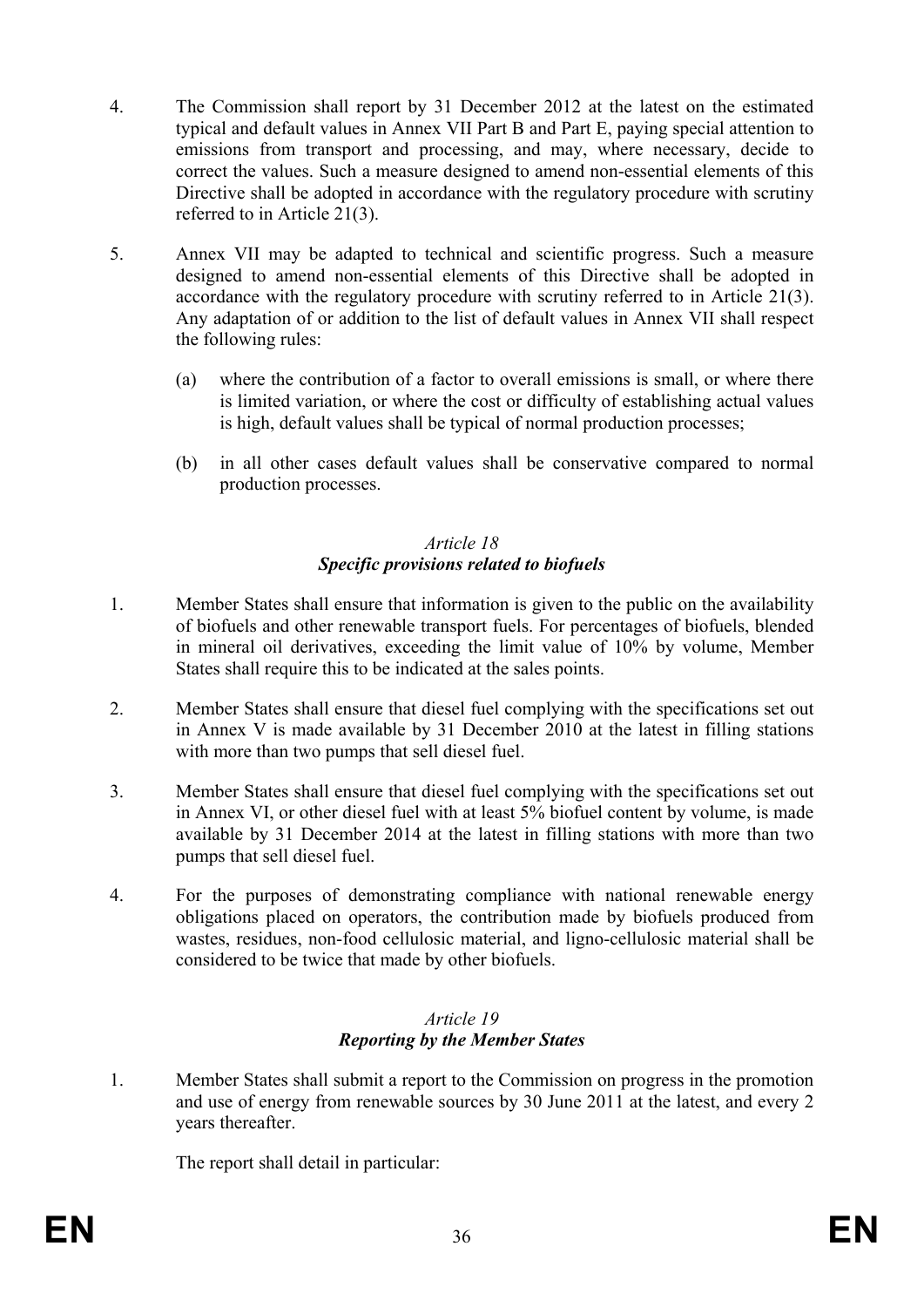4. The Commission shall report by 31 December 2012 at the latest on the estimated typical and default values in Annex VII Part B and Part E, paying special attention to emissions from transport and processing, and may, where necessary, decide to correct the values. Such a measure designed to amend non-essential elements of this Directive shall be adopted in accordance with the regulatory procedure with scrutiny referred to in Article 21(3).

5. Annex VII may be adapted to technical and scientific progress. Such a measure designed to amend non-essential elements of this Directive shall be adopted in accordance with the regulatory procedure with scrutiny referred to in Article 21(3). Any adaptation of or addition to the list of default values in Annex VII shall respect the following rules:

   (a) where the contribution of a factor to overall emissions is small, or where there is limited variation, or where the cost or difficulty of establishing actual values is high, default values shall be typical of normal production processes;

   (b) in all other cases default values shall be conservative compared to normal production processes.

*Article 18*
***Specific provisions related to biofuels***

1. Member States shall ensure that information is given to the public on the availability of biofuels and other renewable transport fuels. For percentages of biofuels, blended in mineral oil derivatives, exceeding the limit value of 10% by volume, Member States shall require this to be indicated at the sales points.

2. Member States shall ensure that diesel fuel complying with the specifications set out in Annex V is made available by 31 December 2010 at the latest in filling stations with more than two pumps that sell diesel fuel.

3. Member States shall ensure that diesel fuel complying with the specifications set out in Annex VI, or other diesel fuel with at least 5% biofuel content by volume, is made available by 31 December 2014 at the latest in filling stations with more than two pumps that sell diesel fuel.

4. For the purposes of demonstrating compliance with national renewable energy obligations placed on operators, the contribution made by biofuels produced from wastes, residues, non-food cellulosic material, and ligno-cellulosic material shall be considered to be twice that made by other biofuels.

*Article 19*
***Reporting by the Member States***

1. Member States shall submit a report to the Commission on progress in the promotion and use of energy from renewable sources by 30 June 2011 at the latest, and every 2 years thereafter.

   The report shall detail in particular: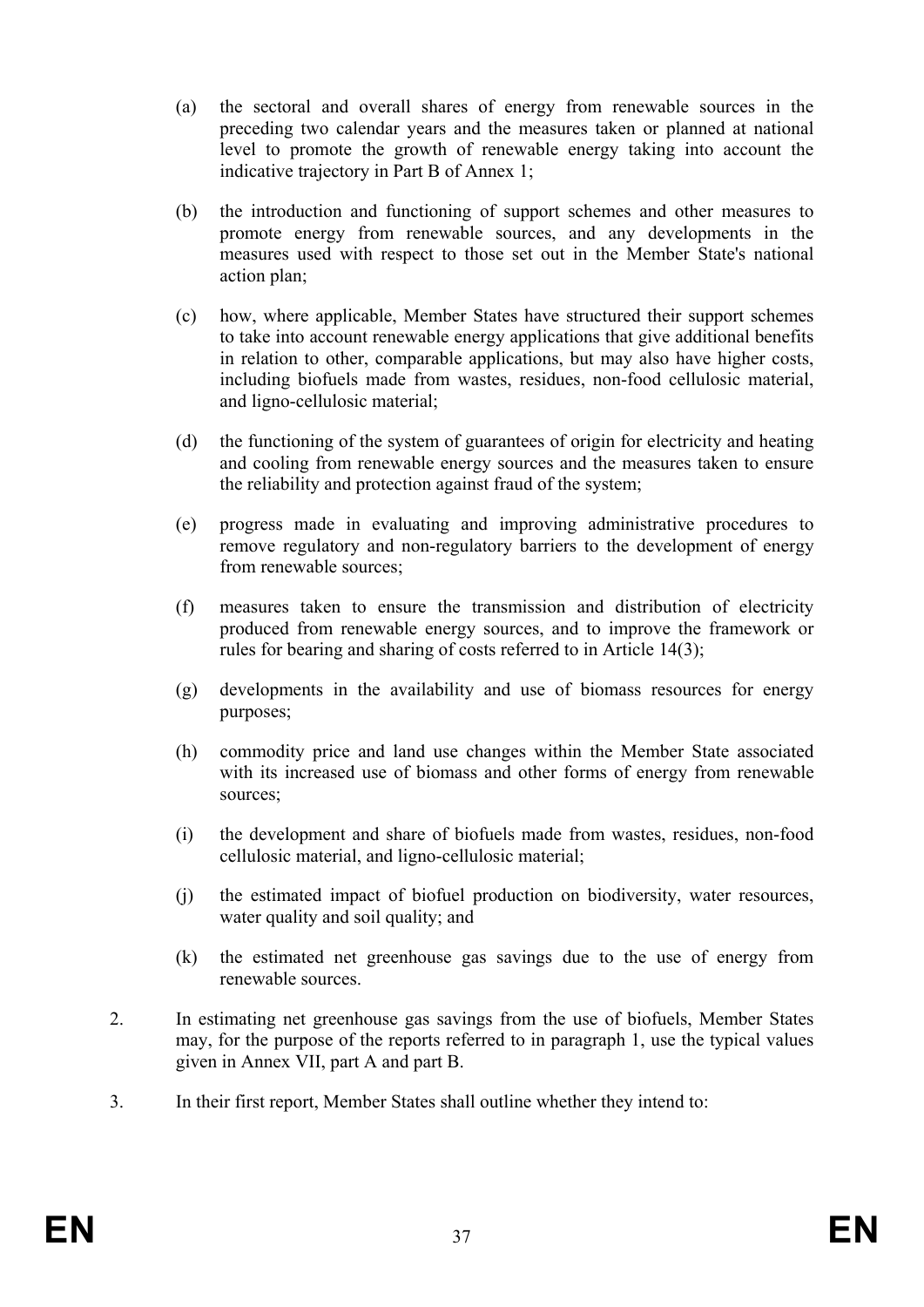(a) the sectoral and overall shares of energy from renewable sources in the preceding two calendar years and the measures taken or planned at national level to promote the growth of renewable energy taking into account the indicative trajectory in Part B of Annex 1;

(b) the introduction and functioning of support schemes and other measures to promote energy from renewable sources, and any developments in the measures used with respect to those set out in the Member State's national action plan;

(c) how, where applicable, Member States have structured their support schemes to take into account renewable energy applications that give additional benefits in relation to other, comparable applications, but may also have higher costs, including biofuels made from wastes, residues, non-food cellulosic material, and ligno-cellulosic material;

(d) the functioning of the system of guarantees of origin for electricity and heating and cooling from renewable energy sources and the measures taken to ensure the reliability and protection against fraud of the system;

(e) progress made in evaluating and improving administrative procedures to remove regulatory and non-regulatory barriers to the development of energy from renewable sources;

(f) measures taken to ensure the transmission and distribution of electricity produced from renewable energy sources, and to improve the framework or rules for bearing and sharing of costs referred to in Article 14(3);

(g) developments in the availability and use of biomass resources for energy purposes;

(h) commodity price and land use changes within the Member State associated with its increased use of biomass and other forms of energy from renewable sources;

(i) the development and share of biofuels made from wastes, residues, non-food cellulosic material, and ligno-cellulosic material;

(j) the estimated impact of biofuel production on biodiversity, water resources, water quality and soil quality; and

(k) the estimated net greenhouse gas savings due to the use of energy from renewable sources.

2. In estimating net greenhouse gas savings from the use of biofuels, Member States may, for the purpose of the reports referred to in paragraph 1, use the typical values given in Annex VII, part A and part B.

3. In their first report, Member States shall outline whether they intend to: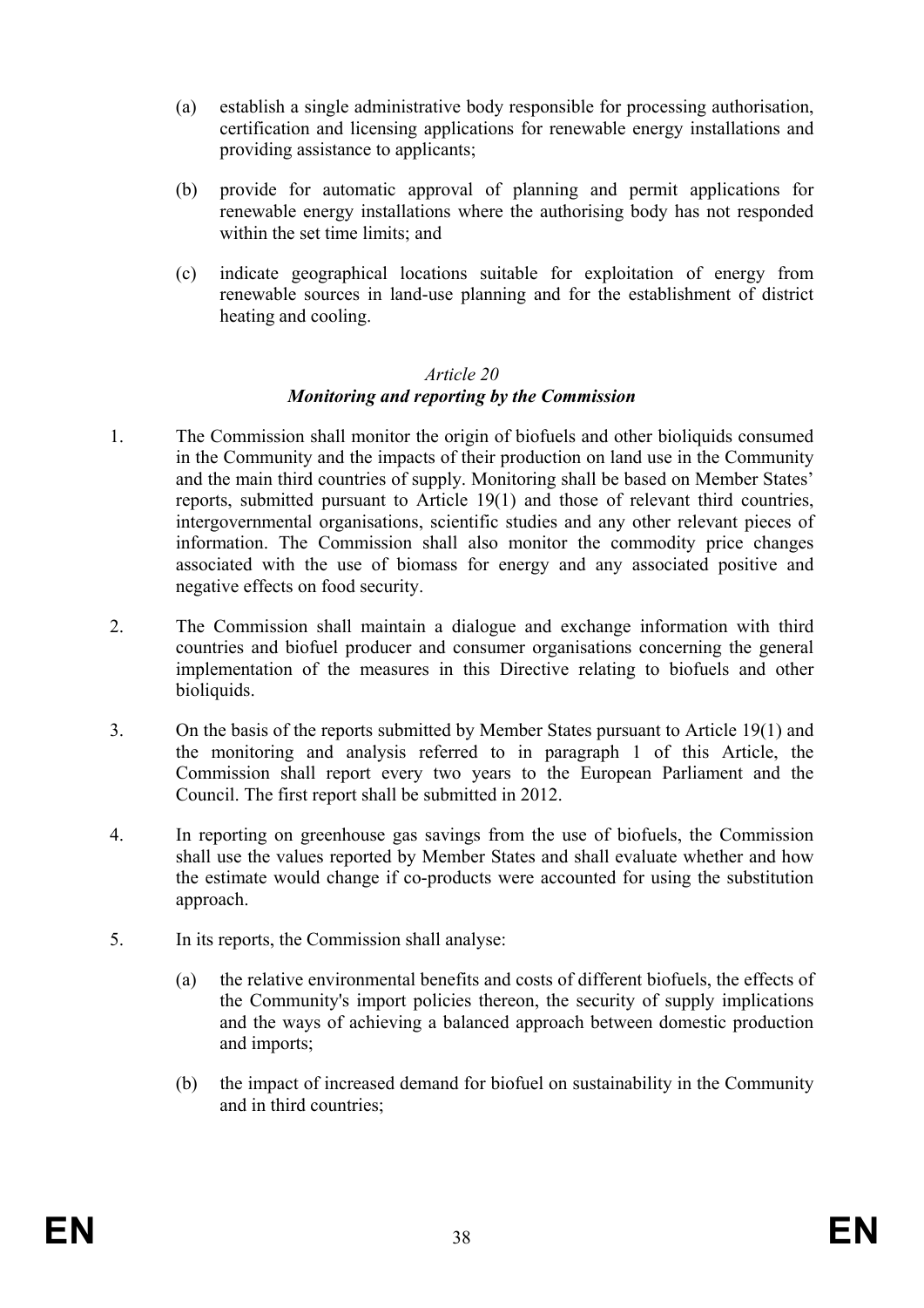(a) establish a single administrative body responsible for processing authorisation, certification and licensing applications for renewable energy installations and providing assistance to applicants;

(b) provide for automatic approval of planning and permit applications for renewable energy installations where the authorising body has not responded within the set time limits; and

(c) indicate geographical locations suitable for exploitation of energy from renewable sources in land-use planning and for the establishment of district heating and cooling.

### *Article 20*
### ***Monitoring and reporting by the Commission***

1. The Commission shall monitor the origin of biofuels and other bioliquids consumed in the Community and the impacts of their production on land use in the Community and the main third countries of supply. Monitoring shall be based on Member States' reports, submitted pursuant to Article 19(1) and those of relevant third countries, intergovernmental organisations, scientific studies and any other relevant pieces of information. The Commission shall also monitor the commodity price changes associated with the use of biomass for energy and any associated positive and negative effects on food security.

2. The Commission shall maintain a dialogue and exchange information with third countries and biofuel producer and consumer organisations concerning the general implementation of the measures in this Directive relating to biofuels and other bioliquids.

3. On the basis of the reports submitted by Member States pursuant to Article 19(1) and the monitoring and analysis referred to in paragraph 1 of this Article, the Commission shall report every two years to the European Parliament and the Council. The first report shall be submitted in 2012.

4. In reporting on greenhouse gas savings from the use of biofuels, the Commission shall use the values reported by Member States and shall evaluate whether and how the estimate would change if co-products were accounted for using the substitution approach.

5. In its reports, the Commission shall analyse:

   (a) the relative environmental benefits and costs of different biofuels, the effects of the Community's import policies thereon, the security of supply implications and the ways of achieving a balanced approach between domestic production and imports;

   (b) the impact of increased demand for biofuel on sustainability in the Community and in third countries;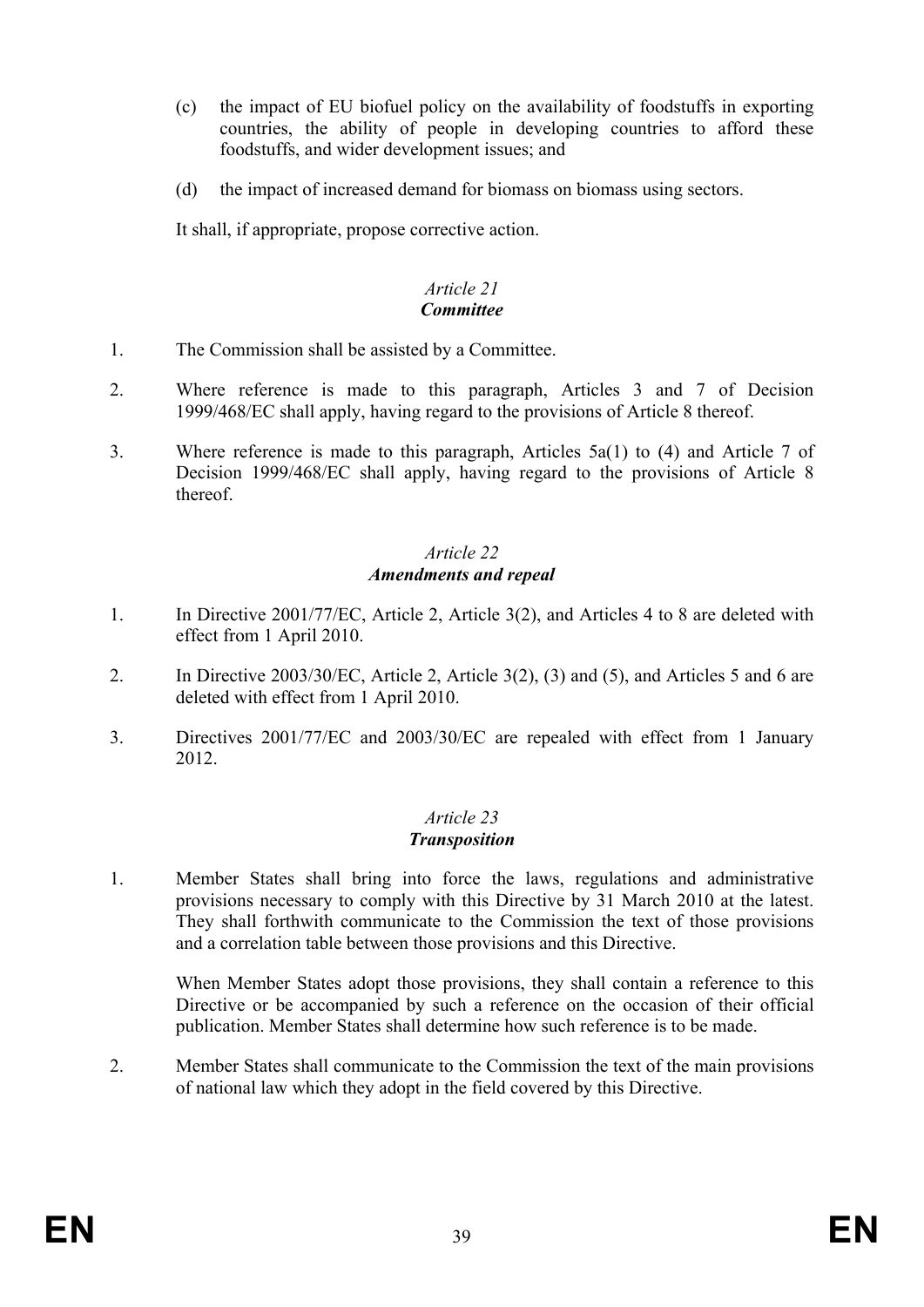(c) the impact of EU biofuel policy on the availability of foodstuffs in exporting countries, the ability of people in developing countries to afford these foodstuffs, and wider development issues; and

(d) the impact of increased demand for biomass on biomass using sectors.

It shall, if appropriate, propose corrective action.

### *Article 21*
### ***Committee***

1. The Commission shall be assisted by a Committee.

2. Where reference is made to this paragraph, Articles 3 and 7 of Decision 1999/468/EC shall apply, having regard to the provisions of Article 8 thereof.

3. Where reference is made to this paragraph, Articles 5a(1) to (4) and Article 7 of Decision 1999/468/EC shall apply, having regard to the provisions of Article 8 thereof.

### *Article 22*
### ***Amendments and repeal***

1. In Directive 2001/77/EC, Article 2, Article 3(2), and Articles 4 to 8 are deleted with effect from 1 April 2010.

2. In Directive 2003/30/EC, Article 2, Article 3(2), (3) and (5), and Articles 5 and 6 are deleted with effect from 1 April 2010.

3. Directives 2001/77/EC and 2003/30/EC are repealed with effect from 1 January 2012.

### *Article 23*
### ***Transposition***

1. Member States shall bring into force the laws, regulations and administrative provisions necessary to comply with this Directive by 31 March 2010 at the latest. They shall forthwith communicate to the Commission the text of those provisions and a correlation table between those provisions and this Directive.

   When Member States adopt those provisions, they shall contain a reference to this Directive or be accompanied by such a reference on the occasion of their official publication. Member States shall determine how such reference is to be made.

2. Member States shall communicate to the Commission the text of the main provisions of national law which they adopt in the field covered by this Directive.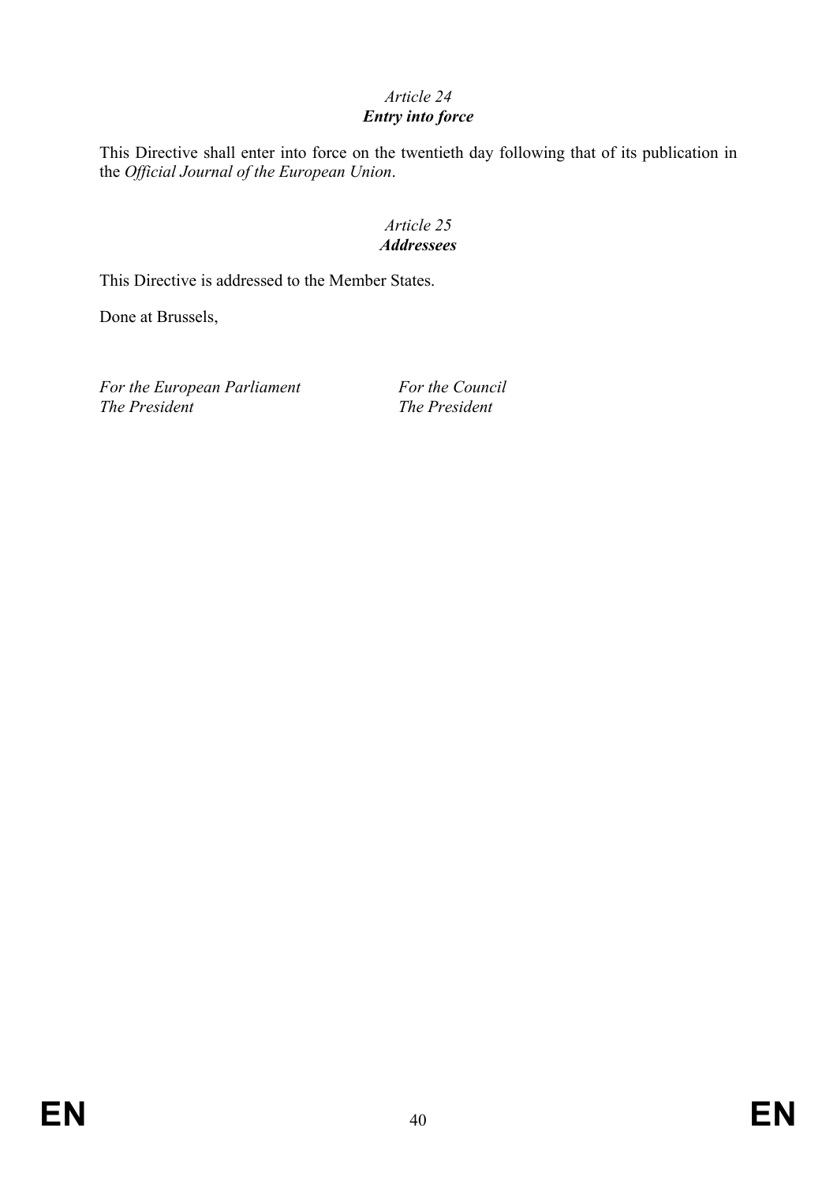*Article 24*
***Entry into force***

This Directive shall enter into force on the twentieth day following that of its publication in the *Official Journal of the European Union*.

*Article 25*
***Addressees***

This Directive is addressed to the Member States.

Done at Brussels,

*For the European Parliament*
*The President*

*For the Council*
*The President*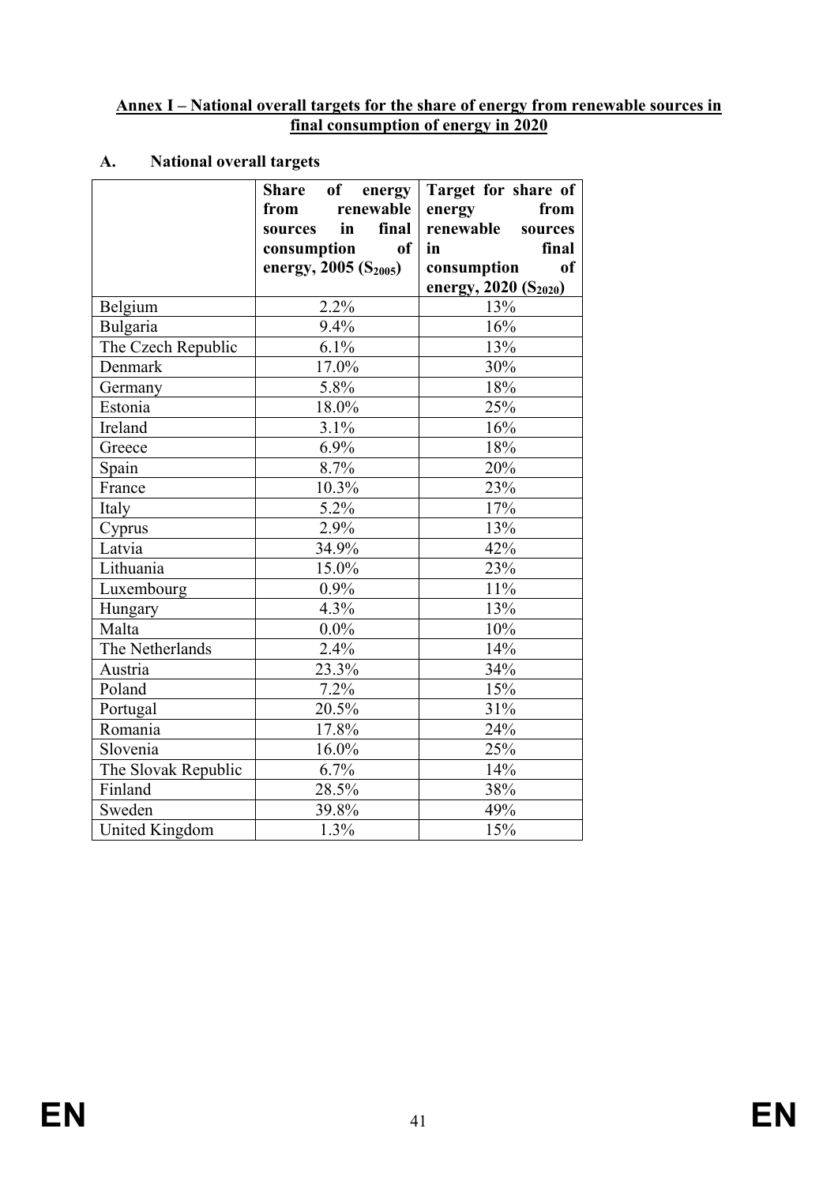**Annex I – National overall targets for the share of energy from renewable sources in final consumption of energy in 2020**

## A. National overall targets

| | Share of energy from renewable sources in final consumption of energy, 2005 ($S_{2005}$) | Target for share of energy from renewable sources in final consumption of energy, 2020 ($S_{2020}$) |
|---|---|---|
| Belgium | 2.2% | 13% |
| Bulgaria | 9.4% | 16% |
| The Czech Republic | 6.1% | 13% |
| Denmark | 17.0% | 30% |
| Germany | 5.8% | 18% |
| Estonia | 18.0% | 25% |
| Ireland | 3.1% | 16% |
| Greece | 6.9% | 18% |
| Spain | 8.7% | 20% |
| France | 10.3% | 23% |
| Italy | 5.2% | 17% |
| Cyprus | 2.9% | 13% |
| Latvia | 34.9% | 42% |
| Lithuania | 15.0% | 23% |
| Luxembourg | 0.9% | 11% |
| Hungary | 4.3% | 13% |
| Malta | 0.0% | 10% |
| The Netherlands | 2.4% | 14% |
| Austria | 23.3% | 34% |
| Poland | 7.2% | 15% |
| Portugal | 20.5% | 31% |
| Romania | 17.8% | 24% |
| Slovenia | 16.0% | 25% |
| The Slovak Republic | 6.7% | 14% |
| Finland | 28.5% | 38% |
| Sweden | 39.8% | 49% |
| United Kingdom | 1.3% | 15% |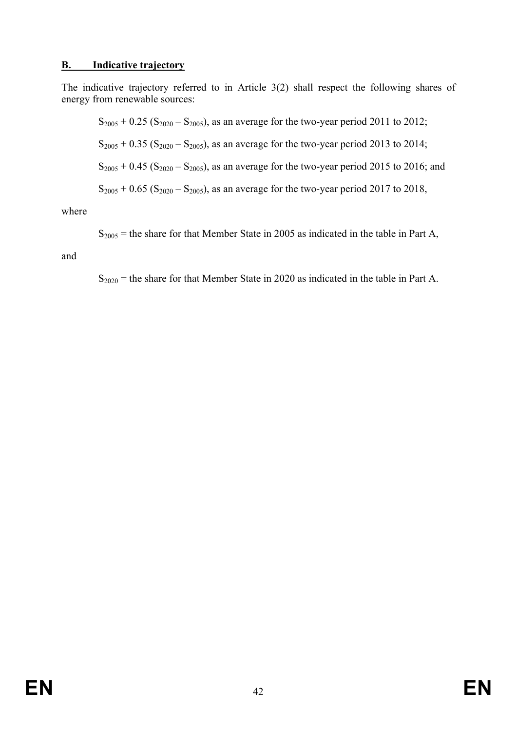## B. Indicative trajectory

The indicative trajectory referred to in Article 3(2) shall respect the following shares of energy from renewable sources:

$S_{2005} + 0.25\ (S_{2020} – S_{2005})$, as an average for the two-year period 2011 to 2012;

$S_{2005} + 0.35\ (S_{2020} – S_{2005})$, as an average for the two-year period 2013 to 2014;

$S_{2005} + 0.45\ (S_{2020} – S_{2005})$, as an average for the two-year period 2015 to 2016; and

$S_{2005} + 0.65\ (S_{2020} – S_{2005})$, as an average for the two-year period 2017 to 2018,

where

$S_{2005}$ = the share for that Member State in 2005 as indicated in the table in Part A,

and

$S_{2020}$ = the share for that Member State in 2020 as indicated in the table in Part A.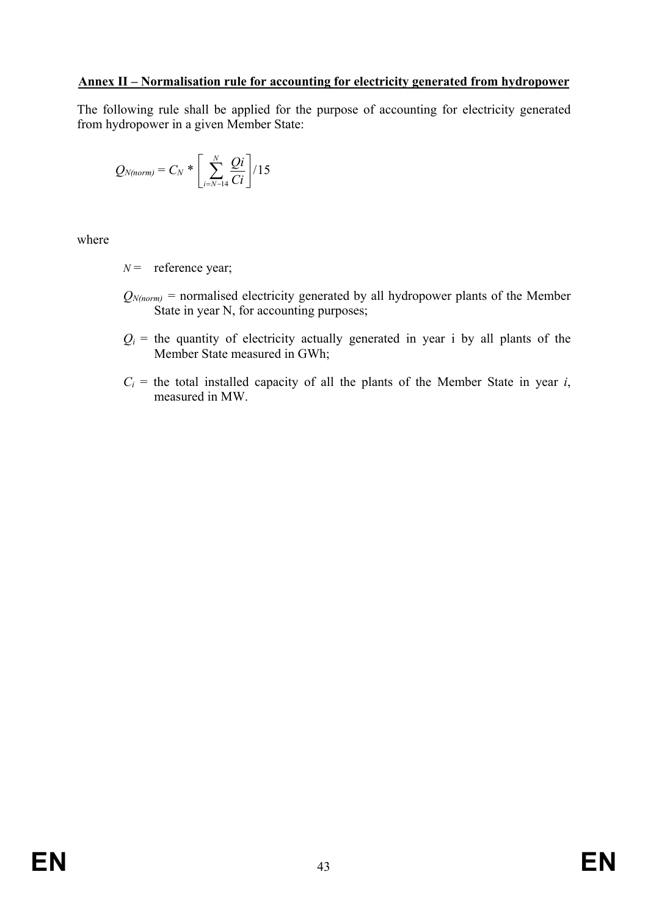**<u>Annex II – Normalisation rule for accounting for electricity generated from hydropower</u>**

The following rule shall be applied for the purpose of accounting for electricity generated from hydropower in a given Member State:

$$Q_{N(norm)} = C_N * \left[ \sum_{i=N-14}^{N} \frac{Qi}{Ci} \right] /15$$

where

$N$ = reference year;

$Q_{N(norm)}$ = normalised electricity generated by all hydropower plants of the Member State in year N, for accounting purposes;

$Q_i$ = the quantity of electricity actually generated in year i by all plants of the Member State measured in GWh;

$C_i$ = the total installed capacity of all the plants of the Member State in year *i*, measured in MW.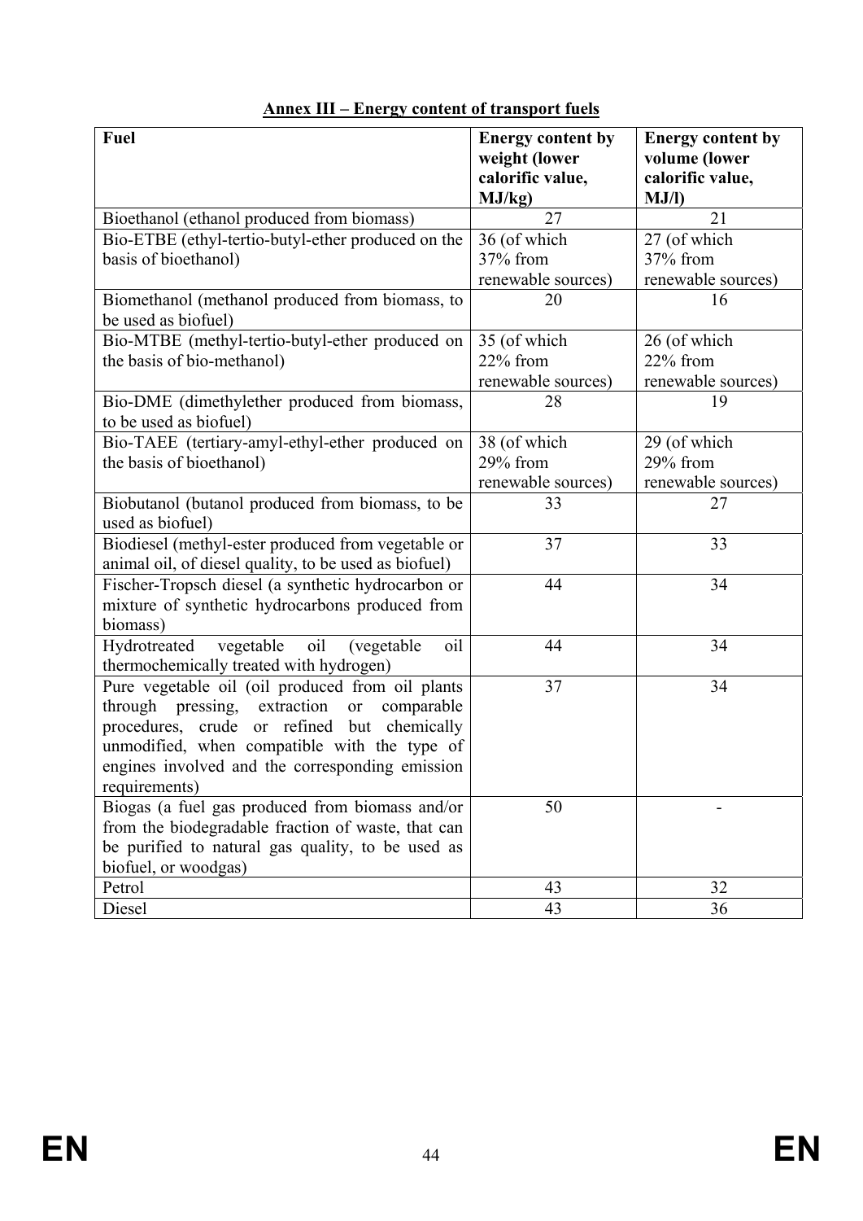**Annex III – Energy content of transport fuels**

| Fuel | Energy content by weight (lower calorific value, MJ/kg) | Energy content by volume (lower calorific value, MJ/l) |
|---|---|---|
| Bioethanol (ethanol produced from biomass) | 27 | 21 |
| Bio-ETBE (ethyl-tertio-butyl-ether produced on the basis of bioethanol) | 36 (of which 37% from renewable sources) | 27 (of which 37% from renewable sources) |
| Biomethanol (methanol produced from biomass, to be used as biofuel) | 20 | 16 |
| Bio-MTBE (methyl-tertio-butyl-ether produced on the basis of bio-methanol) | 35 (of which 22% from renewable sources) | 26 (of which 22% from renewable sources) |
| Bio-DME (dimethylether produced from biomass, to be used as biofuel) | 28 | 19 |
| Bio-TAEE (tertiary-amyl-ethyl-ether produced on the basis of bioethanol) | 38 (of which 29% from renewable sources) | 29 (of which 29% from renewable sources) |
| Biobutanol (butanol produced from biomass, to be used as biofuel) | 33 | 27 |
| Biodiesel (methyl-ester produced from vegetable or animal oil, of diesel quality, to be used as biofuel) | 37 | 33 |
| Fischer-Tropsch diesel (a synthetic hydrocarbon or mixture of synthetic hydrocarbons produced from biomass) | 44 | 34 |
| Hydrotreated vegetable oil (vegetable oil thermochemically treated with hydrogen) | 44 | 34 |
| Pure vegetable oil (oil produced from oil plants through pressing, extraction or comparable procedures, crude or refined but chemically unmodified, when compatible with the type of engines involved and the corresponding emission requirements) | 37 | 34 |
| Biogas (a fuel gas produced from biomass and/or from the biodegradable fraction of waste, that can be purified to natural gas quality, to be used as biofuel, or woodgas) | 50 | - |
| Petrol | 43 | 32 |
| Diesel | 43 | 36 |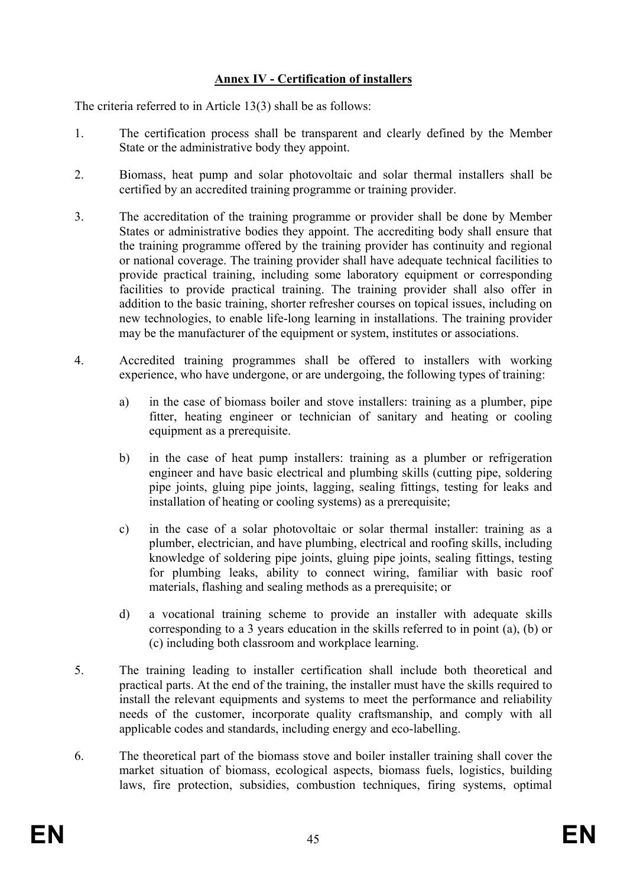## **Annex IV - Certification of installers**

The criteria referred to in Article 13(3) shall be as follows:

1. The certification process shall be transparent and clearly defined by the Member State or the administrative body they appoint.

2. Biomass, heat pump and solar photovoltaic and solar thermal installers shall be certified by an accredited training programme or training provider.

3. The accreditation of the training programme or provider shall be done by Member States or administrative bodies they appoint. The accrediting body shall ensure that the training programme offered by the training provider has continuity and regional or national coverage. The training provider shall have adequate technical facilities to provide practical training, including some laboratory equipment or corresponding facilities to provide practical training. The training provider shall also offer in addition to the basic training, shorter refresher courses on topical issues, including on new technologies, to enable life-long learning in installations. The training provider may be the manufacturer of the equipment or system, institutes or associations.

4. Accredited training programmes shall be offered to installers with working experience, who have undergone, or are undergoing, the following types of training:

   a) in the case of biomass boiler and stove installers: training as a plumber, pipe fitter, heating engineer or technician of sanitary and heating or cooling equipment as a prerequisite.

   b) in the case of heat pump installers: training as a plumber or refrigeration engineer and have basic electrical and plumbing skills (cutting pipe, soldering pipe joints, gluing pipe joints, lagging, sealing fittings, testing for leaks and installation of heating or cooling systems) as a prerequisite;

   c) in the case of a solar photovoltaic or solar thermal installer: training as a plumber, electrician, and have plumbing, electrical and roofing skills, including knowledge of soldering pipe joints, gluing pipe joints, sealing fittings, testing for plumbing leaks, ability to connect wiring, familiar with basic roof materials, flashing and sealing methods as a prerequisite; or

   d) a vocational training scheme to provide an installer with adequate skills corresponding to a 3 years education in the skills referred to in point (a), (b) or (c) including both classroom and workplace learning.

5. The training leading to installer certification shall include both theoretical and practical parts. At the end of the training, the installer must have the skills required to install the relevant equipments and systems to meet the performance and reliability needs of the customer, incorporate quality craftsmanship, and comply with all applicable codes and standards, including energy and eco-labelling.

6. The theoretical part of the biomass stove and boiler installer training shall cover the market situation of biomass, ecological aspects, biomass fuels, logistics, building laws, fire protection, subsidies, combustion techniques, firing systems, optimal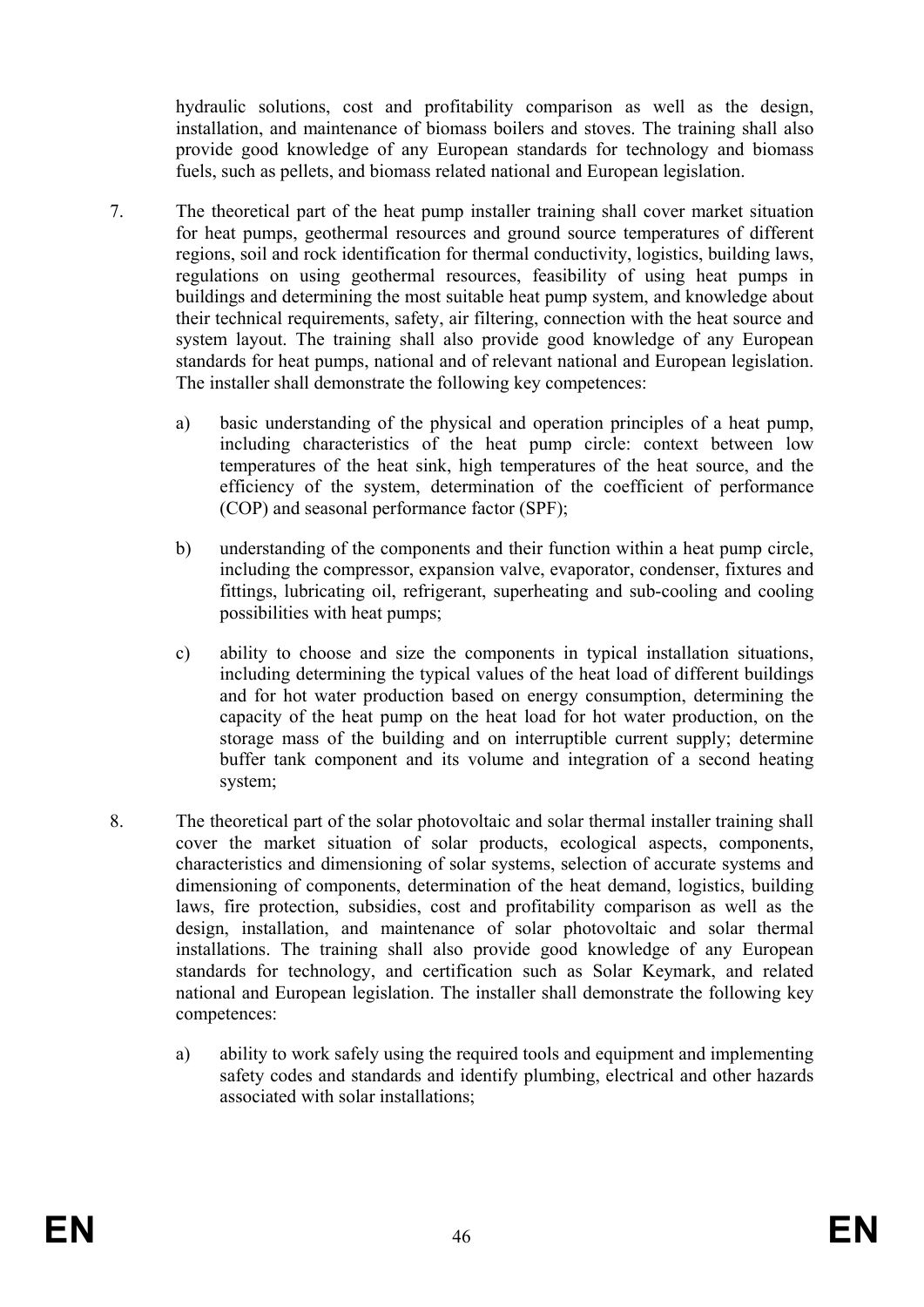hydraulic solutions, cost and profitability comparison as well as the design, installation, and maintenance of biomass boilers and stoves. The training shall also provide good knowledge of any European standards for technology and biomass fuels, such as pellets, and biomass related national and European legislation.

7. The theoretical part of the heat pump installer training shall cover market situation for heat pumps, geothermal resources and ground source temperatures of different regions, soil and rock identification for thermal conductivity, logistics, building laws, regulations on using geothermal resources, feasibility of using heat pumps in buildings and determining the most suitable heat pump system, and knowledge about their technical requirements, safety, air filtering, connection with the heat source and system layout. The training shall also provide good knowledge of any European standards for heat pumps, national and of relevant national and European legislation. The installer shall demonstrate the following key competences:

   a) basic understanding of the physical and operation principles of a heat pump, including characteristics of the heat pump circle: context between low temperatures of the heat sink, high temperatures of the heat source, and the efficiency of the system, determination of the coefficient of performance (COP) and seasonal performance factor (SPF);

   b) understanding of the components and their function within a heat pump circle, including the compressor, expansion valve, evaporator, condenser, fixtures and fittings, lubricating oil, refrigerant, superheating and sub-cooling and cooling possibilities with heat pumps;

   c) ability to choose and size the components in typical installation situations, including determining the typical values of the heat load of different buildings and for hot water production based on energy consumption, determining the capacity of the heat pump on the heat load for hot water production, on the storage mass of the building and on interruptible current supply; determine buffer tank component and its volume and integration of a second heating system;

8. The theoretical part of the solar photovoltaic and solar thermal installer training shall cover the market situation of solar products, ecological aspects, components, characteristics and dimensioning of solar systems, selection of accurate systems and dimensioning of components, determination of the heat demand, logistics, building laws, fire protection, subsidies, cost and profitability comparison as well as the design, installation, and maintenance of solar photovoltaic and solar thermal installations. The training shall also provide good knowledge of any European standards for technology, and certification such as Solar Keymark, and related national and European legislation. The installer shall demonstrate the following key competences:

   a) ability to work safely using the required tools and equipment and implementing safety codes and standards and identify plumbing, electrical and other hazards associated with solar installations;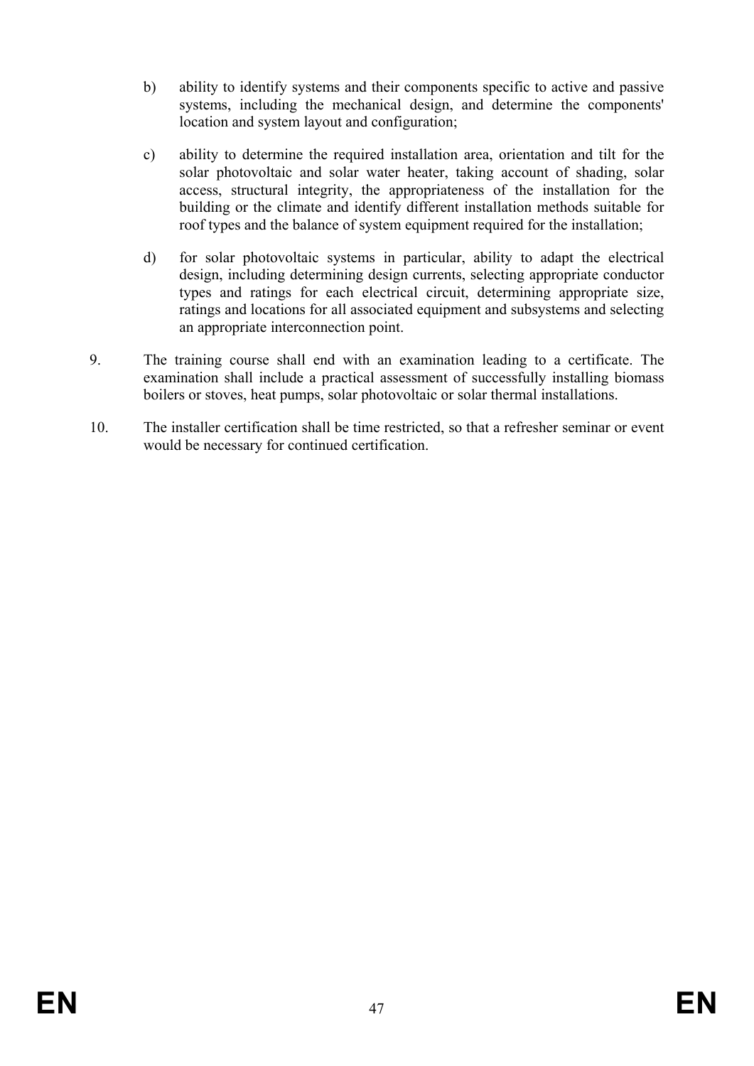b) ability to identify systems and their components specific to active and passive systems, including the mechanical design, and determine the components' location and system layout and configuration;

c) ability to determine the required installation area, orientation and tilt for the solar photovoltaic and solar water heater, taking account of shading, solar access, structural integrity, the appropriateness of the installation for the building or the climate and identify different installation methods suitable for roof types and the balance of system equipment required for the installation;

d) for solar photovoltaic systems in particular, ability to adapt the electrical design, including determining design currents, selecting appropriate conductor types and ratings for each electrical circuit, determining appropriate size, ratings and locations for all associated equipment and subsystems and selecting an appropriate interconnection point.

9. The training course shall end with an examination leading to a certificate. The examination shall include a practical assessment of successfully installing biomass boilers or stoves, heat pumps, solar photovoltaic or solar thermal installations.

10. The installer certification shall be time restricted, so that a refresher seminar or event would be necessary for continued certification.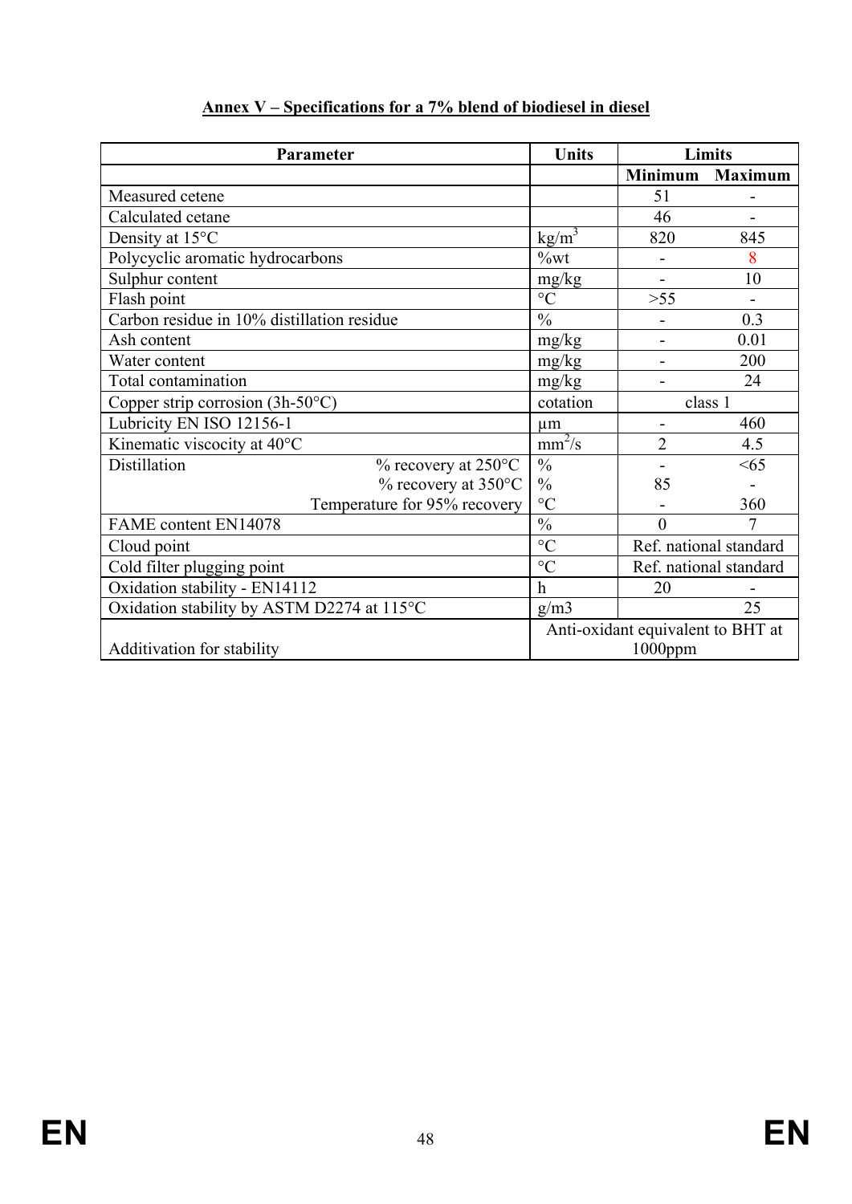**Annex V – Specifications for a 7% blend of biodiesel in diesel**

| Parameter | | Units | Limits | |
|---|---|---|---|---|
| | | | **Minimum** | **Maximum** |
| Measured cetene | | | 51 | - |
| Calculated cetane | | | 46 | - |
| Density at 15°C | | $kg/m^3$ | 820 | 845 |
| Polycyclic aromatic hydrocarbons | | %wt | - | 8 |
| Sulphur content | | mg/kg | - | 10 |
| Flash point | | °C | >55 | - |
| Carbon residue in 10% distillation residue | | % | - | 0.3 |
| Ash content | | mg/kg | - | 0.01 |
| Water content | | mg/kg | - | 200 |
| Total contamination | | mg/kg | - | 24 |
| Copper strip corrosion (3h-50°C) | | cotation | class 1 | |
| Lubricity EN ISO 12156-1 | | µm | - | 460 |
| Kinematic viscosity at 40°C | | $mm^2/s$ | 2 | 4.5 |
| Distillation | % recovery at 250°C | % | - | <65 |
| | % recovery at 350°C | % | 85 | - |
| | Temperature for 95% recovery | °C | - | 360 |
| FAME content EN14078 | | % | 0 | 7 |
| Cloud point | | °C | Ref. national standard | |
| Cold filter plugging point | | °C | Ref. national standard | |
| Oxidation stability - EN14112 | | h | 20 | - |
| Oxidation stability by ASTM D2274 at 115°C | | g/m3 | | 25 |
| Additivation for stability | | Anti-oxidant equivalent to BHT at 1000ppm | | |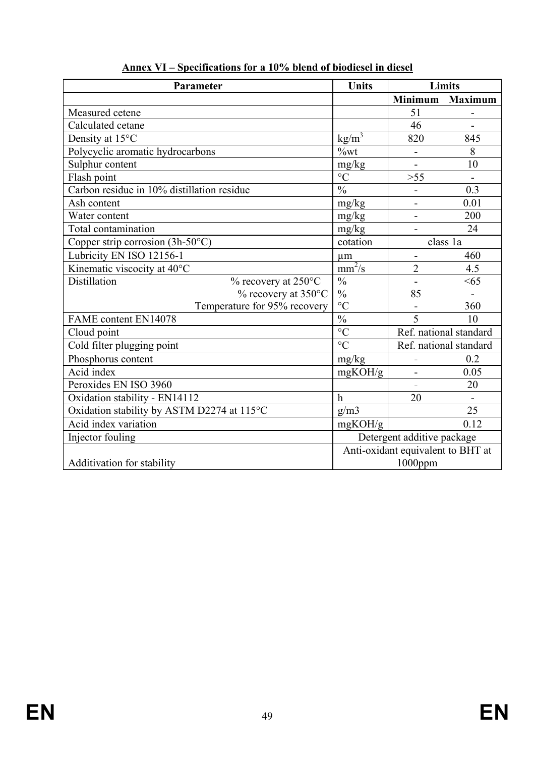**Annex VI – Specifications for a 10% blend of biodiesel in diesel**

| Parameter | | Units | Limits | |
|---|---|---|---|---|
| | | | Minimum | Maximum |
| Measured cetene | | | 51 | - |
| Calculated cetane | | | 46 | - |
| Density at 15°C | | $kg/m^3$ | 820 | 845 |
| Polycyclic aromatic hydrocarbons | | %wt | - | 8 |
| Sulphur content | | mg/kg | - | 10 |
| Flash point | | °C | >55 | - |
| Carbon residue in 10% distillation residue | | % | - | 0.3 |
| Ash content | | mg/kg | - | 0.01 |
| Water content | | mg/kg | - | 200 |
| Total contamination | | mg/kg | - | 24 |
| Copper strip corrosion (3h-50°C) | | cotation | class 1a | |
| Lubricity EN ISO 12156-1 | | µm | - | 460 |
| Kinematic viscocity at 40°C | | $mm^2/s$ | 2 | 4.5 |
| Distillation | % recovery at 250°C | % | - | <65 |
| | % recovery at 350°C | % | 85 | - |
| | Temperature for 95% recovery | °C | - | 360 |
| FAME content EN14078 | | % | 5 | 10 |
| Cloud point | | °C | Ref. national standard | |
| Cold filter plugging point | | °C | Ref. national standard | |
| Phosphorus content | | mg/kg | - | 0.2 |
| Acid index | | mgKOH/g | - | 0.05 |
| Peroxides EN ISO 3960 | | | - | 20 |
| Oxidation stability - EN14112 | | h | 20 | - |
| Oxidation stability by ASTM D2274 at 115°C | | g/m3 | | 25 |
| Acid index variation | | mgKOH/g | | 0.12 |
| Injector fouling | | Detergent additive package | | |
| Additivation for stability | | Anti-oxidant equivalent to BHT at 1000ppm | | |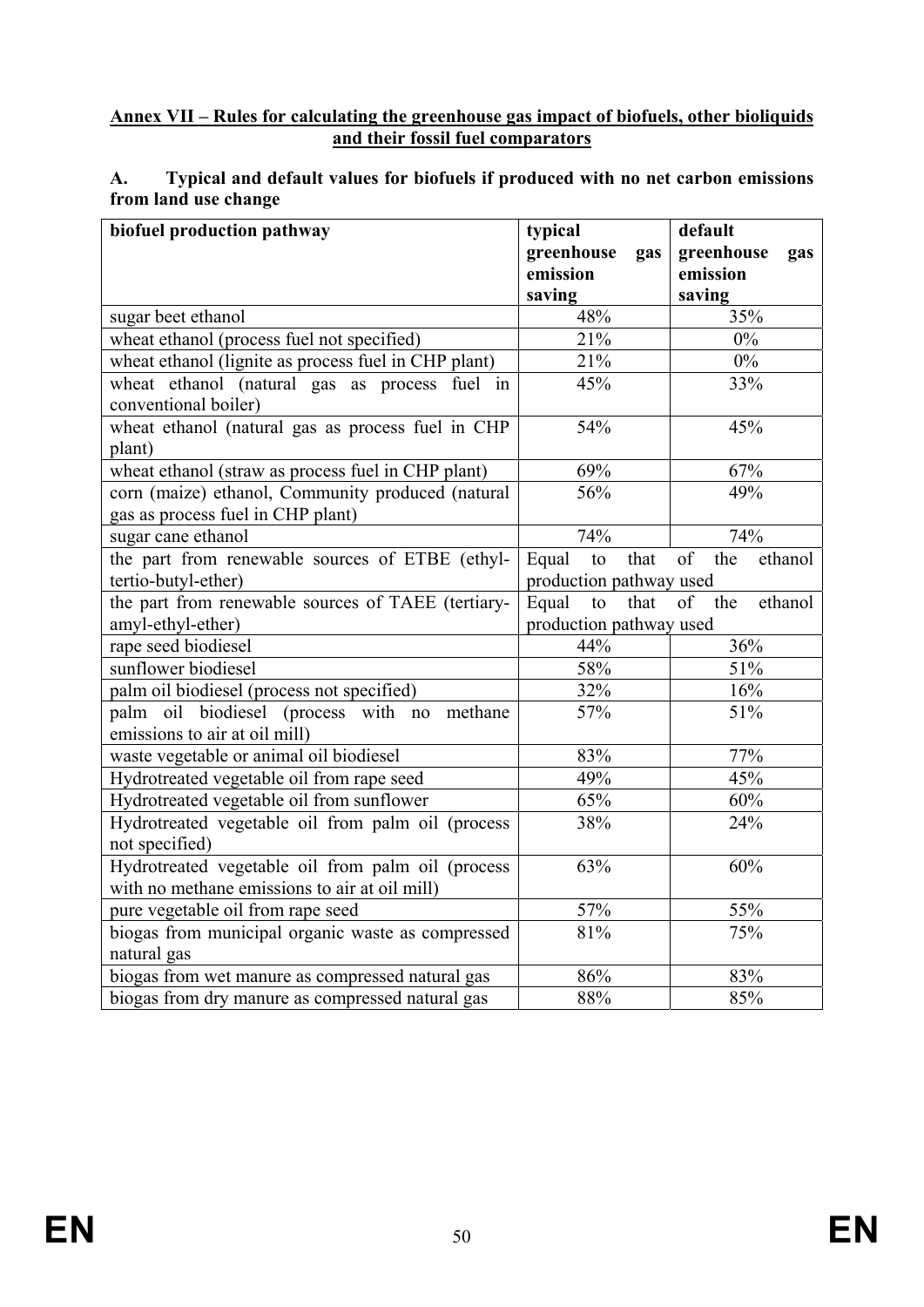**Annex VII – Rules for calculating the greenhouse gas impact of biofuels, other bioliquids and their fossil fuel comparators**

**A. Typical and default values for biofuels if produced with no net carbon emissions from land use change**

| biofuel production pathway | typical greenhouse gas emission saving | default greenhouse gas emission saving |
|---|---|---|
| sugar beet ethanol | 48% | 35% |
| wheat ethanol (process fuel not specified) | 21% | 0% |
| wheat ethanol (lignite as process fuel in CHP plant) | 21% | 0% |
| wheat ethanol (natural gas as process fuel in conventional boiler) | 45% | 33% |
| wheat ethanol (natural gas as process fuel in CHP plant) | 54% | 45% |
| wheat ethanol (straw as process fuel in CHP plant) | 69% | 67% |
| corn (maize) ethanol, Community produced (natural gas as process fuel in CHP plant) | 56% | 49% |
| sugar cane ethanol | 74% | 74% |
| the part from renewable sources of ETBE (ethyl-tertio-butyl-ether) | Equal to that of the ethanol production pathway used | |
| the part from renewable sources of TAEE (tertiary-amyl-ethyl-ether) | Equal to that of the ethanol production pathway used | |
| rape seed biodiesel | 44% | 36% |
| sunflower biodiesel | 58% | 51% |
| palm oil biodiesel (process not specified) | 32% | 16% |
| palm oil biodiesel (process with no methane emissions to air at oil mill) | 57% | 51% |
| waste vegetable or animal oil biodiesel | 83% | 77% |
| Hydrotreated vegetable oil from rape seed | 49% | 45% |
| Hydrotreated vegetable oil from sunflower | 65% | 60% |
| Hydrotreated vegetable oil from palm oil (process not specified) | 38% | 24% |
| Hydrotreated vegetable oil from palm oil (process with no methane emissions to air at oil mill) | 63% | 60% |
| pure vegetable oil from rape seed | 57% | 55% |
| biogas from municipal organic waste as compressed natural gas | 81% | 75% |
| biogas from wet manure as compressed natural gas | 86% | 83% |
| biogas from dry manure as compressed natural gas | 88% | 85% |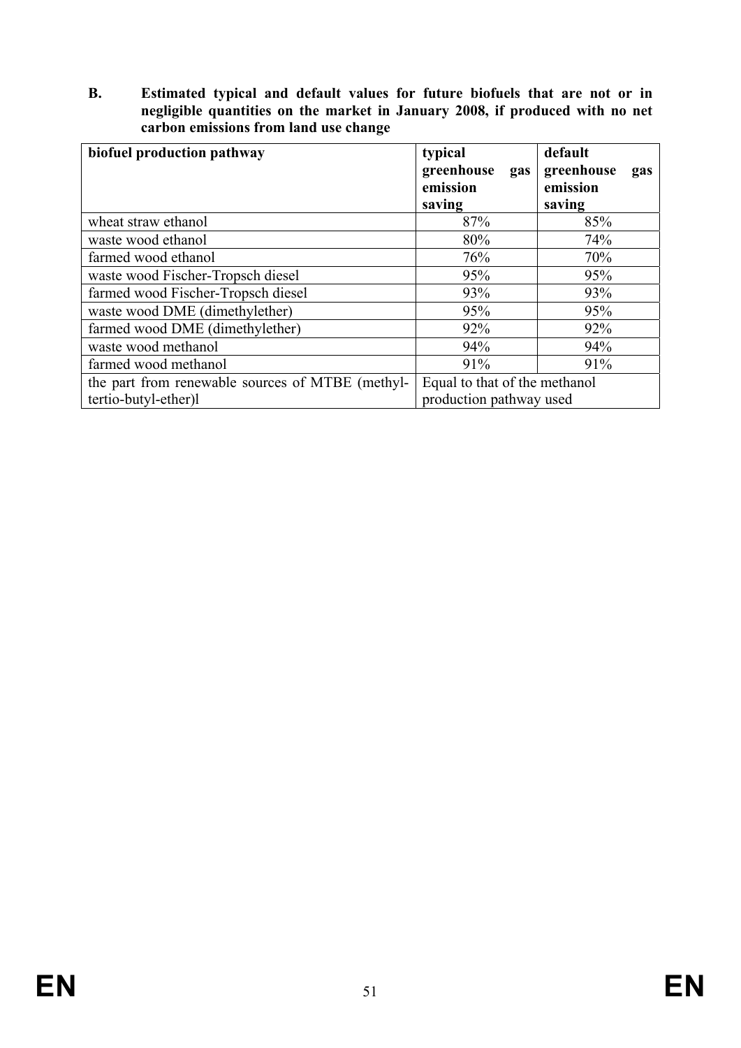**B. Estimated typical and default values for future biofuels that are not or in negligible quantities on the market in January 2008, if produced with no net carbon emissions from land use change**

| biofuel production pathway | typical greenhouse gas emission saving | default greenhouse gas emission saving |
|---|---|---|
| wheat straw ethanol | 87% | 85% |
| waste wood ethanol | 80% | 74% |
| farmed wood ethanol | 76% | 70% |
| waste wood Fischer-Tropsch diesel | 95% | 95% |
| farmed wood Fischer-Tropsch diesel | 93% | 93% |
| waste wood DME (dimethylether) | 95% | 95% |
| farmed wood DME (dimethylether) | 92% | 92% |
| waste wood methanol | 94% | 94% |
| farmed wood methanol | 91% | 91% |
| the part from renewable sources of MTBE (methyl-tertio-butyl-ether)l | Equal to that of the methanol production pathway used | |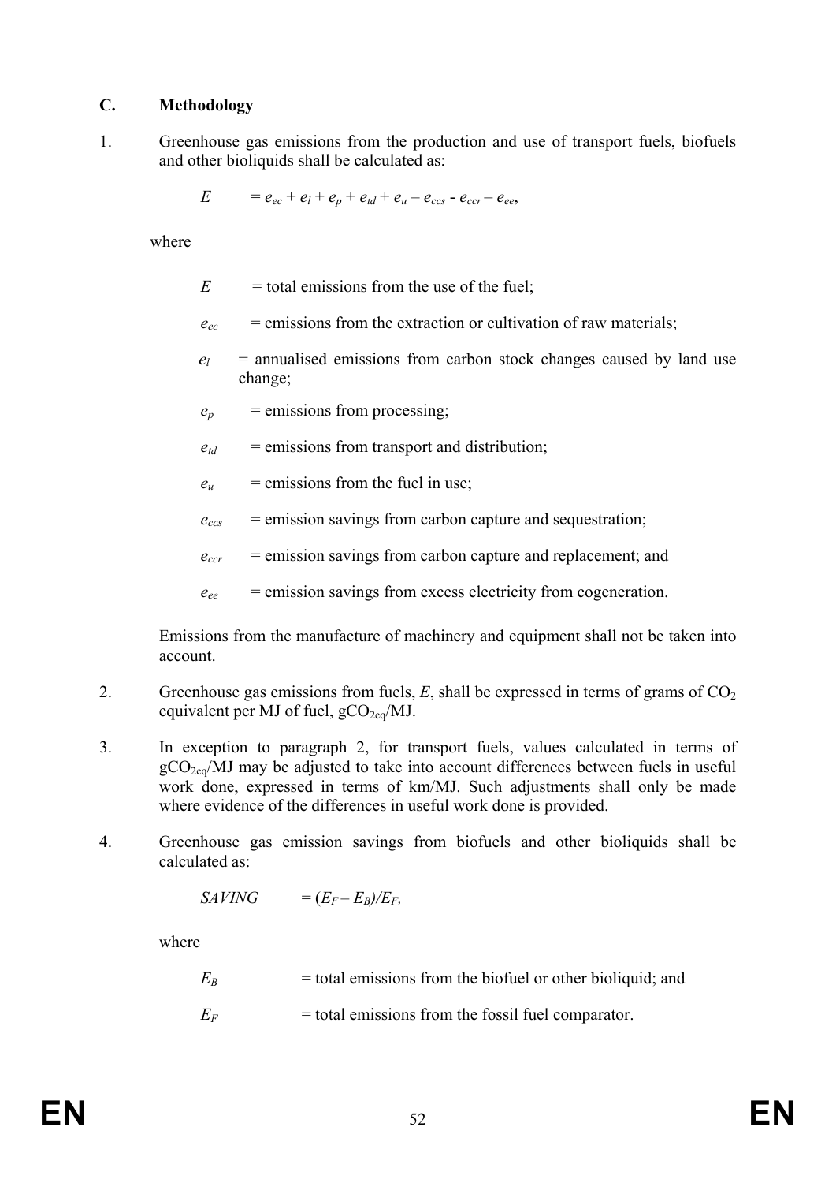## C. Methodology

1. Greenhouse gas emissions from the production and use of transport fuels, biofuels and other bioliquids shall be calculated as:

$$E = e_{ec} + e_l + e_p + e_{td} + e_u - e_{ccs} - e_{ccr} - e_{ee},$$

where

$E$ = total emissions from the use of the fuel;

$e_{ec}$ = emissions from the extraction or cultivation of raw materials;

$e_l$ = annualised emissions from carbon stock changes caused by land use change;

$e_p$ = emissions from processing;

$e_{td}$ = emissions from transport and distribution;

$e_u$ = emissions from the fuel in use;

$e_{ccs}$ = emission savings from carbon capture and sequestration;

$e_{ccr}$ = emission savings from carbon capture and replacement; and

$e_{ee}$ = emission savings from excess electricity from cogeneration.

Emissions from the manufacture of machinery and equipment shall not be taken into account.

2. Greenhouse gas emissions from fuels, $E$, shall be expressed in terms of grams of $CO_2$ equivalent per MJ of fuel, $gCO_{2eq}/MJ$.

3. In exception to paragraph 2, for transport fuels, values calculated in terms of $gCO_{2eq}/MJ$ may be adjusted to take into account differences between fuels in useful work done, expressed in terms of km/MJ. Such adjustments shall only be made where evidence of the differences in useful work done is provided.

4. Greenhouse gas emission savings from biofuels and other bioliquids shall be calculated as:

$$SAVING = (E_F - E_B)/E_F,$$

where

$E_B$ = total emissions from the biofuel or other bioliquid; and

$E_F$ = total emissions from the fossil fuel comparator.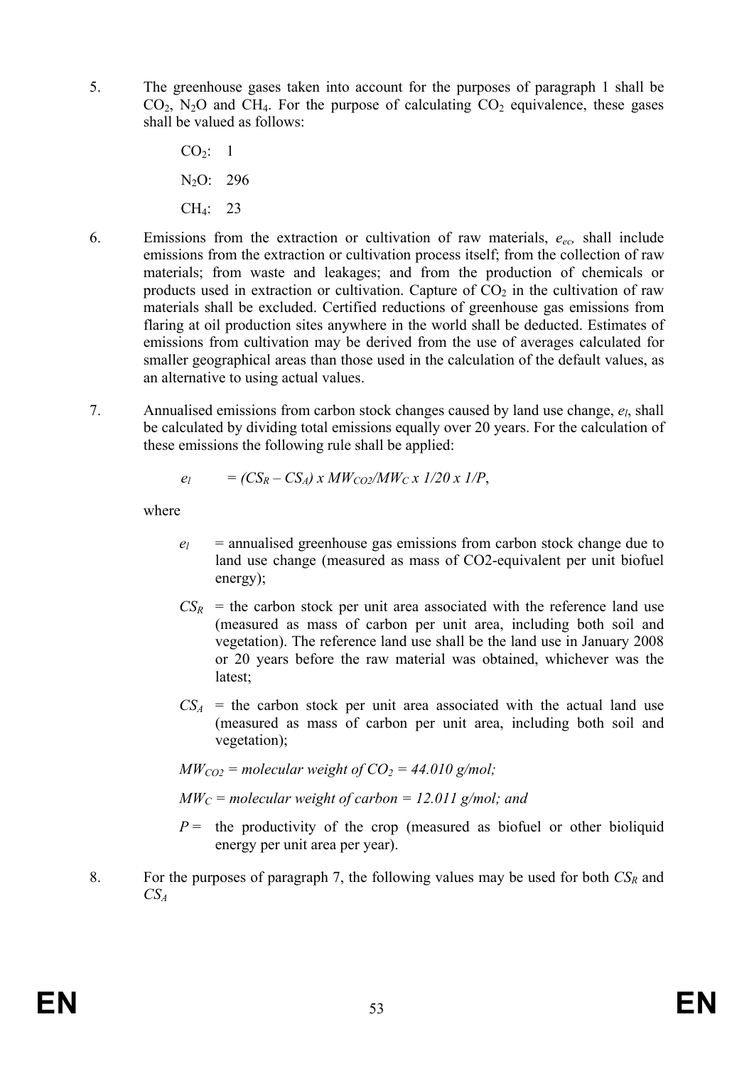5. The greenhouse gases taken into account for the purposes of paragraph 1 shall be $CO_2$, $N_2O$ and $CH_4$. For the purpose of calculating $CO_2$ equivalence, these gases shall be valued as follows:

   $CO_2$: 1

   $N_2O$: 296

   $CH_4$: 23

6. Emissions from the extraction or cultivation of raw materials, $e_{ec}$, shall include emissions from the extraction or cultivation process itself; from the collection of raw materials; from waste and leakages; and from the production of chemicals or products used in extraction or cultivation. Capture of $CO_2$ in the cultivation of raw materials shall be excluded. Certified reductions of greenhouse gas emissions from flaring at oil production sites anywhere in the world shall be deducted. Estimates of emissions from cultivation may be derived from the use of averages calculated for smaller geographical areas than those used in the calculation of the default values, as an alternative to using actual values.

7. Annualised emissions from carbon stock changes caused by land use change, $e_l$, shall be calculated by dividing total emissions equally over 20 years. For the calculation of these emissions the following rule shall be applied:

   $$e_l = (CS_R - CS_A) \times MW_{CO2}/MW_C \times 1/20 \times 1/P,$$

   where

   - $e_l$ = annualised greenhouse gas emissions from carbon stock change due to land use change (measured as mass of CO2-equivalent per unit biofuel energy);
   - $CS_R$ = the carbon stock per unit area associated with the reference land use (measured as mass of carbon per unit area, including both soil and vegetation). The reference land use shall be the land use in January 2008 or 20 years before the raw material was obtained, whichever was the latest;
   - $CS_A$ = the carbon stock per unit area associated with the actual land use (measured as mass of carbon per unit area, including both soil and vegetation);
   - $MW_{CO2}$ = *molecular weight of* $CO_2$ = *44.010 g/mol;*
   - $MW_C$ = *molecular weight of carbon = 12.011 g/mol; and*
   - $P$ = the productivity of the crop (measured as biofuel or other bioliquid energy per unit area per year).

8. For the purposes of paragraph 7, the following values may be used for both $CS_R$ and $CS_A$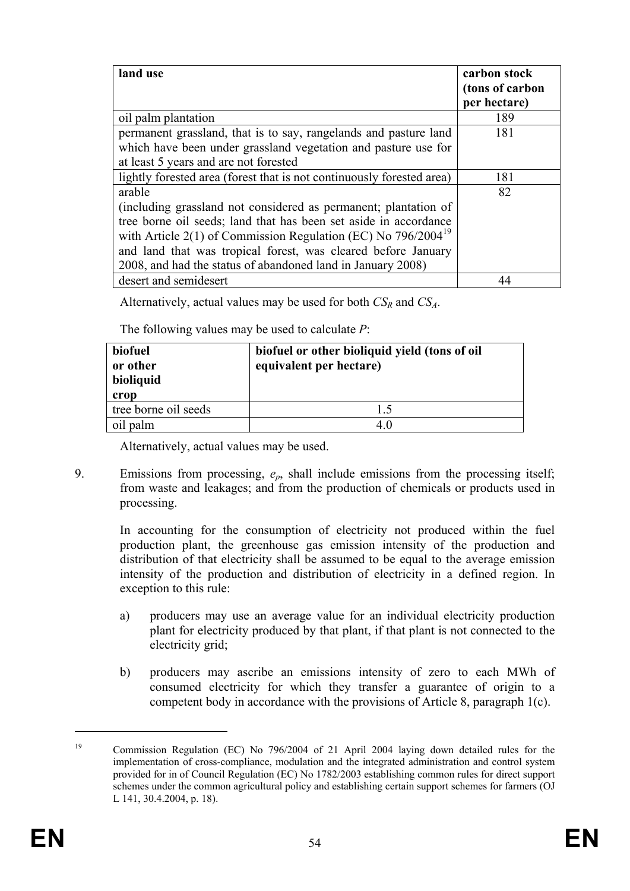| land use | carbon stock (tons of carbon per hectare) |
|---|---|
| oil palm plantation | 189 |
| permanent grassland, that is to say, rangelands and pasture land which have been under grassland vegetation and pasture use for at least 5 years and are not forested | 181 |
| lightly forested area (forest that is not continuously forested area) | 181 |
| arable (including grassland not considered as permanent; plantation of tree borne oil seeds; land that has been set aside in accordance with Article 2(1) of Commission Regulation (EC) No 796/2004[19] and land that was tropical forest, was cleared before January 2008, and had the status of abandoned land in January 2008) | 82 |
| desert and semidesert | 44 |

Alternatively, actual values may be used for both $CS_R$ and $CS_A$.

The following values may be used to calculate $P$:

| biofuel or other bioliquid crop | biofuel or other bioliquid yield (tons of oil equivalent per hectare) |
|---|---|
| tree borne oil seeds | 1.5 |
| oil palm | 4.0 |

Alternatively, actual values may be used.

9. Emissions from processing, $e_p$, shall include emissions from the processing itself; from waste and leakages; and from the production of chemicals or products used in processing.

   In accounting for the consumption of electricity not produced within the fuel production plant, the greenhouse gas emission intensity of the production and distribution of that electricity shall be assumed to be equal to the average emission intensity of the production and distribution of electricity in a defined region. In exception to this rule:

   a) producers may use an average value for an individual electricity production plant for electricity produced by that plant, if that plant is not connected to the electricity grid;

   b) producers may ascribe an emissions intensity of zero to each MWh of consumed electricity for which they transfer a guarantee of origin to a competent body in accordance with the provisions of Article 8, paragraph 1(c).

[19] Commission Regulation (EC) No 796/2004 of 21 April 2004 laying down detailed rules for the implementation of cross-compliance, modulation and the integrated administration and control system provided for in of Council Regulation (EC) No 1782/2003 establishing common rules for direct support schemes under the common agricultural policy and establishing certain support schemes for farmers (OJ L 141, 30.4.2004, p. 18).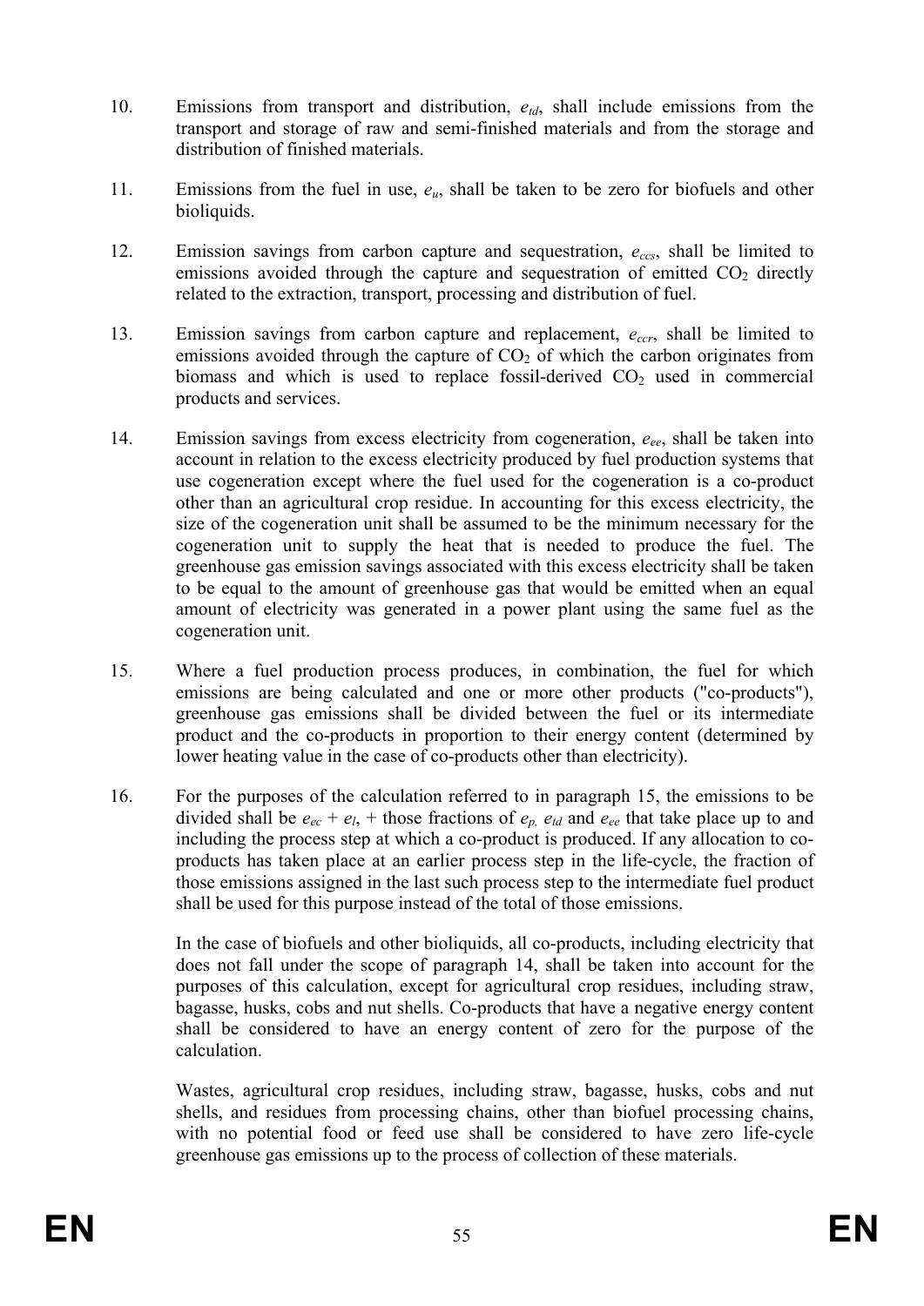10. Emissions from transport and distribution, $e_{td}$, shall include emissions from the transport and storage of raw and semi-finished materials and from the storage and distribution of finished materials.

11. Emissions from the fuel in use, $e_u$, shall be taken to be zero for biofuels and other bioliquids.

12. Emission savings from carbon capture and sequestration, $e_{ccs}$, shall be limited to emissions avoided through the capture and sequestration of emitted $CO_2$ directly related to the extraction, transport, processing and distribution of fuel.

13. Emission savings from carbon capture and replacement, $e_{ccr}$, shall be limited to emissions avoided through the capture of $CO_2$ of which the carbon originates from biomass and which is used to replace fossil-derived $CO_2$ used in commercial products and services.

14. Emission savings from excess electricity from cogeneration, $e_{ee}$, shall be taken into account in relation to the excess electricity produced by fuel production systems that use cogeneration except where the fuel used for the cogeneration is a co-product other than an agricultural crop residue. In accounting for this excess electricity, the size of the cogeneration unit shall be assumed to be the minimum necessary for the cogeneration unit to supply the heat that is needed to produce the fuel. The greenhouse gas emission savings associated with this excess electricity shall be taken to be equal to the amount of greenhouse gas that would be emitted when an equal amount of electricity was generated in a power plant using the same fuel as the cogeneration unit.

15. Where a fuel production process produces, in combination, the fuel for which emissions are being calculated and one or more other products ("co-products"), greenhouse gas emissions shall be divided between the fuel or its intermediate product and the co-products in proportion to their energy content (determined by lower heating value in the case of co-products other than electricity).

16. For the purposes of the calculation referred to in paragraph 15, the emissions to be divided shall be $e_{ec} + e_l$, + those fractions of $e_p$, $e_{td}$ and $e_{ee}$ that take place up to and including the process step at which a co-product is produced. If any allocation to co-products has taken place at an earlier process step in the life-cycle, the fraction of those emissions assigned in the last such process step to the intermediate fuel product shall be used for this purpose instead of the total of those emissions.

    In the case of biofuels and other bioliquids, all co-products, including electricity that does not fall under the scope of paragraph 14, shall be taken into account for the purposes of this calculation, except for agricultural crop residues, including straw, bagasse, husks, cobs and nut shells. Co-products that have a negative energy content shall be considered to have an energy content of zero for the purpose of the calculation.

    Wastes, agricultural crop residues, including straw, bagasse, husks, cobs and nut shells, and residues from processing chains, other than biofuel processing chains, with no potential food or feed use shall be considered to have zero life-cycle greenhouse gas emissions up to the process of collection of these materials.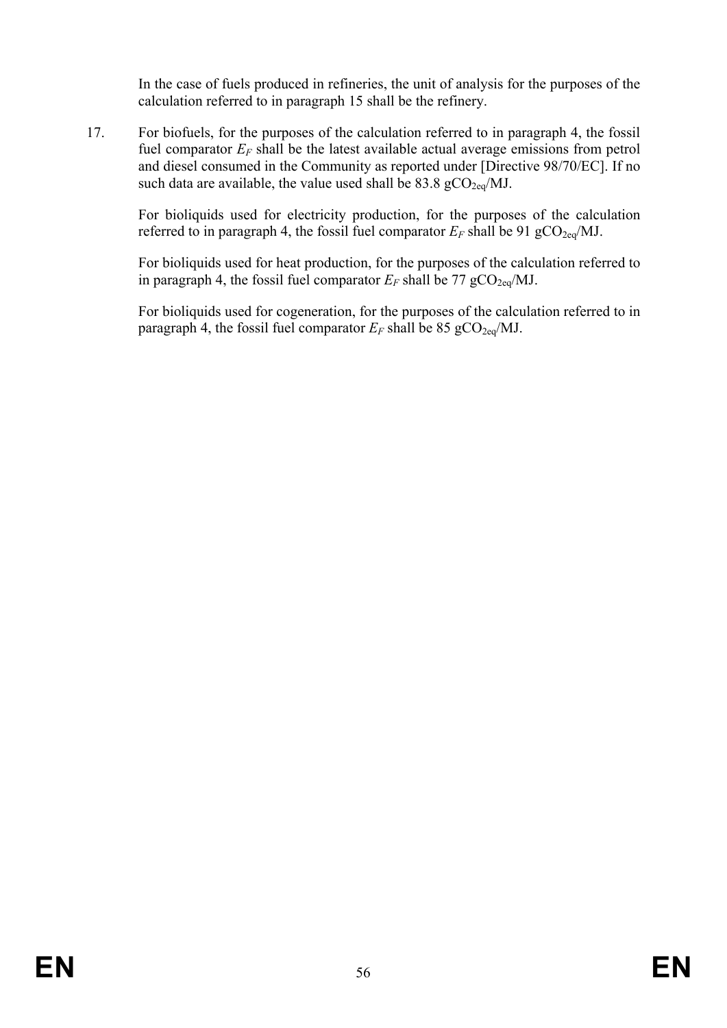In the case of fuels produced in refineries, the unit of analysis for the purposes of the calculation referred to in paragraph 15 shall be the refinery.

17. For biofuels, for the purposes of the calculation referred to in paragraph 4, the fossil fuel comparator $E_F$ shall be the latest available actual average emissions from petrol and diesel consumed in the Community as reported under [Directive 98/70/EC]. If no such data are available, the value used shall be 83.8 $gCO_{2eq}$/MJ.

For bioliquids used for electricity production, for the purposes of the calculation referred to in paragraph 4, the fossil fuel comparator $E_F$ shall be 91 $gCO_{2eq}$/MJ.

For bioliquids used for heat production, for the purposes of the calculation referred to in paragraph 4, the fossil fuel comparator $E_F$ shall be 77 $gCO_{2eq}$/MJ.

For bioliquids used for cogeneration, for the purposes of the calculation referred to in paragraph 4, the fossil fuel comparator $E_F$ shall be 85 $gCO_{2eq}$/MJ.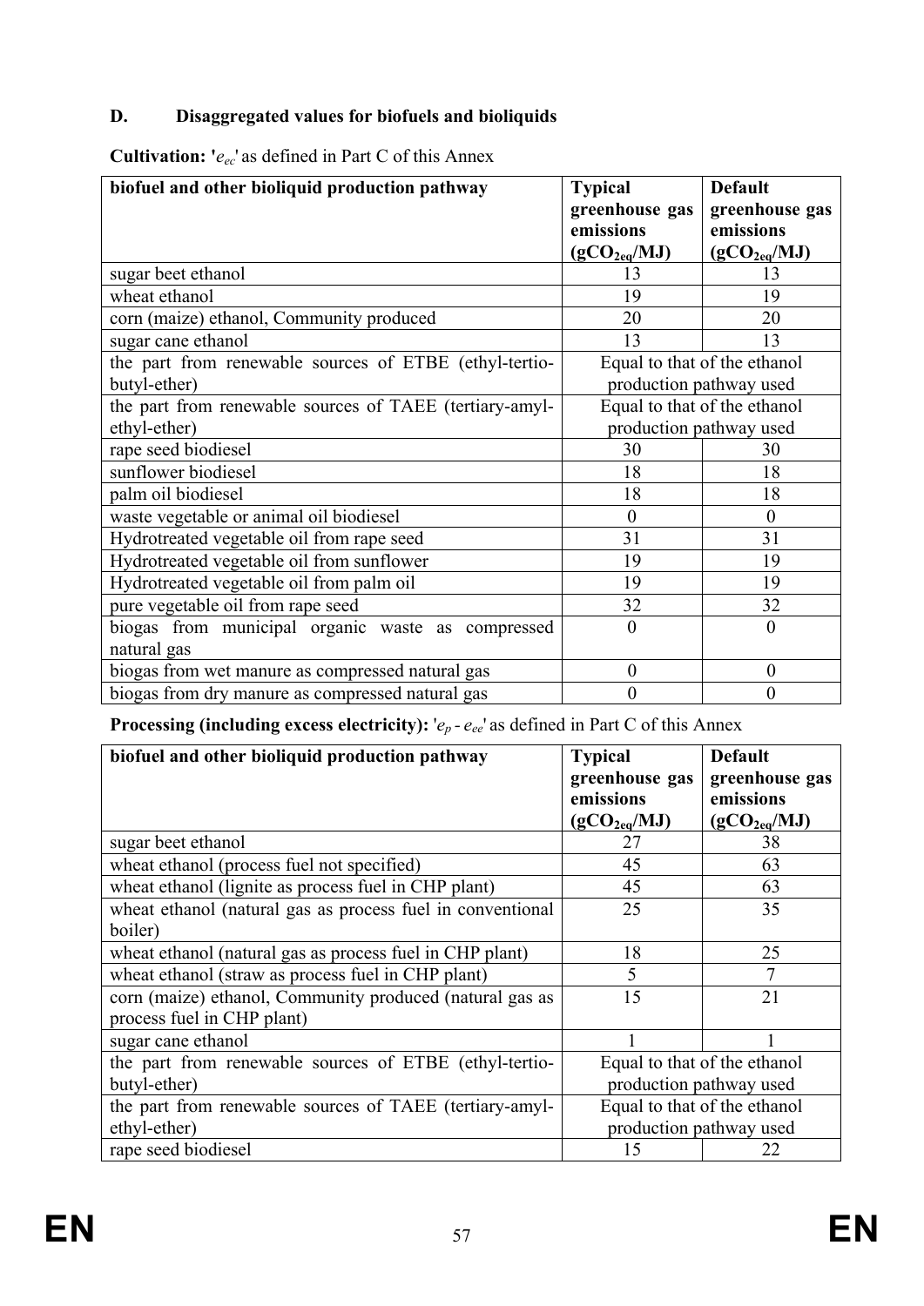## D. Disaggregated values for biofuels and bioliquids

**Cultivation:** '$e_{ec}$' as defined in Part C of this Annex

| biofuel and other bioliquid production pathway | Typical greenhouse gas emissions ($gCO_{2eq}/MJ$) | Default greenhouse gas emissions ($gCO_{2eq}/MJ$) |
|---|---|---|
| sugar beet ethanol | 13 | 13 |
| wheat ethanol | 19 | 19 |
| corn (maize) ethanol, Community produced | 20 | 20 |
| sugar cane ethanol | 13 | 13 |
| the part from renewable sources of ETBE (ethyl-tertio-butyl-ether) | Equal to that of the ethanol production pathway used | |
| the part from renewable sources of TAEE (tertiary-amyl-ethyl-ether) | Equal to that of the ethanol production pathway used | |
| rape seed biodiesel | 30 | 30 |
| sunflower biodiesel | 18 | 18 |
| palm oil biodiesel | 18 | 18 |
| waste vegetable or animal oil biodiesel | 0 | 0 |
| Hydrotreated vegetable oil from rape seed | 31 | 31 |
| Hydrotreated vegetable oil from sunflower | 19 | 19 |
| Hydrotreated vegetable oil from palm oil | 19 | 19 |
| pure vegetable oil from rape seed | 32 | 32 |
| biogas from municipal organic waste as compressed natural gas | 0 | 0 |
| biogas from wet manure as compressed natural gas | 0 | 0 |
| biogas from dry manure as compressed natural gas | 0 | 0 |

**Processing (including excess electricity):** '$e_p - e_{ee}$' as defined in Part C of this Annex

| biofuel and other bioliquid production pathway | Typical greenhouse gas emissions ($gCO_{2eq}/MJ$) | Default greenhouse gas emissions ($gCO_{2eq}/MJ$) |
|---|---|---|
| sugar beet ethanol | 27 | 38 |
| wheat ethanol (process fuel not specified) | 45 | 63 |
| wheat ethanol (lignite as process fuel in CHP plant) | 45 | 63 |
| wheat ethanol (natural gas as process fuel in conventional boiler) | 25 | 35 |
| wheat ethanol (natural gas as process fuel in CHP plant) | 18 | 25 |
| wheat ethanol (straw as process fuel in CHP plant) | 5 | 7 |
| corn (maize) ethanol, Community produced (natural gas as process fuel in CHP plant) | 15 | 21 |
| sugar cane ethanol | 1 | 1 |
| the part from renewable sources of ETBE (ethyl-tertio-butyl-ether) | Equal to that of the ethanol production pathway used | |
| the part from renewable sources of TAEE (tertiary-amyl-ethyl-ether) | Equal to that of the ethanol production pathway used | |
| rape seed biodiesel | 15 | 22 |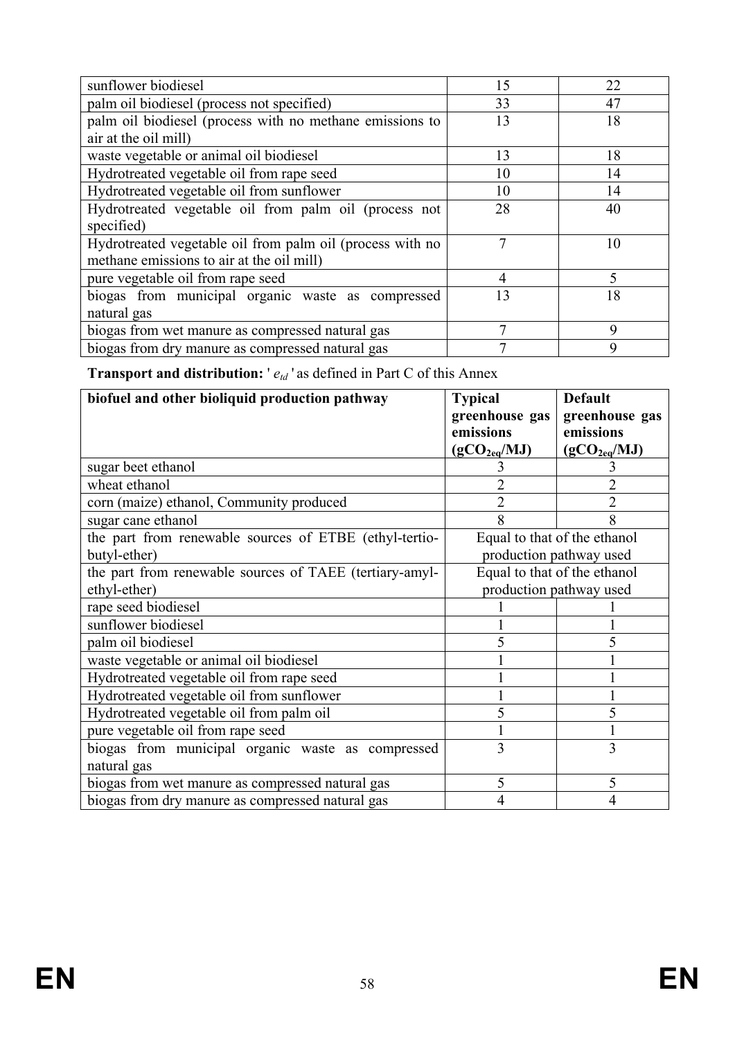| | | |
|---|---|---|
| sunflower biodiesel | 15 | 22 |
| palm oil biodiesel (process not specified) | 33 | 47 |
| palm oil biodiesel (process with no methane emissions to air at the oil mill) | 13 | 18 |
| waste vegetable or animal oil biodiesel | 13 | 18 |
| Hydrotreated vegetable oil from rape seed | 10 | 14 |
| Hydrotreated vegetable oil from sunflower | 10 | 14 |
| Hydrotreated vegetable oil from palm oil (process not specified) | 28 | 40 |
| Hydrotreated vegetable oil from palm oil (process with no methane emissions to air at the oil mill) | 7 | 10 |
| pure vegetable oil from rape seed | 4 | 5 |
| biogas from municipal organic waste as compressed natural gas | 13 | 18 |
| biogas from wet manure as compressed natural gas | 7 | 9 |
| biogas from dry manure as compressed natural gas | 7 | 9 |

**Transport and distribution:** ' $e_{td}$ ' as defined in Part C of this Annex

| biofuel and other bioliquid production pathway | Typical greenhouse gas emissions ($gCO_{2eq}/MJ$) | Default greenhouse gas emissions ($gCO_{2eq}/MJ$) |
|---|---|---|
| sugar beet ethanol | 3 | 3 |
| wheat ethanol | 2 | 2 |
| corn (maize) ethanol, Community produced | 2 | 2 |
| sugar cane ethanol | 8 | 8 |
| the part from renewable sources of ETBE (ethyl-tertio-butyl-ether) | Equal to that of the ethanol production pathway used | |
| the part from renewable sources of TAEE (tertiary-amyl-ethyl-ether) | Equal to that of the ethanol production pathway used | |
| rape seed biodiesel | 1 | 1 |
| sunflower biodiesel | 1 | 1 |
| palm oil biodiesel | 5 | 5 |
| waste vegetable or animal oil biodiesel | 1 | 1 |
| Hydrotreated vegetable oil from rape seed | 1 | 1 |
| Hydrotreated vegetable oil from sunflower | 1 | 1 |
| Hydrotreated vegetable oil from palm oil | 5 | 5 |
| pure vegetable oil from rape seed | 1 | 1 |
| biogas from municipal organic waste as compressed natural gas | 3 | 3 |
| biogas from wet manure as compressed natural gas | 5 | 5 |
| biogas from dry manure as compressed natural gas | 4 | 4 |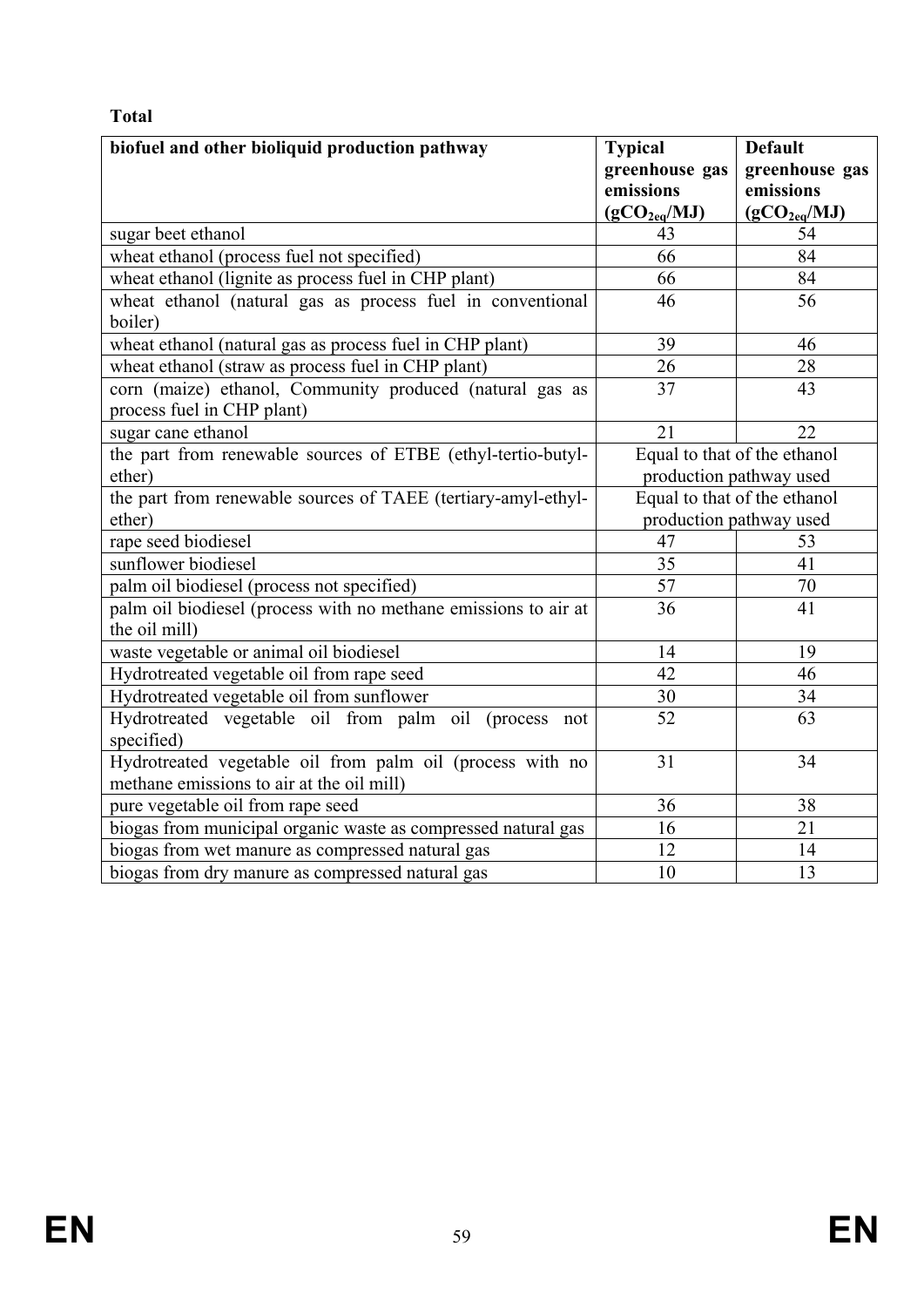**Total**

| biofuel and other bioliquid production pathway | Typical greenhouse gas emissions ($gCO_{2eq}/MJ$) | Default greenhouse gas emissions ($gCO_{2eq}/MJ$) |
|---|---|---|
| sugar beet ethanol | 43 | 54 |
| wheat ethanol (process fuel not specified) | 66 | 84 |
| wheat ethanol (lignite as process fuel in CHP plant) | 66 | 84 |
| wheat ethanol (natural gas as process fuel in conventional boiler) | 46 | 56 |
| wheat ethanol (natural gas as process fuel in CHP plant) | 39 | 46 |
| wheat ethanol (straw as process fuel in CHP plant) | 26 | 28 |
| corn (maize) ethanol, Community produced (natural gas as process fuel in CHP plant) | 37 | 43 |
| sugar cane ethanol | 21 | 22 |
| the part from renewable sources of ETBE (ethyl-tertio-butyl-ether) | Equal to that of the ethanol production pathway used | |
| the part from renewable sources of TAEE (tertiary-amyl-ethyl-ether) | Equal to that of the ethanol production pathway used | |
| rape seed biodiesel | 47 | 53 |
| sunflower biodiesel | 35 | 41 |
| palm oil biodiesel (process not specified) | 57 | 70 |
| palm oil biodiesel (process with no methane emissions to air at the oil mill) | 36 | 41 |
| waste vegetable or animal oil biodiesel | 14 | 19 |
| Hydrotreated vegetable oil from rape seed | 42 | 46 |
| Hydrotreated vegetable oil from sunflower | 30 | 34 |
| Hydrotreated vegetable oil from palm oil (process not specified) | 52 | 63 |
| Hydrotreated vegetable oil from palm oil (process with no methane emissions to air at the oil mill) | 31 | 34 |
| pure vegetable oil from rape seed | 36 | 38 |
| biogas from municipal organic waste as compressed natural gas | 16 | 21 |
| biogas from wet manure as compressed natural gas | 12 | 14 |
| biogas from dry manure as compressed natural gas | 10 | 13 |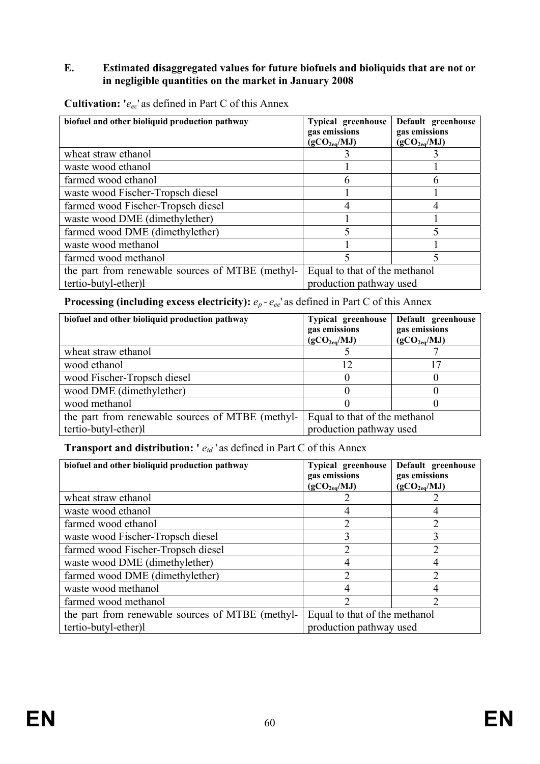## E. Estimated disaggregated values for future biofuels and bioliquids that are not or in negligible quantities on the market in January 2008

**Cultivation: '$e_{ec}$'** as defined in Part C of this Annex

| biofuel and other bioliquid production pathway | Typical greenhouse gas emissions ($gCO_{2eq}/MJ$) | Default greenhouse gas emissions ($gCO_{2eq}/MJ$) |
|---|---|---|
| wheat straw ethanol | 3 | 3 |
| waste wood ethanol | 1 | 1 |
| farmed wood ethanol | 6 | 6 |
| waste wood Fischer-Tropsch diesel | 1 | 1 |
| farmed wood Fischer-Tropsch diesel | 4 | 4 |
| waste wood DME (dimethylether) | 1 | 1 |
| farmed wood DME (dimethylether) | 5 | 5 |
| waste wood methanol | 1 | 1 |
| farmed wood methanol | 5 | 5 |
| the part from renewable sources of MTBE (methyl-tertio-butyl-ether)l | Equal to that of the methanol production pathway used | |

**Processing (including excess electricity): $e_p$ - $e_{ee}$'** as defined in Part C of this Annex

| biofuel and other bioliquid production pathway | Typical greenhouse gas emissions ($gCO_{2eq}/MJ$) | Default greenhouse gas emissions ($gCO_{2eq}/MJ$) |
|---|---|---|
| wheat straw ethanol | 5 | 7 |
| wood ethanol | 12 | 17 |
| wood Fischer-Tropsch diesel | 0 | 0 |
| wood DME (dimethylether) | 0 | 0 |
| wood methanol | 0 | 0 |
| the part from renewable sources of MTBE (methyl-tertio-butyl-ether)l | Equal to that of the methanol production pathway used | |

**Transport and distribution: ' $e_{td}$ '** as defined in Part C of this Annex

| biofuel and other bioliquid production pathway | Typical greenhouse gas emissions ($gCO_{2eq}/MJ$) | Default greenhouse gas emissions ($gCO_{2eq}/MJ$) |
|---|---|---|
| wheat straw ethanol | 2 | 2 |
| waste wood ethanol | 4 | 4 |
| farmed wood ethanol | 2 | 2 |
| waste wood Fischer-Tropsch diesel | 3 | 3 |
| farmed wood Fischer-Tropsch diesel | 2 | 2 |
| waste wood DME (dimethylether) | 4 | 4 |
| farmed wood DME (dimethylether) | 2 | 2 |
| waste wood methanol | 4 | 4 |
| farmed wood methanol | 2 | 2 |
| the part from renewable sources of MTBE (methyl-tertio-butyl-ether)l | Equal to that of the methanol production pathway used | |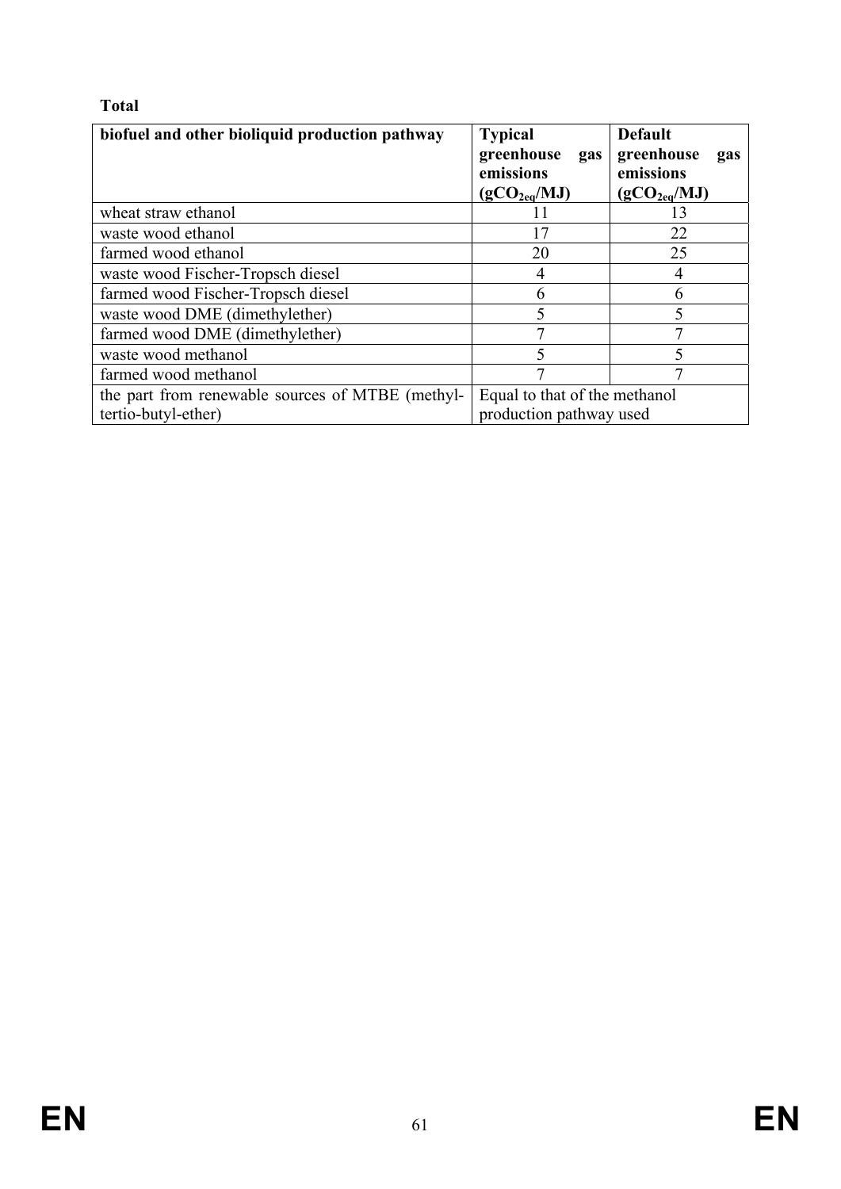**Total**

| biofuel and other bioliquid production pathway | Typical greenhouse gas emissions ($gCO_{2eq}/MJ$) | Default greenhouse gas emissions ($gCO_{2eq}/MJ$) |
|---|---|---|
| wheat straw ethanol | 11 | 13 |
| waste wood ethanol | 17 | 22 |
| farmed wood ethanol | 20 | 25 |
| waste wood Fischer-Tropsch diesel | 4 | 4 |
| farmed wood Fischer-Tropsch diesel | 6 | 6 |
| waste wood DME (dimethylether) | 5 | 5 |
| farmed wood DME (dimethylether) | 7 | 7 |
| waste wood methanol | 5 | 5 |
| farmed wood methanol | 7 | 7 |
| the part from renewable sources of MTBE (methyl-tertio-butyl-ether) | Equal to that of the methanol production pathway used | |